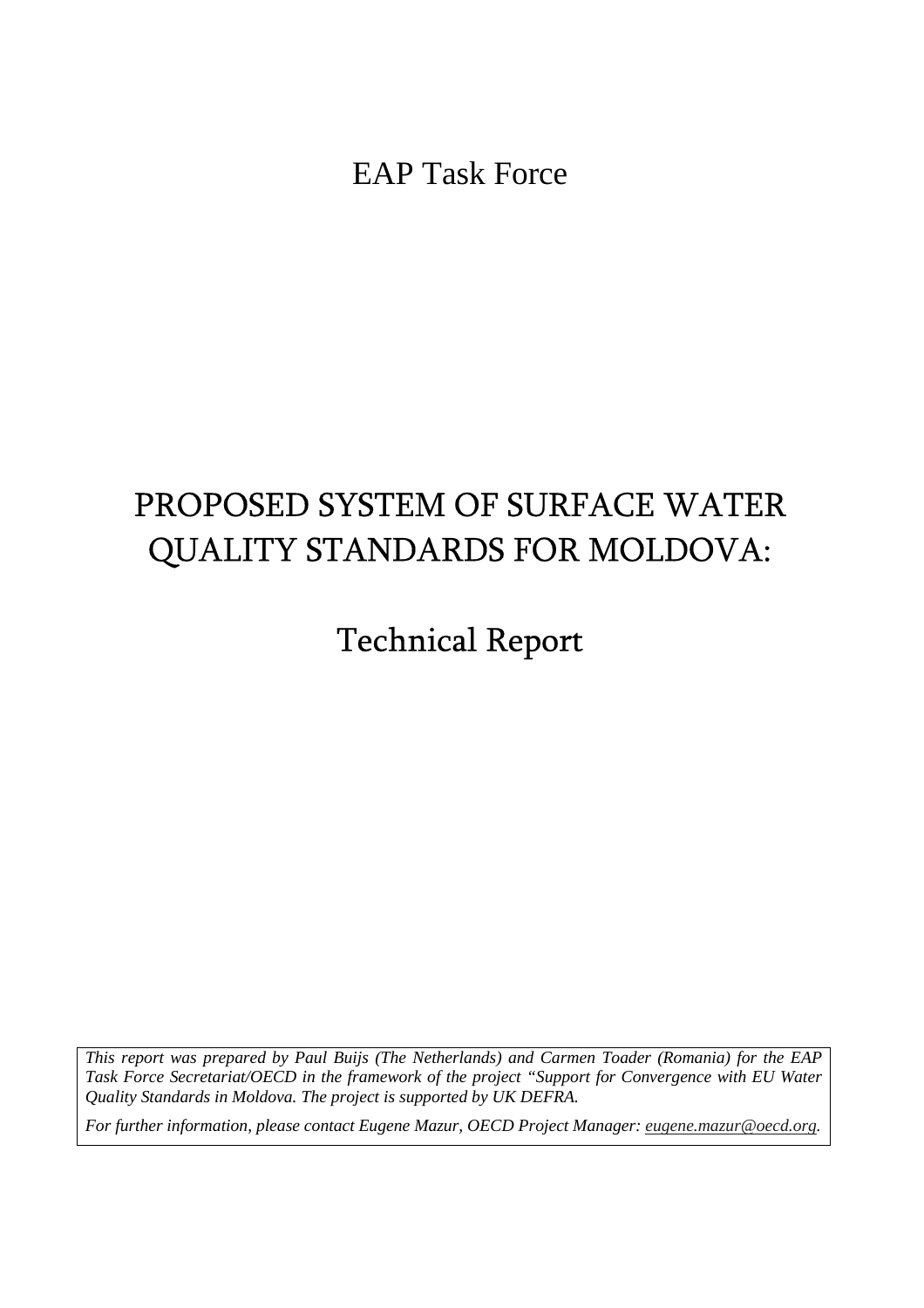EAP Task Force

# PROPOSED SYSTEM OF SURFACE WATER QUALITY STANDARDS FOR MOLDOVA:

## Technical Report

*This report was prepared by Paul Buijs (The Netherlands) and Carmen Toader (Romania) for the EAP Task Force Secretariat/OECD in the framework of the project "Support for Convergence with EU Water Quality Standards in Moldova. The project is supported by UK DEFRA.*

*For further information, please contact Eugene Mazur, OECD Project Manager: eugene.mazur@oecd.org.*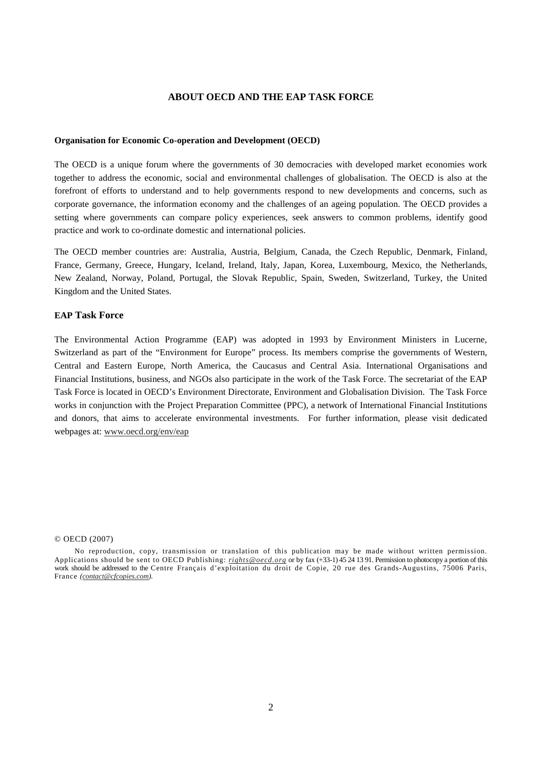# ABOUT OECD AND THE EAP TASK FORCE

**Organisation for Economic Co-operation and Development (OECD)**

The OECD is a unique forum where the governments of 30 democracies with developed market economies work together to address the economic, social and environmental challenges of globalisation. The OECD is also at the forefront of efforts to understand and to help governments respond to new developments and concerns, such as corporate governance, the information economy and the challenges of an ageing population. The OECD provides a setting where governments can compare policy experiences, seek answers to common problems, identify good practice and work to co-ordinate domestic and international policies.

The OECD member countries are: Australia, Austria, Belgium, Canada, the Czech Republic, Denmark, Finland, France, Germany, Greece, Hungary, Iceland, Ireland, Italy, Japan, Korea, Luxembourg, Mexico, the Netherlands, New Zealand, Norway, Poland, Portugal, the Slovak Republic, Spain, Sweden, Switzerland, Turkey, the United Kingdom and the United States.

## EAP Task Force

The Environmental Action Programme (EAP) was adopted in 1993 by Environment Ministers in Lucerne, Switzerland as part of the "Environment for Europe" process. Its members comprise the governments of Western, Central and Eastern Europe, North America, the Caucasus and Central Asia. International Organisations and Financial Institutions, business, and NGOs also participate in the work of the Task Force. The secretariat of the EAP Task Force is located in OECD's Environment Directorate, Environment and Globalisation Division. The Task Force works in conjunction with the Project Preparation Committee (PPC), a network of International Financial Institutions and donors, that aims to accelerate environmental investments. For further information, please visit dedicated webpages at: www.oecd.org/env/eap

© OECD (2007)

No reproduction, copy, transmission or translation of this publication may be made without written permission. Applications should be sent to OECD Publishing: *rights@oecd.org* or by fax (+33-1) 45 24 13 91. Permission to photocopy a portion of this work should be addressed to the Centre Français d'exploitation du droit de Copie, 20 rue des Grands-Augustins, 75006 Paris, France *(contact@cfcopies.com)*.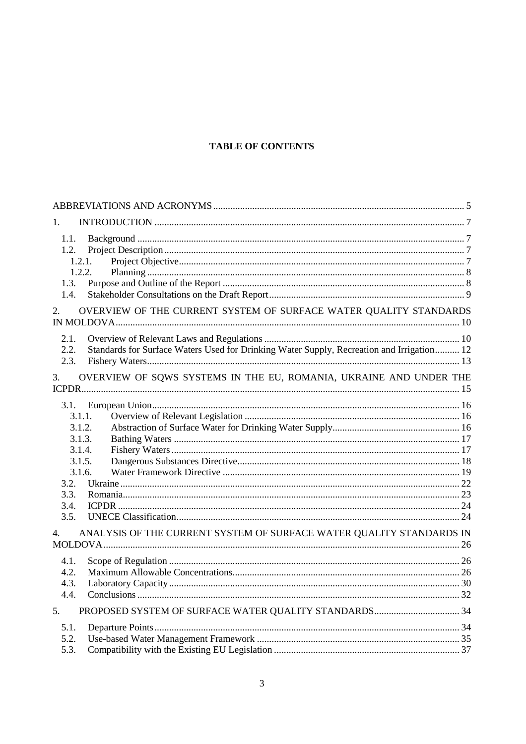**TABLE OF CONTENTS**

ABBREVIATIONS AND ACRONYMS ..... 5

1. INTRODUCTION ..... 7
   - 1.1. Background ..... 7
   - 1.2. Project Description ..... 7
     - 1.2.1. Project Objective ..... 7
     - 1.2.2. Planning ..... 8
   - 1.3. Purpose and Outline of the Report ..... 8
   - 1.4. Stakeholder Consultations on the Draft Report ..... 9

2. OVERVIEW OF THE CURRENT SYSTEM OF SURFACE WATER QUALITY STANDARDS IN MOLDOVA ..... 10
   - 2.1. Overview of Relevant Laws and Regulations ..... 10
   - 2.2. Standards for Surface Waters Used for Drinking Water Supply, Recreation and Irrigation ..... 12
   - 2.3. Fishery Waters ..... 13

3. OVERVIEW OF SQWS SYSTEMS IN THE EU, ROMANIA, UKRAINE AND UNDER THE ICPDR ..... 15
   - 3.1. European Union ..... 16
     - 3.1.1. Overview of Relevant Legislation ..... 16
     - 3.1.2. Abstraction of Surface Water for Drinking Water Supply ..... 16
     - 3.1.3. Bathing Waters ..... 17
     - 3.1.4. Fishery Waters ..... 17
     - 3.1.5. Dangerous Substances Directive ..... 18
     - 3.1.6. Water Framework Directive ..... 19
   - 3.2. Ukraine ..... 22
   - 3.3. Romania ..... 23
   - 3.4. ICPDR ..... 24
   - 3.5. UNECE Classification ..... 24

4. ANALYSIS OF THE CURRENT SYSTEM OF SURFACE WATER QUALITY STANDARDS IN MOLDOVA ..... 26
   - 4.1. Scope of Regulation ..... 26
   - 4.2. Maximum Allowable Concentrations ..... 26
   - 4.3. Laboratory Capacity ..... 30
   - 4.4. Conclusions ..... 32

5. PROPOSED SYSTEM OF SURFACE WATER QUALITY STANDARDS ..... 34
   - 5.1. Departure Points ..... 34
   - 5.2. Use-based Water Management Framework ..... 35
   - 5.3. Compatibility with the Existing EU Legislation ..... 37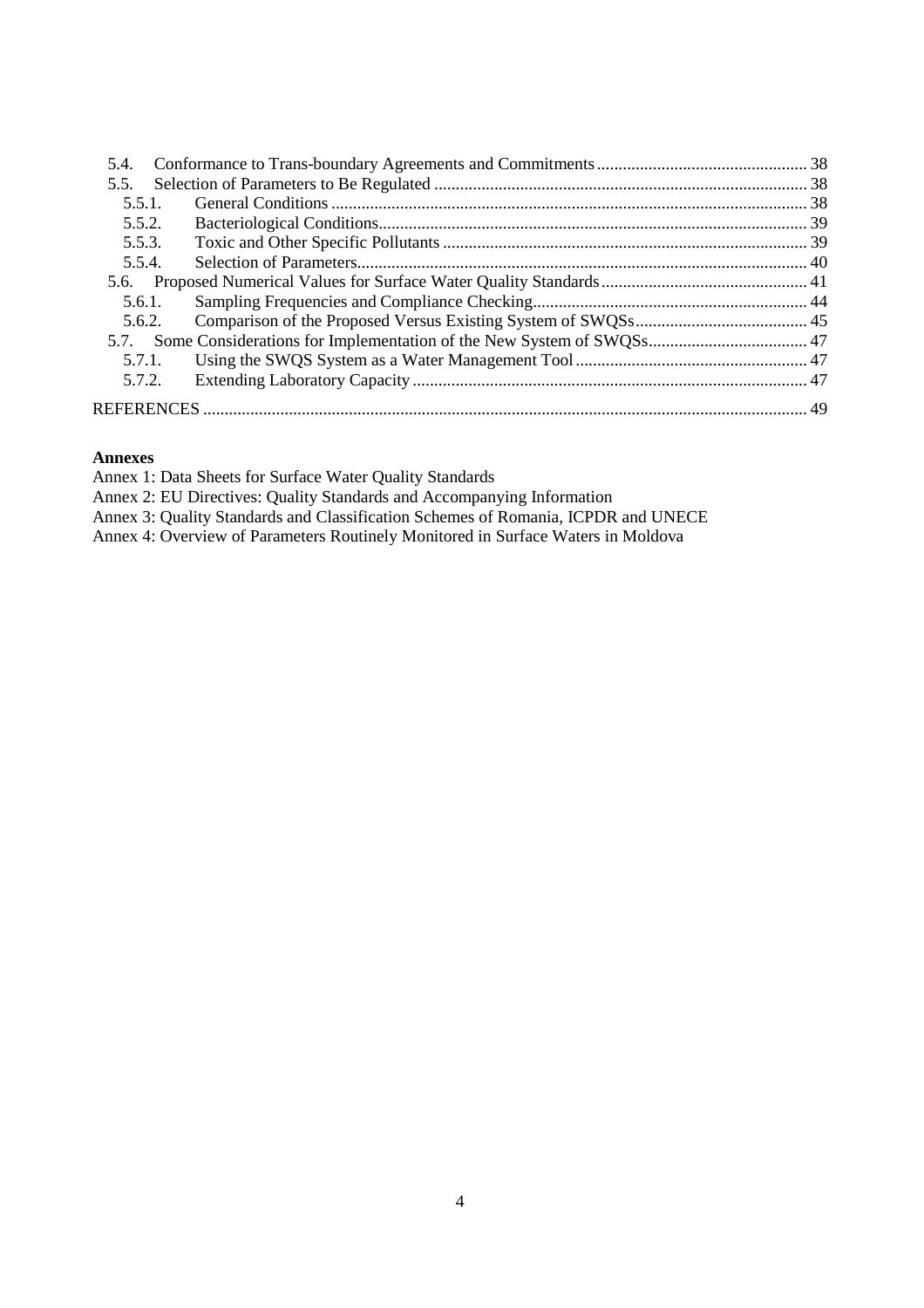5.4. Conformance to Trans-boundary Agreements and Commitments ..... 38
5.5. Selection of Parameters to Be Regulated ..... 38
5.5.1. General Conditions ..... 38
5.5.2. Bacteriological Conditions ..... 39
5.5.3. Toxic and Other Specific Pollutants ..... 39
5.5.4. Selection of Parameters ..... 40
5.6. Proposed Numerical Values for Surface Water Quality Standards ..... 41
5.6.1. Sampling Frequencies and Compliance Checking ..... 44
5.6.2. Comparison of the Proposed Versus Existing System of SWQSs ..... 45
5.7. Some Considerations for Implementation of the New System of SWQSs ..... 47
5.7.1. Using the SWQS System as a Water Management Tool ..... 47
5.7.2. Extending Laboratory Capacity ..... 47

REFERENCES ..... 49

**Annexes**

Annex 1: Data Sheets for Surface Water Quality Standards
Annex 2: EU Directives: Quality Standards and Accompanying Information
Annex 3: Quality Standards and Classification Schemes of Romania, ICPDR and UNECE
Annex 4: Overview of Parameters Routinely Monitored in Surface Waters in Moldova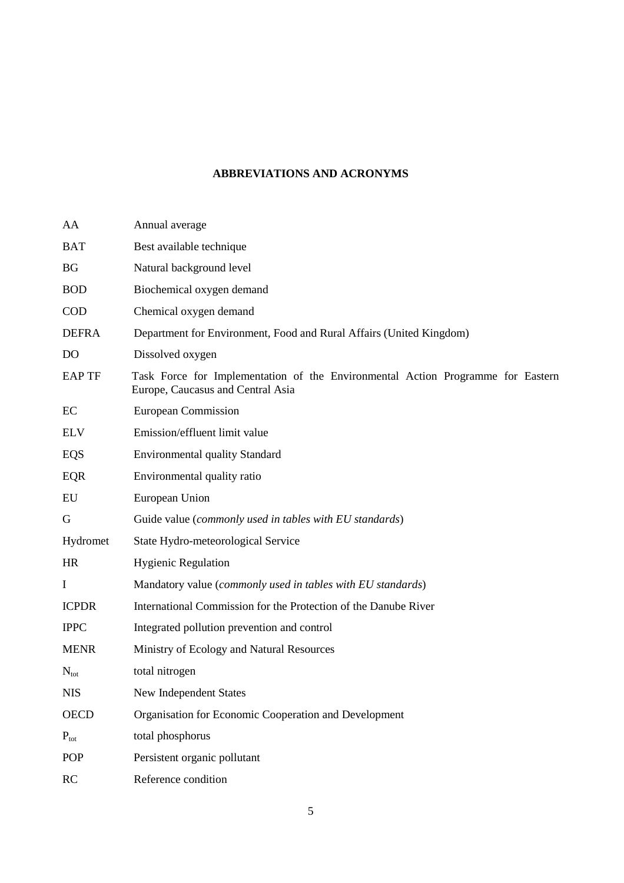## ABBREVIATIONS AND ACRONYMS

| | |
|---|---|
| AA | Annual average |
| BAT | Best available technique |
| BG | Natural background level |
| BOD | Biochemical oxygen demand |
| COD | Chemical oxygen demand |
| DEFRA | Department for Environment, Food and Rural Affairs (United Kingdom) |
| DO | Dissolved oxygen |
| EAP TF | Task Force for Implementation of the Environmental Action Programme for Eastern Europe, Caucasus and Central Asia |
| EC | European Commission |
| ELV | Emission/effluent limit value |
| EQS | Environmental quality Standard |
| EQR | Environmental quality ratio |
| EU | European Union |
| G | Guide value (*commonly used in tables with EU standards*) |
| Hydromet | State Hydro-meteorological Service |
| HR | Hygienic Regulation |
| I | Mandatory value (*commonly used in tables with EU standards*) |
| ICPDR | International Commission for the Protection of the Danube River |
| IPPC | Integrated pollution prevention and control |
| MENR | Ministry of Ecology and Natural Resources |
| $N_{tot}$ | total nitrogen |
| NIS | New Independent States |
| OECD | Organisation for Economic Cooperation and Development |
| $P_{tot}$ | total phosphorus |
| POP | Persistent organic pollutant |
| RC | Reference condition |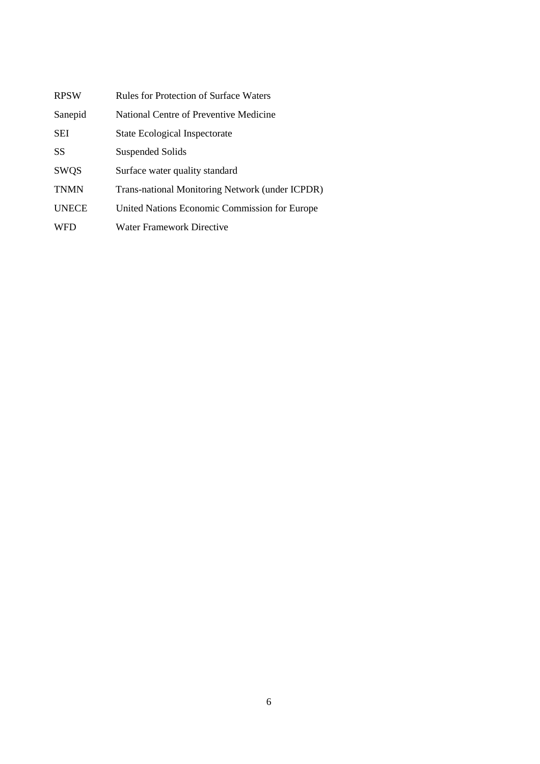| | |
|---|---|
| RPSW | Rules for Protection of Surface Waters |
| Sanepid | National Centre of Preventive Medicine |
| SEI | State Ecological Inspectorate |
| SS | Suspended Solids |
| SWQS | Surface water quality standard |
| TNMN | Trans-national Monitoring Network (under ICPDR) |
| UNECE | United Nations Economic Commission for Europe |
| WFD | Water Framework Directive |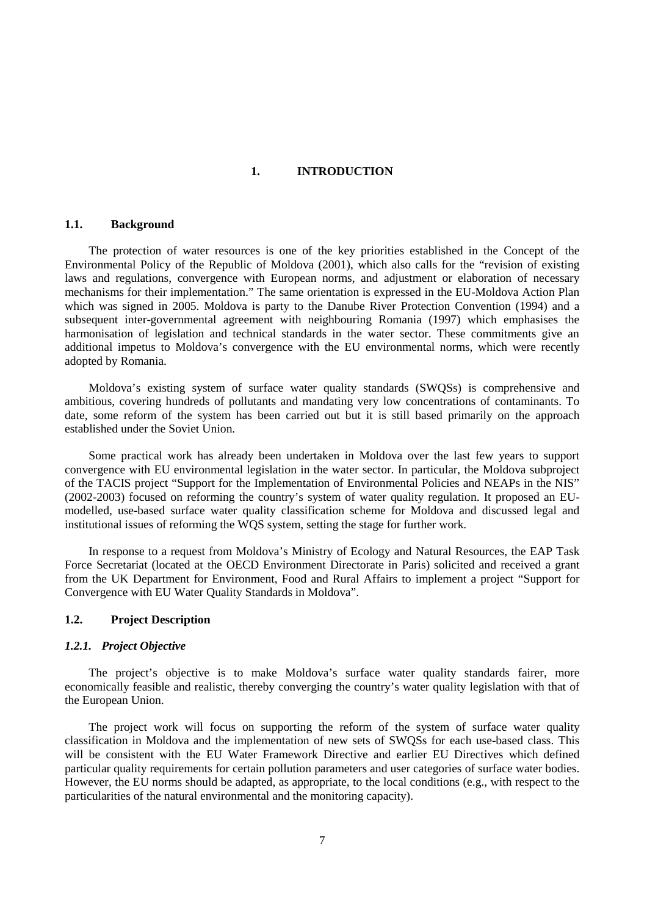# 1. INTRODUCTION

## 1.1. Background

The protection of water resources is one of the key priorities established in the Concept of the Environmental Policy of the Republic of Moldova (2001), which also calls for the "revision of existing laws and regulations, convergence with European norms, and adjustment or elaboration of necessary mechanisms for their implementation." The same orientation is expressed in the EU-Moldova Action Plan which was signed in 2005. Moldova is party to the Danube River Protection Convention (1994) and a subsequent inter-governmental agreement with neighbouring Romania (1997) which emphasises the harmonisation of legislation and technical standards in the water sector. These commitments give an additional impetus to Moldova's convergence with the EU environmental norms, which were recently adopted by Romania.

Moldova's existing system of surface water quality standards (SWQSs) is comprehensive and ambitious, covering hundreds of pollutants and mandating very low concentrations of contaminants. To date, some reform of the system has been carried out but it is still based primarily on the approach established under the Soviet Union.

Some practical work has already been undertaken in Moldova over the last few years to support convergence with EU environmental legislation in the water sector. In particular, the Moldova subproject of the TACIS project "Support for the Implementation of Environmental Policies and NEAPs in the NIS" (2002-2003) focused on reforming the country's system of water quality regulation. It proposed an EU-modelled, use-based surface water quality classification scheme for Moldova and discussed legal and institutional issues of reforming the WQS system, setting the stage for further work.

In response to a request from Moldova's Ministry of Ecology and Natural Resources, the EAP Task Force Secretariat (located at the OECD Environment Directorate in Paris) solicited and received a grant from the UK Department for Environment, Food and Rural Affairs to implement a project "Support for Convergence with EU Water Quality Standards in Moldova".

## 1.2. Project Description

### *1.2.1. Project Objective*

The project's objective is to make Moldova's surface water quality standards fairer, more economically feasible and realistic, thereby converging the country's water quality legislation with that of the European Union.

The project work will focus on supporting the reform of the system of surface water quality classification in Moldova and the implementation of new sets of SWQSs for each use-based class. This will be consistent with the EU Water Framework Directive and earlier EU Directives which defined particular quality requirements for certain pollution parameters and user categories of surface water bodies. However, the EU norms should be adapted, as appropriate, to the local conditions (e.g., with respect to the particularities of the natural environmental and the monitoring capacity).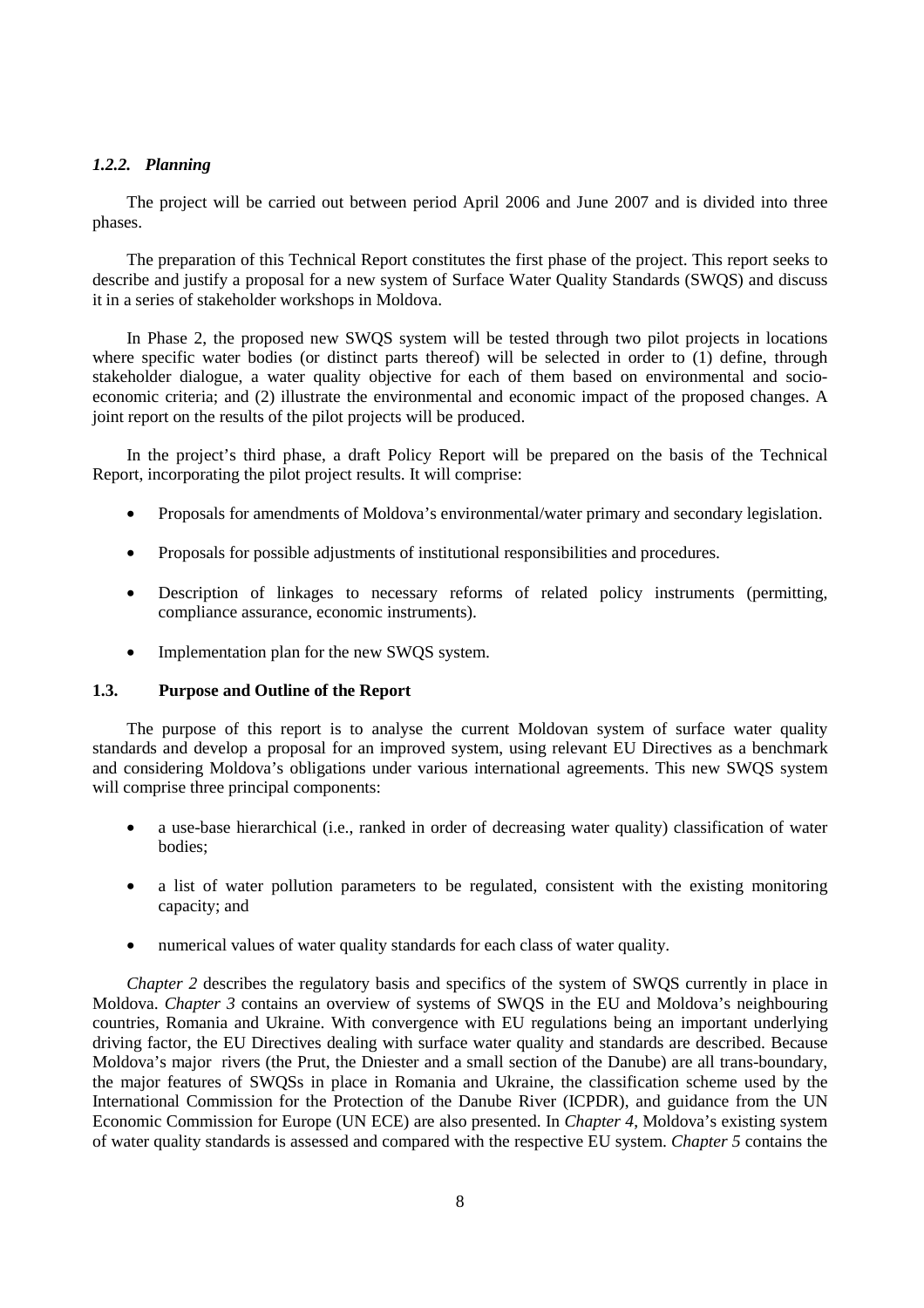### *1.2.2. Planning*

The project will be carried out between period April 2006 and June 2007 and is divided into three phases.

The preparation of this Technical Report constitutes the first phase of the project. This report seeks to describe and justify a proposal for a new system of Surface Water Quality Standards (SWQS) and discuss it in a series of stakeholder workshops in Moldova.

In Phase 2, the proposed new SWQS system will be tested through two pilot projects in locations where specific water bodies (or distinct parts thereof) will be selected in order to (1) define, through stakeholder dialogue, a water quality objective for each of them based on environmental and socio-economic criteria; and (2) illustrate the environmental and economic impact of the proposed changes. A joint report on the results of the pilot projects will be produced.

In the project's third phase, a draft Policy Report will be prepared on the basis of the Technical Report, incorporating the pilot project results. It will comprise:

- Proposals for amendments of Moldova's environmental/water primary and secondary legislation.
- Proposals for possible adjustments of institutional responsibilities and procedures.
- Description of linkages to necessary reforms of related policy instruments (permitting, compliance assurance, economic instruments).
- Implementation plan for the new SWQS system.

### 1.3. Purpose and Outline of the Report

The purpose of this report is to analyse the current Moldovan system of surface water quality standards and develop a proposal for an improved system, using relevant EU Directives as a benchmark and considering Moldova's obligations under various international agreements. This new SWQS system will comprise three principal components:

- a use-base hierarchical (i.e., ranked in order of decreasing water quality) classification of water bodies;
- a list of water pollution parameters to be regulated, consistent with the existing monitoring capacity; and
- numerical values of water quality standards for each class of water quality.

*Chapter 2* describes the regulatory basis and specifics of the system of SWQS currently in place in Moldova. *Chapter 3* contains an overview of systems of SWQS in the EU and Moldova's neighbouring countries, Romania and Ukraine. With convergence with EU regulations being an important underlying driving factor, the EU Directives dealing with surface water quality and standards are described. Because Moldova's major rivers (the Prut, the Dniester and a small section of the Danube) are all trans-boundary, the major features of SWQSs in place in Romania and Ukraine, the classification scheme used by the International Commission for the Protection of the Danube River (ICPDR), and guidance from the UN Economic Commission for Europe (UN ECE) are also presented. In *Chapter 4*, Moldova's existing system of water quality standards is assessed and compared with the respective EU system. *Chapter 5* contains the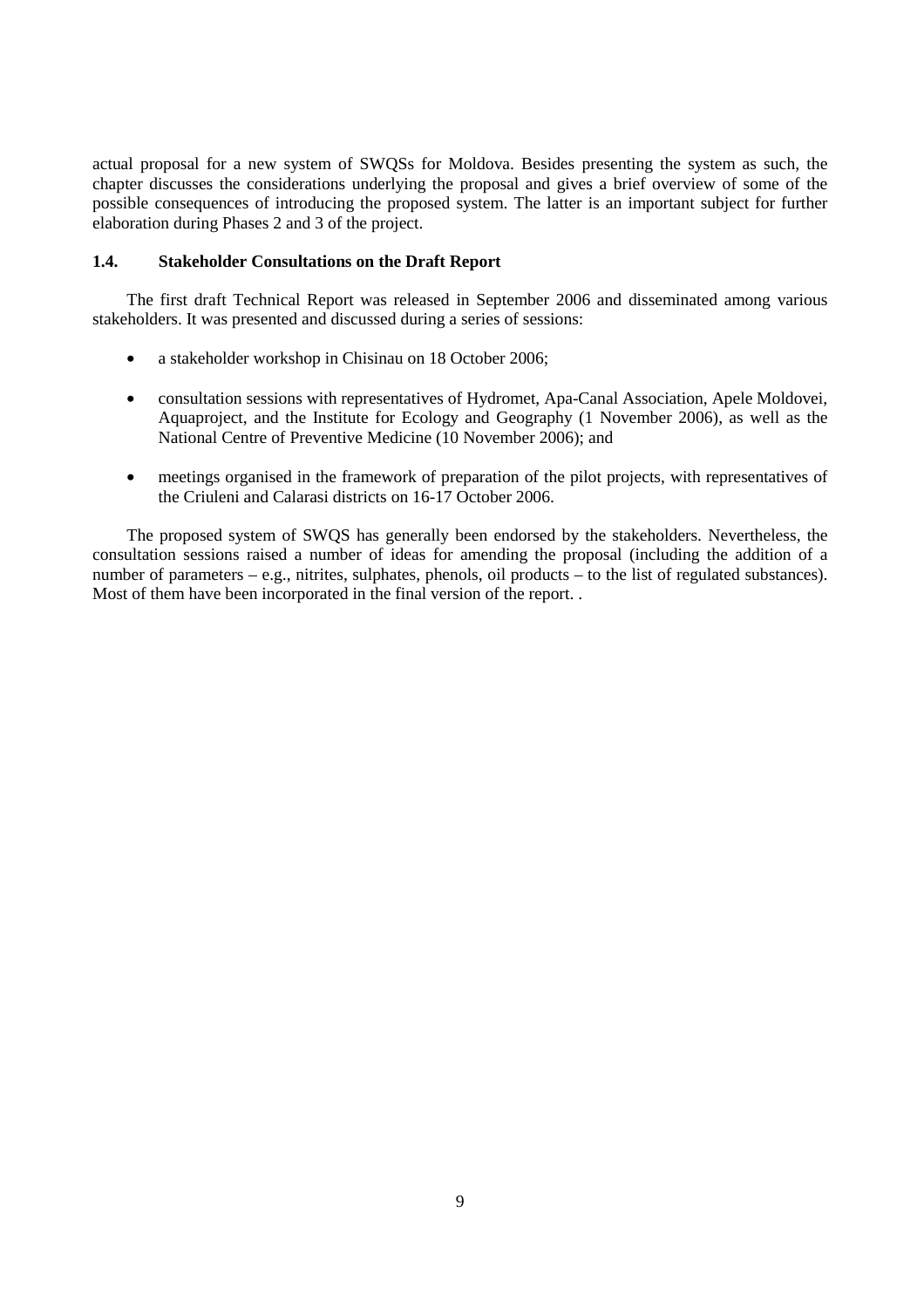actual proposal for a new system of SWQSs for Moldova. Besides presenting the system as such, the chapter discusses the considerations underlying the proposal and gives a brief overview of some of the possible consequences of introducing the proposed system. The latter is an important subject for further elaboration during Phases 2 and 3 of the project.

### 1.4. Stakeholder Consultations on the Draft Report

The first draft Technical Report was released in September 2006 and disseminated among various stakeholders. It was presented and discussed during a series of sessions:

- a stakeholder workshop in Chisinau on 18 October 2006;
- consultation sessions with representatives of Hydromet, Apa-Canal Association, Apele Moldovei, Aquaproject, and the Institute for Ecology and Geography (1 November 2006), as well as the National Centre of Preventive Medicine (10 November 2006); and
- meetings organised in the framework of preparation of the pilot projects, with representatives of the Criuleni and Calarasi districts on 16-17 October 2006.

The proposed system of SWQS has generally been endorsed by the stakeholders. Nevertheless, the consultation sessions raised a number of ideas for amending the proposal (including the addition of a number of parameters – e.g., nitrites, sulphates, phenols, oil products – to the list of regulated substances). Most of them have been incorporated in the final version of the report. .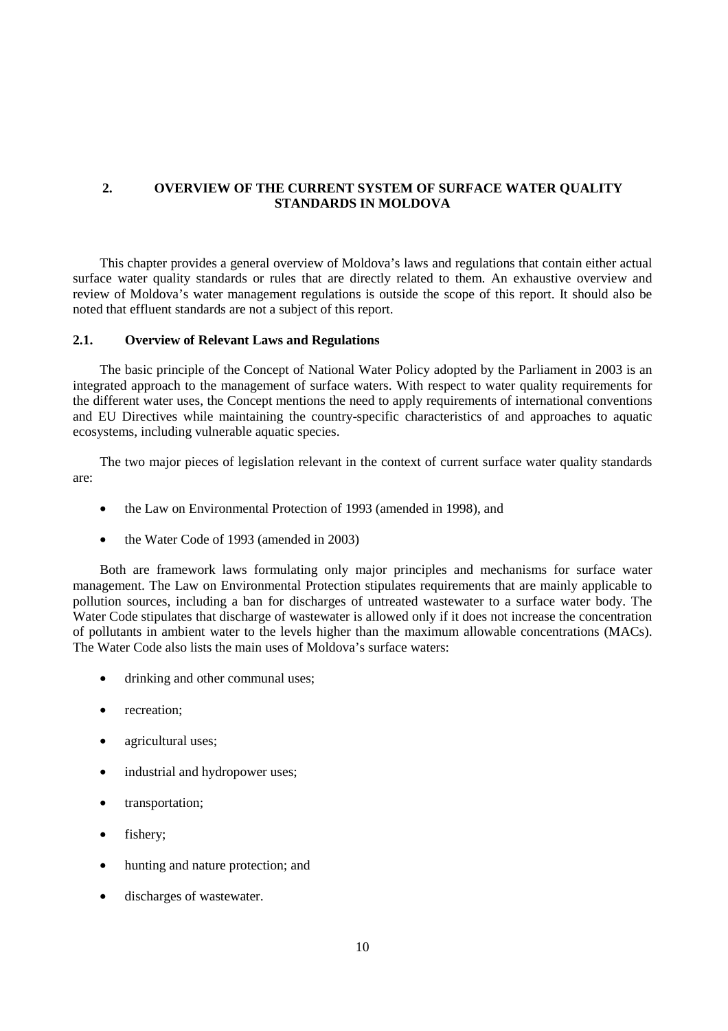## 2. OVERVIEW OF THE CURRENT SYSTEM OF SURFACE WATER QUALITY STANDARDS IN MOLDOVA

This chapter provides a general overview of Moldova's laws and regulations that contain either actual surface water quality standards or rules that are directly related to them. An exhaustive overview and review of Moldova's water management regulations is outside the scope of this report. It should also be noted that effluent standards are not a subject of this report.

### 2.1. Overview of Relevant Laws and Regulations

The basic principle of the Concept of National Water Policy adopted by the Parliament in 2003 is an integrated approach to the management of surface waters. With respect to water quality requirements for the different water uses, the Concept mentions the need to apply requirements of international conventions and EU Directives while maintaining the country-specific characteristics of and approaches to aquatic ecosystems, including vulnerable aquatic species.

The two major pieces of legislation relevant in the context of current surface water quality standards are:

- the Law on Environmental Protection of 1993 (amended in 1998), and
- the Water Code of 1993 (amended in 2003)

Both are framework laws formulating only major principles and mechanisms for surface water management. The Law on Environmental Protection stipulates requirements that are mainly applicable to pollution sources, including a ban for discharges of untreated wastewater to a surface water body. The Water Code stipulates that discharge of wastewater is allowed only if it does not increase the concentration of pollutants in ambient water to the levels higher than the maximum allowable concentrations (MACs). The Water Code also lists the main uses of Moldova's surface waters:

- drinking and other communal uses;
- recreation;
- agricultural uses;
- industrial and hydropower uses;
- transportation;
- fishery;
- hunting and nature protection; and
- discharges of wastewater.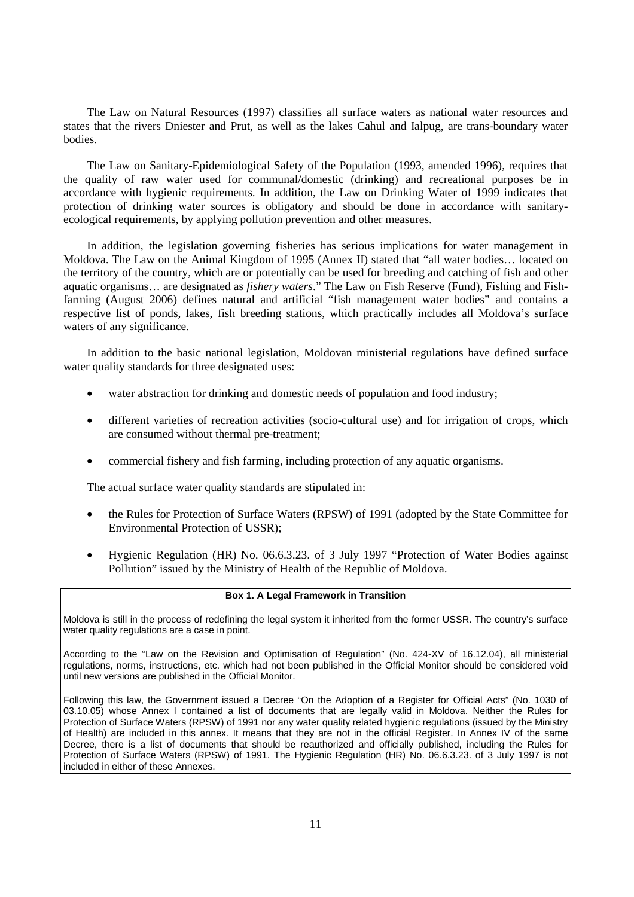The Law on Natural Resources (1997) classifies all surface waters as national water resources and states that the rivers Dniester and Prut, as well as the lakes Cahul and Ialpug, are trans-boundary water bodies.

The Law on Sanitary-Epidemiological Safety of the Population (1993, amended 1996), requires that the quality of raw water used for communal/domestic (drinking) and recreational purposes be in accordance with hygienic requirements. In addition, the Law on Drinking Water of 1999 indicates that protection of drinking water sources is obligatory and should be done in accordance with sanitary-ecological requirements, by applying pollution prevention and other measures.

In addition, the legislation governing fisheries has serious implications for water management in Moldova. The Law on the Animal Kingdom of 1995 (Annex II) stated that "all water bodies… located on the territory of the country, which are or potentially can be used for breeding and catching of fish and other aquatic organisms… are designated as *fishery waters*." The Law on Fish Reserve (Fund), Fishing and Fish-farming (August 2006) defines natural and artificial "fish management water bodies" and contains a respective list of ponds, lakes, fish breeding stations, which practically includes all Moldova's surface waters of any significance.

In addition to the basic national legislation, Moldovan ministerial regulations have defined surface water quality standards for three designated uses:

- water abstraction for drinking and domestic needs of population and food industry;
- different varieties of recreation activities (socio-cultural use) and for irrigation of crops, which are consumed without thermal pre-treatment;
- commercial fishery and fish farming, including protection of any aquatic organisms.

The actual surface water quality standards are stipulated in:

- the Rules for Protection of Surface Waters (RPSW) of 1991 (adopted by the State Committee for Environmental Protection of USSR);
- Hygienic Regulation (HR) No. 06.6.3.23. of 3 July 1997 "Protection of Water Bodies against Pollution" issued by the Ministry of Health of the Republic of Moldova.

**Box 1. A Legal Framework in Transition**

Moldova is still in the process of redefining the legal system it inherited from the former USSR. The country's surface water quality regulations are a case in point.

According to the "Law on the Revision and Optimisation of Regulation" (No. 424-XV of 16.12.04), all ministerial regulations, norms, instructions, etc. which had not been published in the Official Monitor should be considered void until new versions are published in the Official Monitor.

Following this law, the Government issued a Decree "On the Adoption of a Register for Official Acts" (No. 1030 of 03.10.05) whose Annex I contained a list of documents that are legally valid in Moldova. Neither the Rules for Protection of Surface Waters (RPSW) of 1991 nor any water quality related hygienic regulations (issued by the Ministry of Health) are included in this annex. It means that they are not in the official Register. In Annex IV of the same Decree, there is a list of documents that should be reauthorized and officially published, including the Rules for Protection of Surface Waters (RPSW) of 1991. The Hygienic Regulation (HR) No. 06.6.3.23. of 3 July 1997 is not included in either of these Annexes.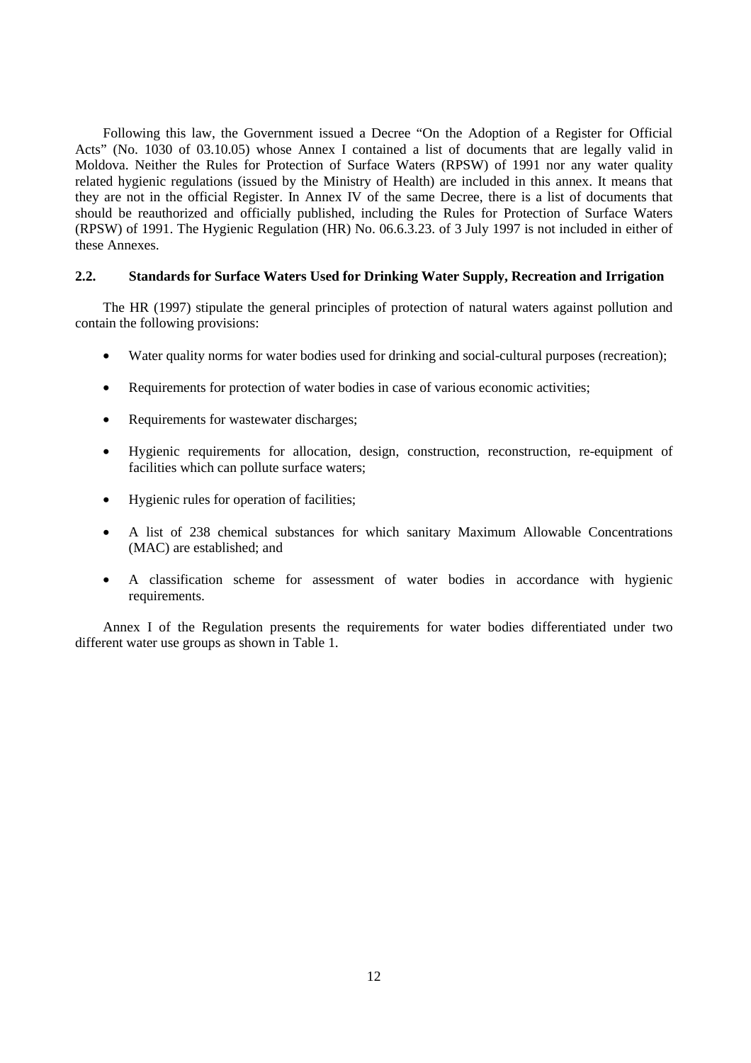Following this law, the Government issued a Decree "On the Adoption of a Register for Official Acts" (No. 1030 of 03.10.05) whose Annex I contained a list of documents that are legally valid in Moldova. Neither the Rules for Protection of Surface Waters (RPSW) of 1991 nor any water quality related hygienic regulations (issued by the Ministry of Health) are included in this annex. It means that they are not in the official Register. In Annex IV of the same Decree, there is a list of documents that should be reauthorized and officially published, including the Rules for Protection of Surface Waters (RPSW) of 1991. The Hygienic Regulation (HR) No. 06.6.3.23. of 3 July 1997 is not included in either of these Annexes.

## 2.2. Standards for Surface Waters Used for Drinking Water Supply, Recreation and Irrigation

The HR (1997) stipulate the general principles of protection of natural waters against pollution and contain the following provisions:

- Water quality norms for water bodies used for drinking and social-cultural purposes (recreation);
- Requirements for protection of water bodies in case of various economic activities;
- Requirements for wastewater discharges;
- Hygienic requirements for allocation, design, construction, reconstruction, re-equipment of facilities which can pollute surface waters;
- Hygienic rules for operation of facilities;
- A list of 238 chemical substances for which sanitary Maximum Allowable Concentrations (MAC) are established; and
- A classification scheme for assessment of water bodies in accordance with hygienic requirements.

Annex I of the Regulation presents the requirements for water bodies differentiated under two different water use groups as shown in Table 1.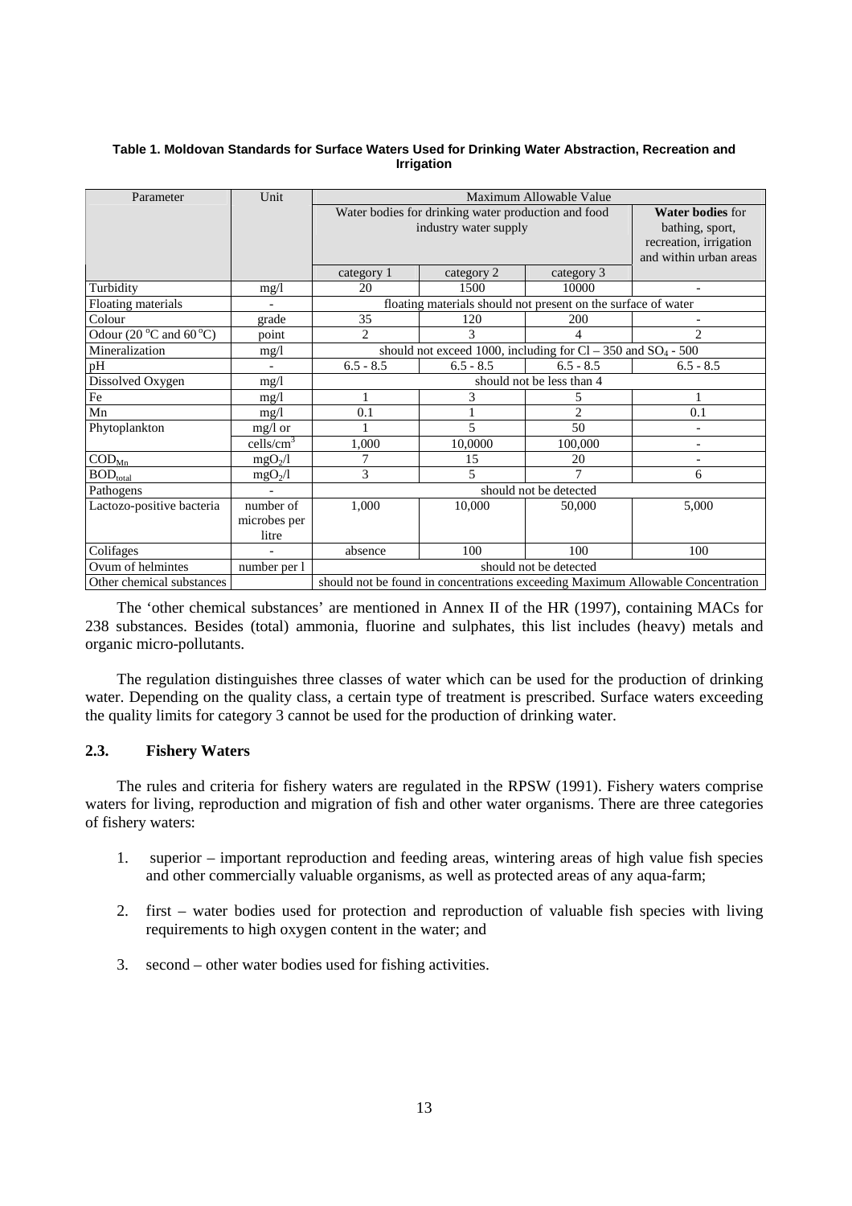**Table 1. Moldovan Standards for Surface Waters Used for Drinking Water Abstraction, Recreation and Irrigation**

| Parameter | Unit | Maximum Allowable Value | | | |
|---|---|---|---|---|---|
| | | Water bodies for drinking water production and food industry water supply | | | **Water bodies** for bathing, sport, recreation, irrigation and within urban areas |
| | | category 1 | category 2 | category 3 | |
| Turbidity | mg/l | 20 | 1500 | 10000 | - |
| Floating materials | - | floating materials should not present on the surface of water | | | |
| Colour | grade | 35 | 120 | 200 | - |
| Odour (20 °C and 60 °C) | point | 2 | 3 | 4 | 2 |
| Mineralization | mg/l | should not exceed 1000, including for Cl – 350 and $SO_4$ - 500 | | | |
| pH | - | 6.5 - 8.5 | 6.5 - 8.5 | 6.5 - 8.5 | 6.5 - 8.5 |
| Dissolved Oxygen | mg/l | should not be less than 4 | | | |
| Fe | mg/l | 1 | 3 | 5 | 1 |
| Mn | mg/l | 0.1 | 1 | 2 | 0.1 |
| Phytoplankton | mg/l or | 1 | 5 | 50 | - |
| | cells/cm$^3$ | 1,000 | 10,0000 | 100,000 | - |
| $COD_{Mn}$ | $mgO_2/l$ | 7 | 15 | 20 | - |
| $BOD_{total}$ | $mgO_2/l$ | 3 | 5 | 7 | 6 |
| Pathogens | - | should not be detected | | | |
| Lactozo-positive bacteria | number of microbes per litre | 1,000 | 10,000 | 50,000 | 5,000 |
| Colifages | - | absence | 100 | 100 | 100 |
| Ovum of helmintes | number per l | should not be detected | | | |
| Other chemical substances | | should not be found in concentrations exceeding Maximum Allowable Concentration | | | |

The 'other chemical substances' are mentioned in Annex II of the HR (1997), containing MACs for 238 substances. Besides (total) ammonia, fluorine and sulphates, this list includes (heavy) metals and organic micro-pollutants.

The regulation distinguishes three classes of water which can be used for the production of drinking water. Depending on the quality class, a certain type of treatment is prescribed. Surface waters exceeding the quality limits for category 3 cannot be used for the production of drinking water.

### 2.3. Fishery Waters

The rules and criteria for fishery waters are regulated in the RPSW (1991). Fishery waters comprise waters for living, reproduction and migration of fish and other water organisms. There are three categories of fishery waters:

1. superior – important reproduction and feeding areas, wintering areas of high value fish species and other commercially valuable organisms, as well as protected areas of any aqua-farm;

2. first – water bodies used for protection and reproduction of valuable fish species with living requirements to high oxygen content in the water; and

3. second – other water bodies used for fishing activities.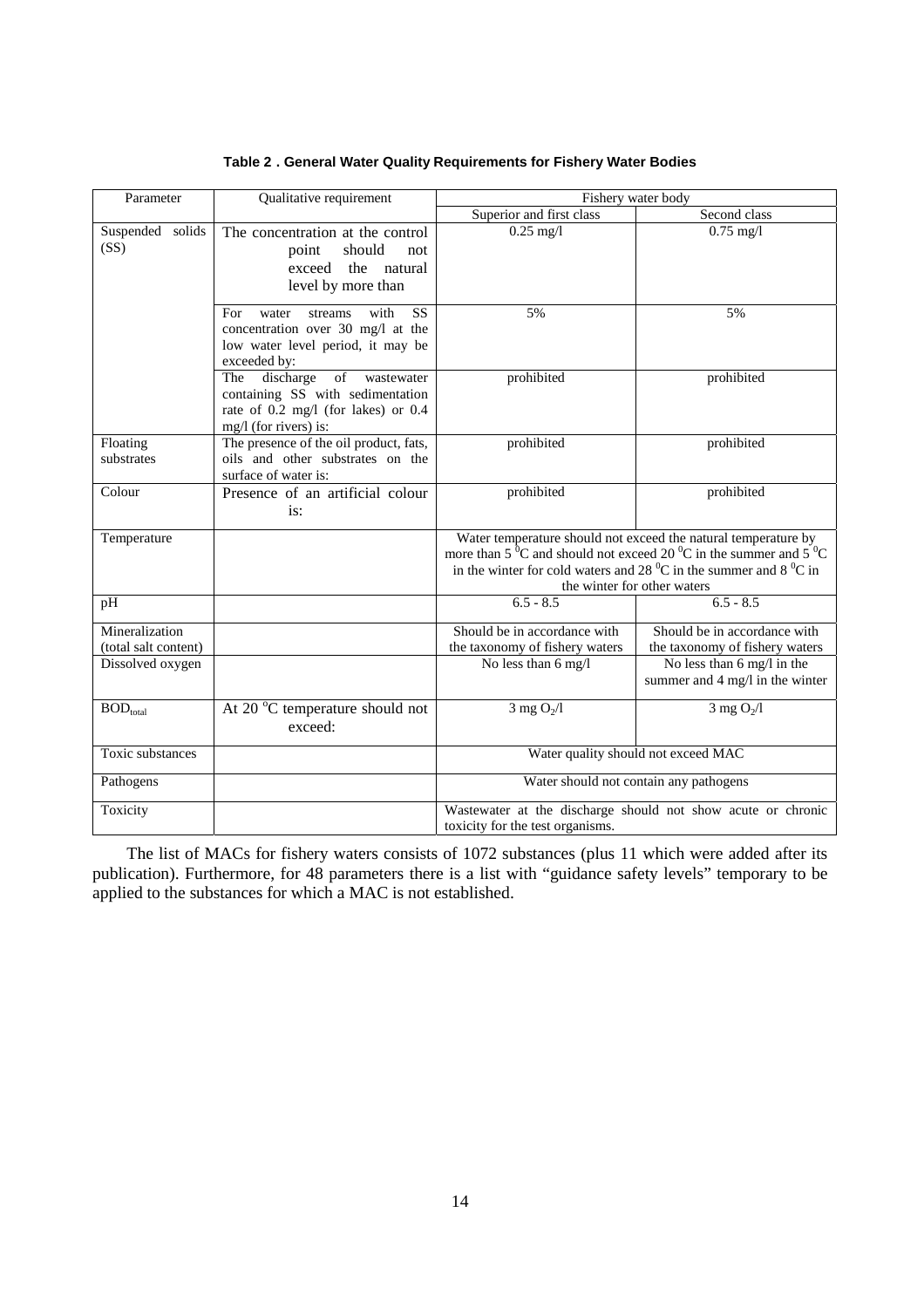**Table 2 . General Water Quality Requirements for Fishery Water Bodies**

| Parameter | Qualitative requirement | Fishery water body | |
|---|---|---|---|
| | | Superior and first class | Second class |
| Suspended solids (SS) | The concentration at the control point should not exceed the natural level by more than | 0.25 mg/l | 0.75 mg/l |
| | For water streams with SS concentration over 30 mg/l at the low water level period, it may be exceeded by: | 5% | 5% |
| | The discharge of wastewater containing SS with sedimentation rate of 0.2 mg/l (for lakes) or 0.4 mg/l (for rivers) is: | prohibited | prohibited |
| Floating substrates | The presence of the oil product, fats, oils and other substrates on the surface of water is: | prohibited | prohibited |
| Colour | Presence of an artificial colour is: | prohibited | prohibited |
| Temperature | | Water temperature should not exceed the natural temperature by more than 5 $^0$C and should not exceed 20 $^0$C in the summer and 5 $^0$C in the winter for cold waters and 28 $^0$C in the summer and 8 $^0$C in the winter for other waters | |
| pH | | 6.5 - 8.5 | 6.5 - 8.5 |
| Mineralization (total salt content) | | Should be in accordance with the taxonomy of fishery waters | Should be in accordance with the taxonomy of fishery waters |
| Dissolved oxygen | | No less than 6 mg/l | No less than 6 mg/l in the summer and 4 mg/l in the winter |
| $BOD_{total}$ | At 20 $^o$C temperature should not exceed: | 3 mg $O_2$/l | 3 mg $O_2$/l |
| Toxic substances | | Water quality should not exceed MAC | |
| Pathogens | | Water should not contain any pathogens | |
| Toxicity | | Wastewater at the discharge should not show acute or chronic toxicity for the test organisms. | |

The list of MACs for fishery waters consists of 1072 substances (plus 11 which were added after its publication). Furthermore, for 48 parameters there is a list with "guidance safety levels" temporary to be applied to the substances for which a MAC is not established.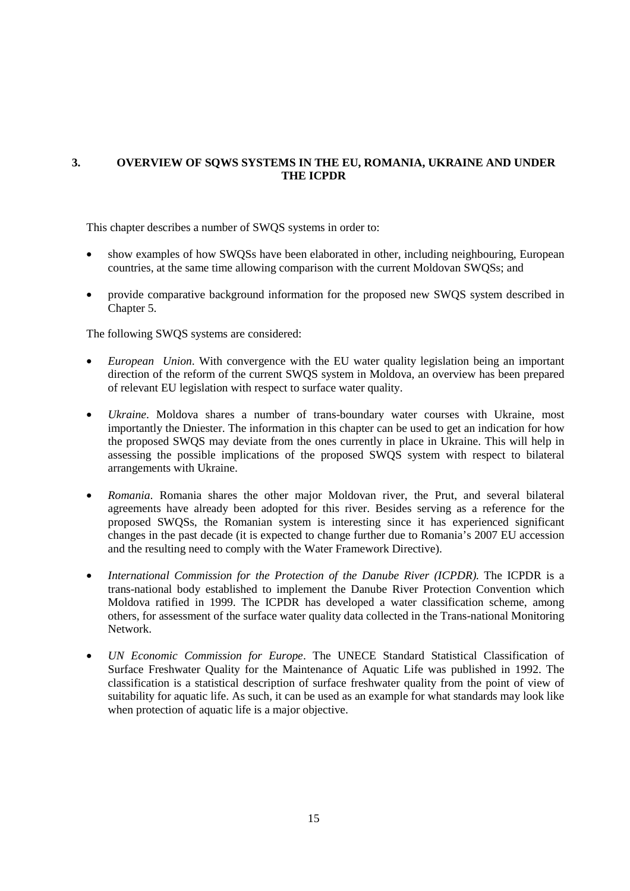# 3. OVERVIEW OF SQWS SYSTEMS IN THE EU, ROMANIA, UKRAINE AND UNDER THE ICPDR

This chapter describes a number of SWQS systems in order to:

- show examples of how SWQSs have been elaborated in other, including neighbouring, European countries, at the same time allowing comparison with the current Moldovan SWQSs; and
- provide comparative background information for the proposed new SWQS system described in Chapter 5.

The following SWQS systems are considered:

- *European Union*. With convergence with the EU water quality legislation being an important direction of the reform of the current SWQS system in Moldova, an overview has been prepared of relevant EU legislation with respect to surface water quality.
- *Ukraine*. Moldova shares a number of trans-boundary water courses with Ukraine, most importantly the Dniester. The information in this chapter can be used to get an indication for how the proposed SWQS may deviate from the ones currently in place in Ukraine. This will help in assessing the possible implications of the proposed SWQS system with respect to bilateral arrangements with Ukraine.
- *Romania*. Romania shares the other major Moldovan river, the Prut, and several bilateral agreements have already been adopted for this river. Besides serving as a reference for the proposed SWQSs, the Romanian system is interesting since it has experienced significant changes in the past decade (it is expected to change further due to Romania's 2007 EU accession and the resulting need to comply with the Water Framework Directive).
- *International Commission for the Protection of the Danube River (ICPDR).* The ICPDR is a trans-national body established to implement the Danube River Protection Convention which Moldova ratified in 1999. The ICPDR has developed a water classification scheme, among others, for assessment of the surface water quality data collected in the Trans-national Monitoring Network.
- *UN Economic Commission for Europe*. The UNECE Standard Statistical Classification of Surface Freshwater Quality for the Maintenance of Aquatic Life was published in 1992. The classification is a statistical description of surface freshwater quality from the point of view of suitability for aquatic life. As such, it can be used as an example for what standards may look like when protection of aquatic life is a major objective.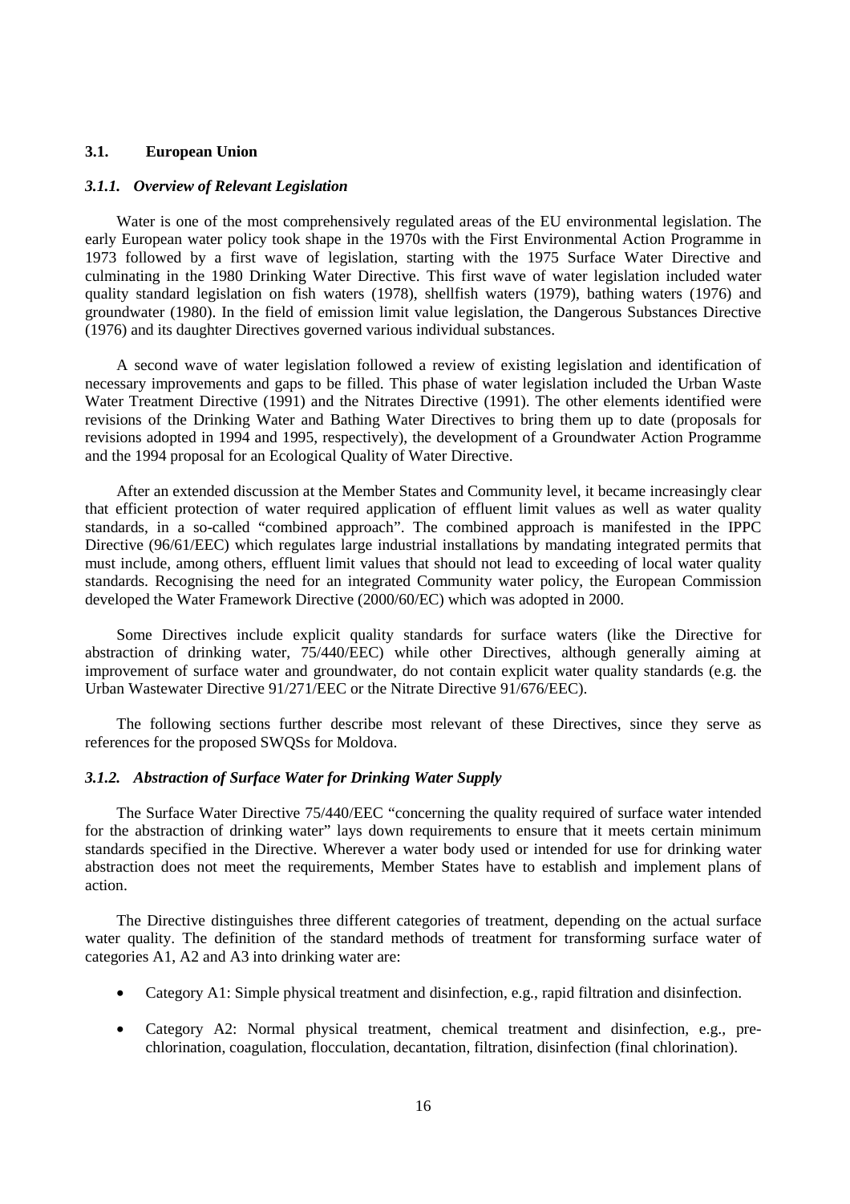### 3.1. European Union

#### *3.1.1. Overview of Relevant Legislation*

Water is one of the most comprehensively regulated areas of the EU environmental legislation. The early European water policy took shape in the 1970s with the First Environmental Action Programme in 1973 followed by a first wave of legislation, starting with the 1975 Surface Water Directive and culminating in the 1980 Drinking Water Directive. This first wave of water legislation included water quality standard legislation on fish waters (1978), shellfish waters (1979), bathing waters (1976) and groundwater (1980). In the field of emission limit value legislation, the Dangerous Substances Directive (1976) and its daughter Directives governed various individual substances.

A second wave of water legislation followed a review of existing legislation and identification of necessary improvements and gaps to be filled. This phase of water legislation included the Urban Waste Water Treatment Directive (1991) and the Nitrates Directive (1991). The other elements identified were revisions of the Drinking Water and Bathing Water Directives to bring them up to date (proposals for revisions adopted in 1994 and 1995, respectively), the development of a Groundwater Action Programme and the 1994 proposal for an Ecological Quality of Water Directive.

After an extended discussion at the Member States and Community level, it became increasingly clear that efficient protection of water required application of effluent limit values as well as water quality standards, in a so-called "combined approach". The combined approach is manifested in the IPPC Directive (96/61/EEC) which regulates large industrial installations by mandating integrated permits that must include, among others, effluent limit values that should not lead to exceeding of local water quality standards. Recognising the need for an integrated Community water policy, the European Commission developed the Water Framework Directive (2000/60/EC) which was adopted in 2000.

Some Directives include explicit quality standards for surface waters (like the Directive for abstraction of drinking water, 75/440/EEC) while other Directives, although generally aiming at improvement of surface water and groundwater, do not contain explicit water quality standards (e.g. the Urban Wastewater Directive 91/271/EEC or the Nitrate Directive 91/676/EEC).

The following sections further describe most relevant of these Directives, since they serve as references for the proposed SWQSs for Moldova.

#### *3.1.2. Abstraction of Surface Water for Drinking Water Supply*

The Surface Water Directive 75/440/EEC "concerning the quality required of surface water intended for the abstraction of drinking water" lays down requirements to ensure that it meets certain minimum standards specified in the Directive. Wherever a water body used or intended for use for drinking water abstraction does not meet the requirements, Member States have to establish and implement plans of action.

The Directive distinguishes three different categories of treatment, depending on the actual surface water quality. The definition of the standard methods of treatment for transforming surface water of categories A1, A2 and A3 into drinking water are:

- Category A1: Simple physical treatment and disinfection, e.g., rapid filtration and disinfection.
- Category A2: Normal physical treatment, chemical treatment and disinfection, e.g., pre-chlorination, coagulation, flocculation, decantation, filtration, disinfection (final chlorination).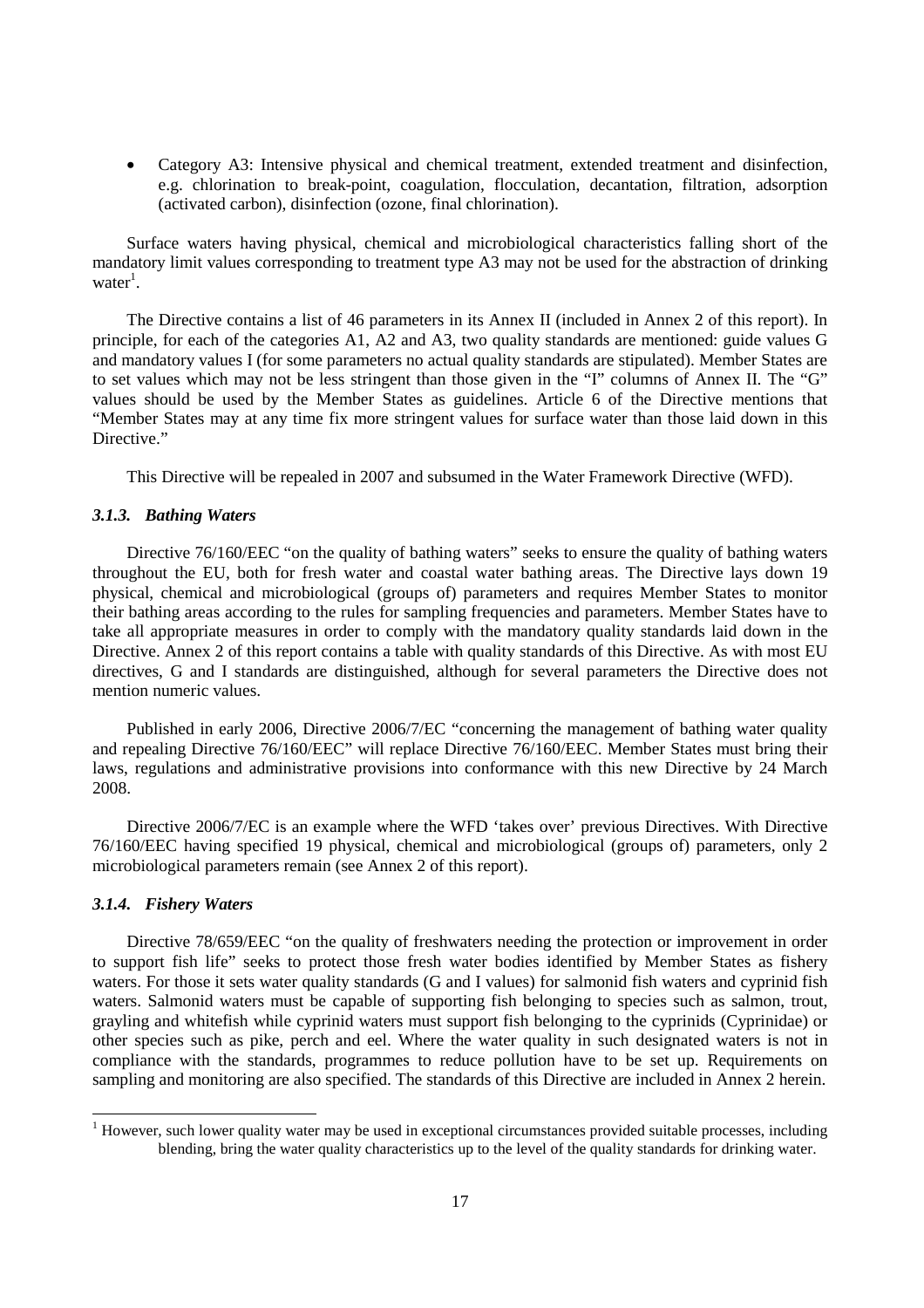- Category A3: Intensive physical and chemical treatment, extended treatment and disinfection, e.g. chlorination to break-point, coagulation, flocculation, decantation, filtration, adsorption (activated carbon), disinfection (ozone, final chlorination).

Surface waters having physical, chemical and microbiological characteristics falling short of the mandatory limit values corresponding to treatment type A3 may not be used for the abstraction of drinking water[1].

The Directive contains a list of 46 parameters in its Annex II (included in Annex 2 of this report). In principle, for each of the categories A1, A2 and A3, two quality standards are mentioned: guide values G and mandatory values I (for some parameters no actual quality standards are stipulated). Member States are to set values which may not be less stringent than those given in the "I" columns of Annex II. The "G" values should be used by the Member States as guidelines. Article 6 of the Directive mentions that "Member States may at any time fix more stringent values for surface water than those laid down in this Directive."

This Directive will be repealed in 2007 and subsumed in the Water Framework Directive (WFD).

### *3.1.3. Bathing Waters*

Directive 76/160/EEC "on the quality of bathing waters" seeks to ensure the quality of bathing waters throughout the EU, both for fresh water and coastal water bathing areas. The Directive lays down 19 physical, chemical and microbiological (groups of) parameters and requires Member States to monitor their bathing areas according to the rules for sampling frequencies and parameters. Member States have to take all appropriate measures in order to comply with the mandatory quality standards laid down in the Directive. Annex 2 of this report contains a table with quality standards of this Directive. As with most EU directives, G and I standards are distinguished, although for several parameters the Directive does not mention numeric values.

Published in early 2006, Directive 2006/7/EC "concerning the management of bathing water quality and repealing Directive 76/160/EEC" will replace Directive 76/160/EEC. Member States must bring their laws, regulations and administrative provisions into conformance with this new Directive by 24 March 2008.

Directive 2006/7/EC is an example where the WFD 'takes over' previous Directives. With Directive 76/160/EEC having specified 19 physical, chemical and microbiological (groups of) parameters, only 2 microbiological parameters remain (see Annex 2 of this report).

### *3.1.4. Fishery Waters*

Directive 78/659/EEC "on the quality of freshwaters needing the protection or improvement in order to support fish life" seeks to protect those fresh water bodies identified by Member States as fishery waters. For those it sets water quality standards (G and I values) for salmonid fish waters and cyprinid fish waters. Salmonid waters must be capable of supporting fish belonging to species such as salmon, trout, grayling and whitefish while cyprinid waters must support fish belonging to the cyprinids (Cyprinidae) or other species such as pike, perch and eel. Where the water quality in such designated waters is not in compliance with the standards, programmes to reduce pollution have to be set up. Requirements on sampling and monitoring are also specified. The standards of this Directive are included in Annex 2 herein.

---

[1] However, such lower quality water may be used in exceptional circumstances provided suitable processes, including blending, bring the water quality characteristics up to the level of the quality standards for drinking water.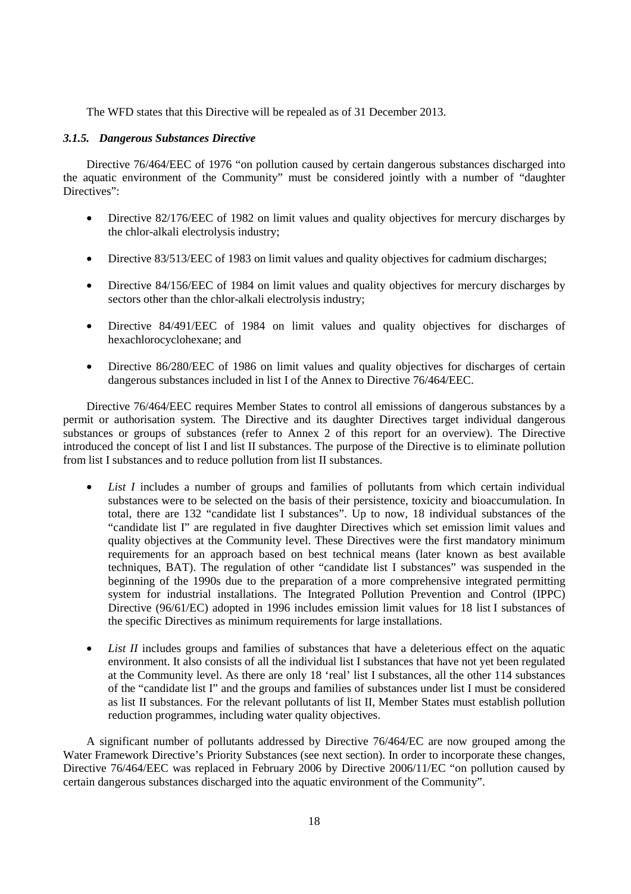The WFD states that this Directive will be repealed as of 31 December 2013.

### *3.1.5. Dangerous Substances Directive*

Directive 76/464/EEC of 1976 "on pollution caused by certain dangerous substances discharged into the aquatic environment of the Community" must be considered jointly with a number of "daughter Directives":

- Directive 82/176/EEC of 1982 on limit values and quality objectives for mercury discharges by the chlor-alkali electrolysis industry;
- Directive 83/513/EEC of 1983 on limit values and quality objectives for cadmium discharges;
- Directive 84/156/EEC of 1984 on limit values and quality objectives for mercury discharges by sectors other than the chlor-alkali electrolysis industry;
- Directive 84/491/EEC of 1984 on limit values and quality objectives for discharges of hexachlorocyclohexane; and
- Directive 86/280/EEC of 1986 on limit values and quality objectives for discharges of certain dangerous substances included in list I of the Annex to Directive 76/464/EEC.

Directive 76/464/EEC requires Member States to control all emissions of dangerous substances by a permit or authorisation system. The Directive and its daughter Directives target individual dangerous substances or groups of substances (refer to Annex 2 of this report for an overview). The Directive introduced the concept of list I and list II substances. The purpose of the Directive is to eliminate pollution from list I substances and to reduce pollution from list II substances.

- *List I* includes a number of groups and families of pollutants from which certain individual substances were to be selected on the basis of their persistence, toxicity and bioaccumulation. In total, there are 132 "candidate list I substances". Up to now, 18 individual substances of the "candidate list I" are regulated in five daughter Directives which set emission limit values and quality objectives at the Community level. These Directives were the first mandatory minimum requirements for an approach based on best technical means (later known as best available techniques, BAT). The regulation of other "candidate list I substances" was suspended in the beginning of the 1990s due to the preparation of a more comprehensive integrated permitting system for industrial installations. The Integrated Pollution Prevention and Control (IPPC) Directive (96/61/EC) adopted in 1996 includes emission limit values for 18 list I substances of the specific Directives as minimum requirements for large installations.
- *List II* includes groups and families of substances that have a deleterious effect on the aquatic environment. It also consists of all the individual list I substances that have not yet been regulated at the Community level. As there are only 18 'real' list I substances, all the other 114 substances of the "candidate list I" and the groups and families of substances under list I must be considered as list II substances. For the relevant pollutants of list II, Member States must establish pollution reduction programmes, including water quality objectives.

A significant number of pollutants addressed by Directive 76/464/EC are now grouped among the Water Framework Directive's Priority Substances (see next section). In order to incorporate these changes, Directive 76/464/EEC was replaced in February 2006 by Directive 2006/11/EC "on pollution caused by certain dangerous substances discharged into the aquatic environment of the Community".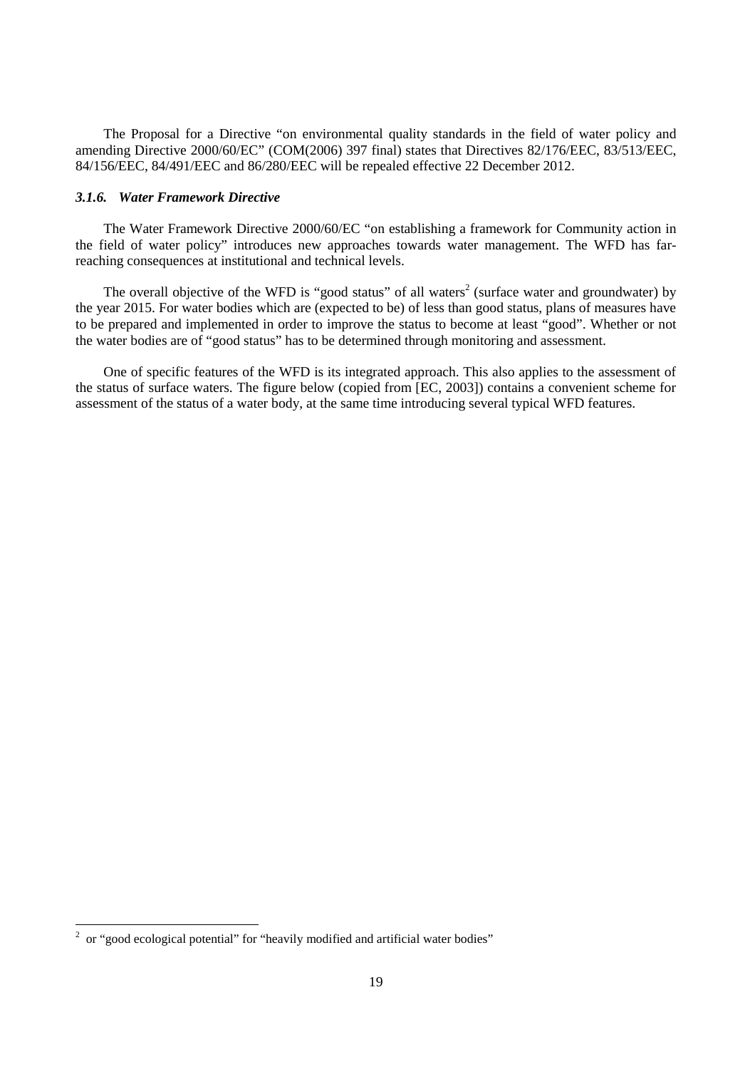The Proposal for a Directive "on environmental quality standards in the field of water policy and amending Directive 2000/60/EC" (COM(2006) 397 final) states that Directives 82/176/EEC, 83/513/EEC, 84/156/EEC, 84/491/EEC and 86/280/EEC will be repealed effective 22 December 2012.

### *3.1.6. Water Framework Directive*

The Water Framework Directive 2000/60/EC "on establishing a framework for Community action in the field of water policy" introduces new approaches towards water management. The WFD has far-reaching consequences at institutional and technical levels.

The overall objective of the WFD is "good status" of all waters[2] (surface water and groundwater) by the year 2015. For water bodies which are (expected to be) of less than good status, plans of measures have to be prepared and implemented in order to improve the status to become at least "good". Whether or not the water bodies are of "good status" has to be determined through monitoring and assessment.

One of specific features of the WFD is its integrated approach. This also applies to the assessment of the status of surface waters. The figure below (copied from [EC, 2003]) contains a convenient scheme for assessment of the status of a water body, at the same time introducing several typical WFD features.

---

[2] or "good ecological potential" for "heavily modified and artificial water bodies"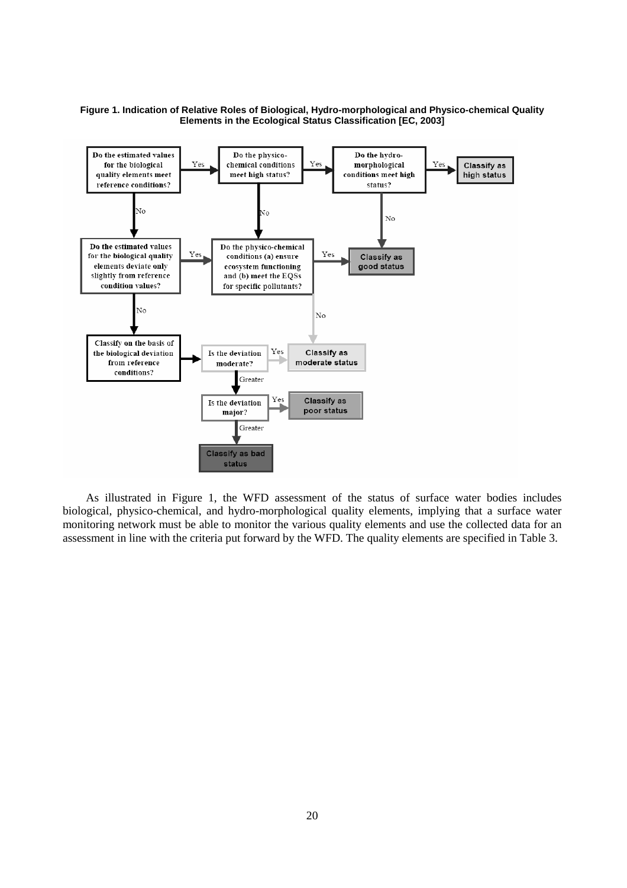**Figure 1. Indication of Relative Roles of Biological, Hydro-morphological and Physico-chemical Quality Elements in the Ecological Status Classification [EC, 2003]**

Do the estimated values for the biological quality elements meet reference conditions? — Yes → Do the physico-chemical conditions meet high status? — Yes → Do the hydro-morphological conditions meet high status? — Yes → Classify as high status

No (hydro-morphological) → Classify as good status

No (biological) → Do the estimated values for the biological quality elements deviate only slightly from reference condition values? — Yes → Do the physico-chemical conditions (a) ensure ecosystem functioning and (b) meet the EQSs for specific pollutants? — Yes → Classify as good status

No (physico-chemical high status) → Do the physico-chemical conditions (a) ensure ecosystem functioning and (b) meet the EQSs for specific pollutants?

No (ecosystem functioning/EQSs) → Classify as moderate status

No (slight deviation) → Classify on the basis of the biological deviation from reference conditions? → Is the deviation moderate? — Yes → Classify as moderate status

Greater → Is the deviation major? — Yes → Classify as poor status

Greater → Classify as bad status

As illustrated in Figure 1, the WFD assessment of the status of surface water bodies includes biological, physico-chemical, and hydro-morphological quality elements, implying that a surface water monitoring network must be able to monitor the various quality elements and use the collected data for an assessment in line with the criteria put forward by the WFD. The quality elements are specified in Table 3.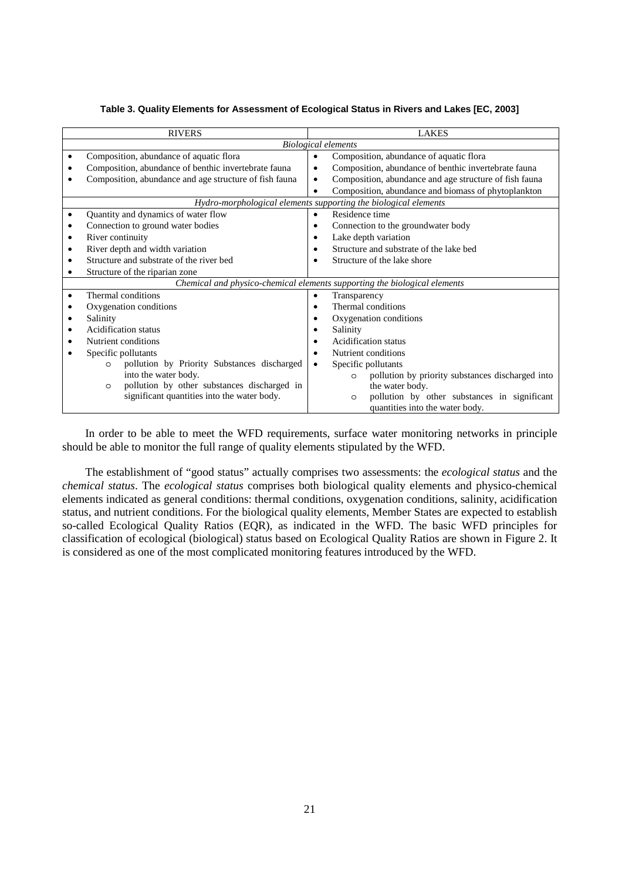**Table 3. Quality Elements for Assessment of Ecological Status in Rivers and Lakes [EC, 2003]**

| RIVERS | LAKES |
|---|---|
| *Biological elements* | |
| • Composition, abundance of aquatic flora<br>• Composition, abundance of benthic invertebrate fauna<br>• Composition, abundance and age structure of fish fauna | • Composition, abundance of aquatic flora<br>• Composition, abundance of benthic invertebrate fauna<br>• Composition, abundance and age structure of fish fauna<br>• Composition, abundance and biomass of phytoplankton |
| *Hydro-morphological elements supporting the biological elements* | |
| • Quantity and dynamics of water flow<br>• Connection to ground water bodies<br>• River continuity<br>• River depth and width variation<br>• Structure and substrate of the river bed<br>• Structure of the riparian zone | • Residence time<br>• Connection to the groundwater body<br>• Lake depth variation<br>• Structure and substrate of the lake bed<br>• Structure of the lake shore |
| *Chemical and physico-chemical elements supporting the biological elements* | |
| • Thermal conditions<br>• Oxygenation conditions<br>• Salinity<br>• Acidification status<br>• Nutrient conditions<br>• Specific pollutants<br>  ○ pollution by Priority Substances discharged into the water body.<br>  ○ pollution by other substances discharged in significant quantities into the water body. | • Transparency<br>• Thermal conditions<br>• Oxygenation conditions<br>• Salinity<br>• Acidification status<br>• Nutrient conditions<br>• Specific pollutants<br>  ○ pollution by priority substances discharged into the water body.<br>  ○ pollution by other substances in significant quantities into the water body. |

In order to be able to meet the WFD requirements, surface water monitoring networks in principle should be able to monitor the full range of quality elements stipulated by the WFD.

The establishment of "good status" actually comprises two assessments: the *ecological status* and the *chemical status*. The *ecological status* comprises both biological quality elements and physico-chemical elements indicated as general conditions: thermal conditions, oxygenation conditions, salinity, acidification status, and nutrient conditions. For the biological quality elements, Member States are expected to establish so-called Ecological Quality Ratios (EQR), as indicated in the WFD. The basic WFD principles for classification of ecological (biological) status based on Ecological Quality Ratios are shown in Figure 2. It is considered as one of the most complicated monitoring features introduced by the WFD.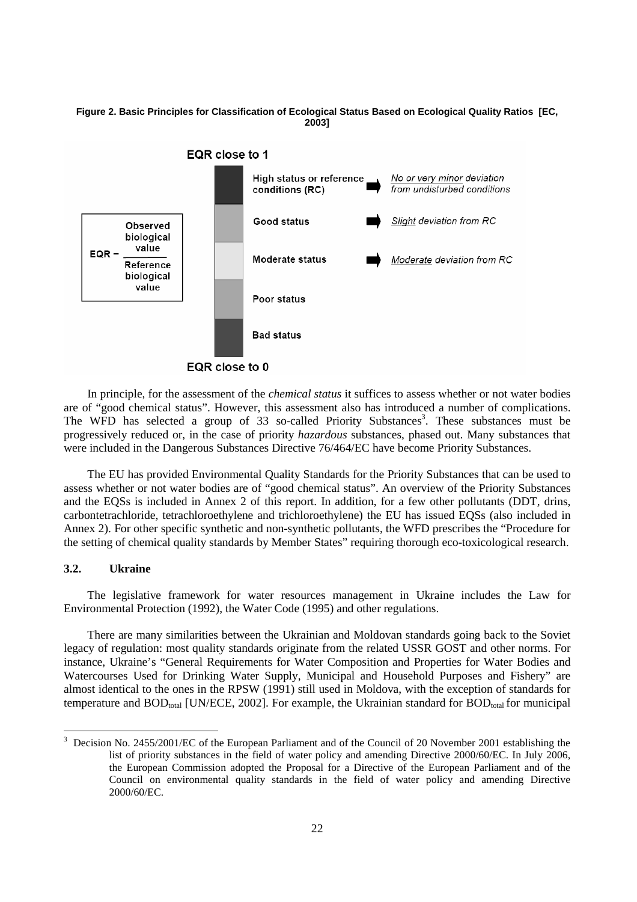**Figure 2. Basic Principles for Classification of Ecological Status Based on Ecological Quality Ratios [EC, 2003]**

EQR close to 1

$$EQR = \frac{\text{Observed biological value}}{\text{Reference biological value}}$$

| Status | | Deviation |
|---|---|---|
| High status or reference conditions (RC) | ➡ | *No or very minor deviation from undisturbed conditions* |
| Good status | ➡ | *Slight deviation from RC* |
| Moderate status | ➡ | *Moderate deviation from RC* |
| Poor status | | |
| Bad status | | |

EQR close to 0

In principle, for the assessment of the *chemical status* it suffices to assess whether or not water bodies are of "good chemical status". However, this assessment also has introduced a number of complications. The WFD has selected a group of 33 so-called Priority Substances[3]. These substances must be progressively reduced or, in the case of priority *hazardous* substances, phased out. Many substances that were included in the Dangerous Substances Directive 76/464/EC have become Priority Substances.

The EU has provided Environmental Quality Standards for the Priority Substances that can be used to assess whether or not water bodies are of "good chemical status". An overview of the Priority Substances and the EQSs is included in Annex 2 of this report. In addition, for a few other pollutants (DDT, drins, carbontetrachloride, tetrachloroethylene and trichloroethylene) the EU has issued EQSs (also included in Annex 2). For other specific synthetic and non-synthetic pollutants, the WFD prescribes the "Procedure for the setting of chemical quality standards by Member States" requiring thorough eco-toxicological research.

### 3.2. Ukraine

The legislative framework for water resources management in Ukraine includes the Law for Environmental Protection (1992), the Water Code (1995) and other regulations.

There are many similarities between the Ukrainian and Moldovan standards going back to the Soviet legacy of regulation: most quality standards originate from the related USSR GOST and other norms. For instance, Ukraine's "General Requirements for Water Composition and Properties for Water Bodies and Watercourses Used for Drinking Water Supply, Municipal and Household Purposes and Fishery" are almost identical to the ones in the RPSW (1991) still used in Moldova, with the exception of standards for temperature and $BOD_{total}$ [UN/ECE, 2002]. For example, the Ukrainian standard for $BOD_{total}$ for municipal

[3] Decision No. 2455/2001/EC of the European Parliament and of the Council of 20 November 2001 establishing the list of priority substances in the field of water policy and amending Directive 2000/60/EC. In July 2006, the European Commission adopted the Proposal for a Directive of the European Parliament and of the Council on environmental quality standards in the field of water policy and amending Directive 2000/60/EC.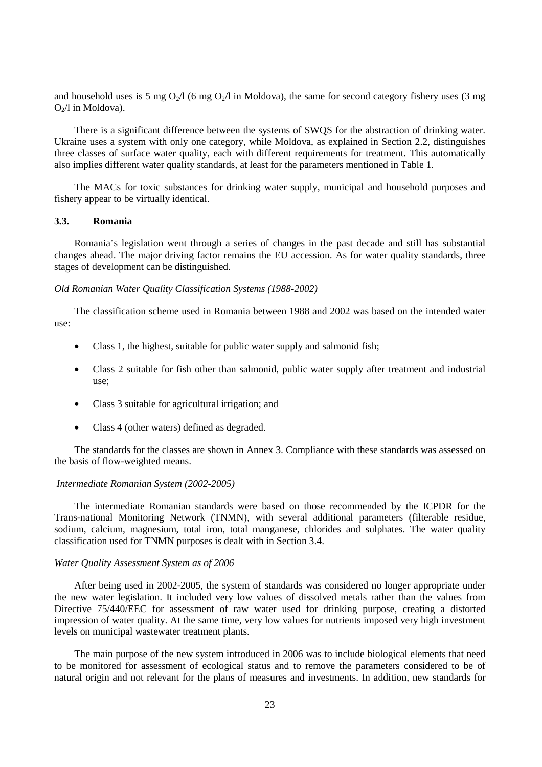and household uses is 5 mg $O_2$/l (6 mg $O_2$/l in Moldova), the same for second category fishery uses (3 mg $O_2$/l in Moldova).

There is a significant difference between the systems of SWQS for the abstraction of drinking water. Ukraine uses a system with only one category, while Moldova, as explained in Section 2.2, distinguishes three classes of surface water quality, each with different requirements for treatment. This automatically also implies different water quality standards, at least for the parameters mentioned in Table 1.

The MACs for toxic substances for drinking water supply, municipal and household purposes and fishery appear to be virtually identical.

### 3.3. Romania

Romania's legislation went through a series of changes in the past decade and still has substantial changes ahead. The major driving factor remains the EU accession. As for water quality standards, three stages of development can be distinguished.

*Old Romanian Water Quality Classification Systems (1988-2002)*

The classification scheme used in Romania between 1988 and 2002 was based on the intended water use:

- Class 1, the highest, suitable for public water supply and salmonid fish;
- Class 2 suitable for fish other than salmonid, public water supply after treatment and industrial use;
- Class 3 suitable for agricultural irrigation; and
- Class 4 (other waters) defined as degraded.

The standards for the classes are shown in Annex 3. Compliance with these standards was assessed on the basis of flow-weighted means.

*Intermediate Romanian System (2002-2005)*

The intermediate Romanian standards were based on those recommended by the ICPDR for the Trans-national Monitoring Network (TNMN), with several additional parameters (filterable residue, sodium, calcium, magnesium, total iron, total manganese, chlorides and sulphates. The water quality classification used for TNMN purposes is dealt with in Section 3.4.

*Water Quality Assessment System as of 2006*

After being used in 2002-2005, the system of standards was considered no longer appropriate under the new water legislation. It included very low values of dissolved metals rather than the values from Directive 75/440/EEC for assessment of raw water used for drinking purpose, creating a distorted impression of water quality. At the same time, very low values for nutrients imposed very high investment levels on municipal wastewater treatment plants.

The main purpose of the new system introduced in 2006 was to include biological elements that need to be monitored for assessment of ecological status and to remove the parameters considered to be of natural origin and not relevant for the plans of measures and investments. In addition, new standards for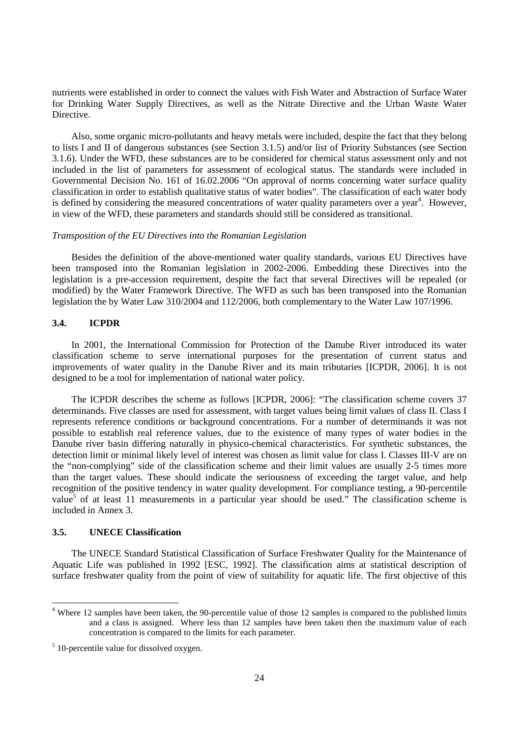nutrients were established in order to connect the values with Fish Water and Abstraction of Surface Water for Drinking Water Supply Directives, as well as the Nitrate Directive and the Urban Waste Water Directive.

Also, some organic micro-pollutants and heavy metals were included, despite the fact that they belong to lists I and II of dangerous substances (see Section 3.1.5) and/or list of Priority Substances (see Section 3.1.6). Under the WFD, these substances are to be considered for chemical status assessment only and not included in the list of parameters for assessment of ecological status. The standards were included in Governmental Decision No. 161 of 16.02.2006 "On approval of norms concerning water surface quality classification in order to establish qualitative status of water bodies". The classification of each water body is defined by considering the measured concentrations of water quality parameters over a year[4]. However, in view of the WFD, these parameters and standards should still be considered as transitional.

*Transposition of the EU Directives into the Romanian Legislation*

Besides the definition of the above-mentioned water quality standards, various EU Directives have been transposed into the Romanian legislation in 2002-2006. Embedding these Directives into the legislation is a pre-accession requirement, despite the fact that several Directives will be repealed (or modified) by the Water Framework Directive. The WFD as such has been transposed into the Romanian legislation the by Water Law 310/2004 and 112/2006, both complementary to the Water Law 107/1996.

### 3.4. ICPDR

In 2001, the International Commission for Protection of the Danube River introduced its water classification scheme to serve international purposes for the presentation of current status and improvements of water quality in the Danube River and its main tributaries [ICPDR, 2006]. It is not designed to be a tool for implementation of national water policy.

The ICPDR describes the scheme as follows [ICPDR, 2006]: "The classification scheme covers 37 determinands. Five classes are used for assessment, with target values being limit values of class II. Class I represents reference conditions or background concentrations. For a number of determinands it was not possible to establish real reference values, due to the existence of many types of water bodies in the Danube river basin differing naturally in physico-chemical characteristics. For synthetic substances, the detection limit or minimal likely level of interest was chosen as limit value for class I. Classes III-V are on the "non-complying" side of the classification scheme and their limit values are usually 2-5 times more than the target values. These should indicate the seriousness of exceeding the target value, and help recognition of the positive tendency in water quality development. For compliance testing, a 90-percentile value[5] of at least 11 measurements in a particular year should be used." The classification scheme is included in Annex 3.

### 3.5. UNECE Classification

The UNECE Standard Statistical Classification of Surface Freshwater Quality for the Maintenance of Aquatic Life was published in 1992 [ESC, 1992]. The classification aims at statistical description of surface freshwater quality from the point of view of suitability for aquatic life. The first objective of this

---

[4] Where 12 samples have been taken, the 90-percentile value of those 12 samples is compared to the published limits and a class is assigned. Where less than 12 samples have been taken then the maximum value of each concentration is compared to the limits for each parameter.

[5] 10-percentile value for dissolved oxygen.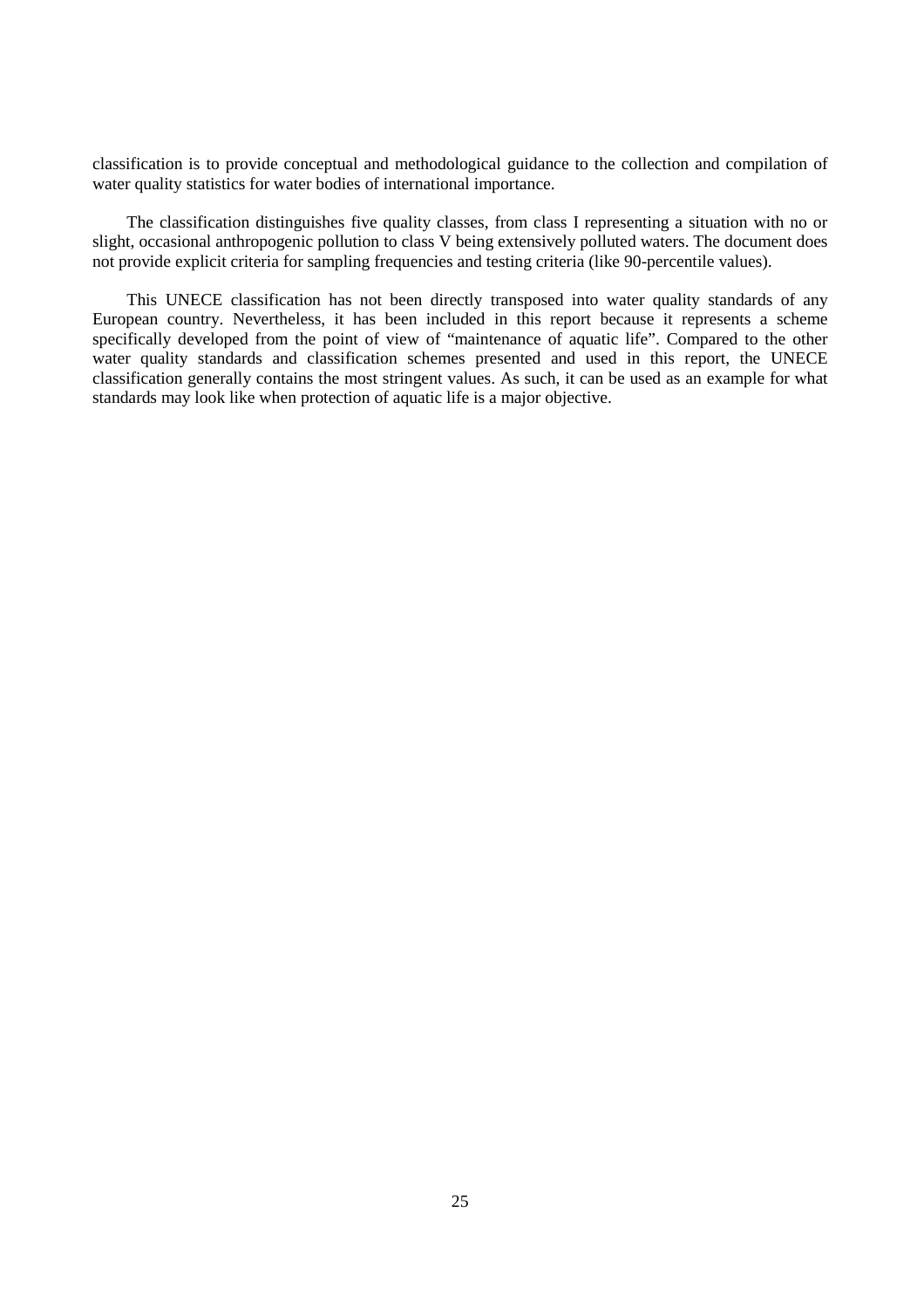classification is to provide conceptual and methodological guidance to the collection and compilation of water quality statistics for water bodies of international importance.

The classification distinguishes five quality classes, from class I representing a situation with no or slight, occasional anthropogenic pollution to class V being extensively polluted waters. The document does not provide explicit criteria for sampling frequencies and testing criteria (like 90-percentile values).

This UNECE classification has not been directly transposed into water quality standards of any European country. Nevertheless, it has been included in this report because it represents a scheme specifically developed from the point of view of "maintenance of aquatic life". Compared to the other water quality standards and classification schemes presented and used in this report, the UNECE classification generally contains the most stringent values. As such, it can be used as an example for what standards may look like when protection of aquatic life is a major objective.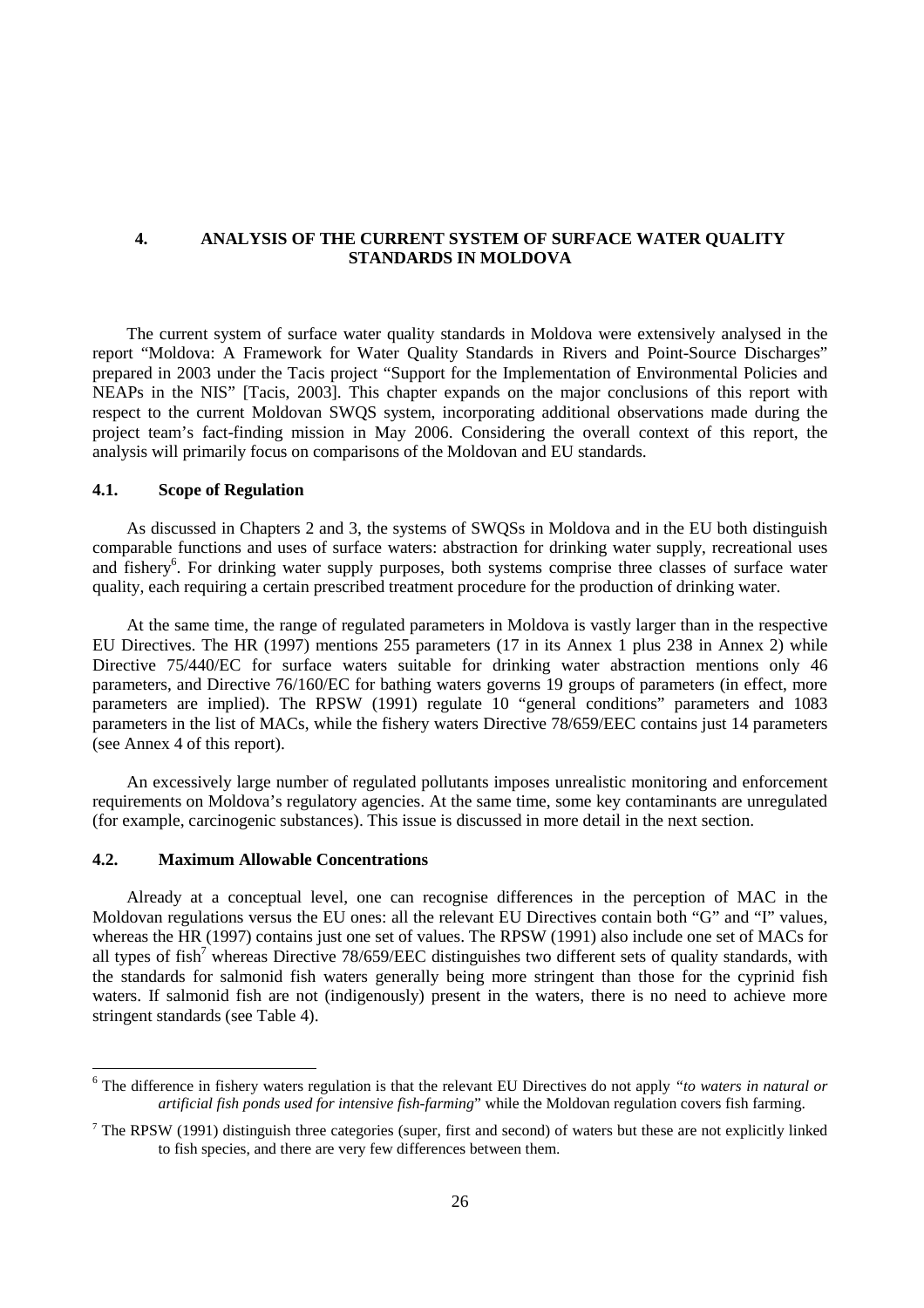# 4. ANALYSIS OF THE CURRENT SYSTEM OF SURFACE WATER QUALITY STANDARDS IN MOLDOVA

The current system of surface water quality standards in Moldova were extensively analysed in the report "Moldova: A Framework for Water Quality Standards in Rivers and Point-Source Discharges" prepared in 2003 under the Tacis project "Support for the Implementation of Environmental Policies and NEAPs in the NIS" [Tacis, 2003]. This chapter expands on the major conclusions of this report with respect to the current Moldovan SWQS system, incorporating additional observations made during the project team's fact-finding mission in May 2006. Considering the overall context of this report, the analysis will primarily focus on comparisons of the Moldovan and EU standards.

## 4.1. Scope of Regulation

As discussed in Chapters 2 and 3, the systems of SWQSs in Moldova and in the EU both distinguish comparable functions and uses of surface waters: abstraction for drinking water supply, recreational uses and fishery[6]. For drinking water supply purposes, both systems comprise three classes of surface water quality, each requiring a certain prescribed treatment procedure for the production of drinking water.

At the same time, the range of regulated parameters in Moldova is vastly larger than in the respective EU Directives. The HR (1997) mentions 255 parameters (17 in its Annex 1 plus 238 in Annex 2) while Directive 75/440/EC for surface waters suitable for drinking water abstraction mentions only 46 parameters, and Directive 76/160/EC for bathing waters governs 19 groups of parameters (in effect, more parameters are implied). The RPSW (1991) regulate 10 "general conditions" parameters and 1083 parameters in the list of MACs, while the fishery waters Directive 78/659/EEC contains just 14 parameters (see Annex 4 of this report).

An excessively large number of regulated pollutants imposes unrealistic monitoring and enforcement requirements on Moldova's regulatory agencies. At the same time, some key contaminants are unregulated (for example, carcinogenic substances). This issue is discussed in more detail in the next section.

## 4.2. Maximum Allowable Concentrations

Already at a conceptual level, one can recognise differences in the perception of MAC in the Moldovan regulations versus the EU ones: all the relevant EU Directives contain both "G" and "I" values, whereas the HR (1997) contains just one set of values. The RPSW (1991) also include one set of MACs for all types of fish[7] whereas Directive 78/659/EEC distinguishes two different sets of quality standards, with the standards for salmonid fish waters generally being more stringent than those for the cyprinid fish waters. If salmonid fish are not (indigenously) present in the waters, there is no need to achieve more stringent standards (see Table 4).

---

[6] The difference in fishery waters regulation is that the relevant EU Directives do not apply *"to waters in natural or artificial fish ponds used for intensive fish-farming"* while the Moldovan regulation covers fish farming.

[7] The RPSW (1991) distinguish three categories (super, first and second) of waters but these are not explicitly linked to fish species, and there are very few differences between them.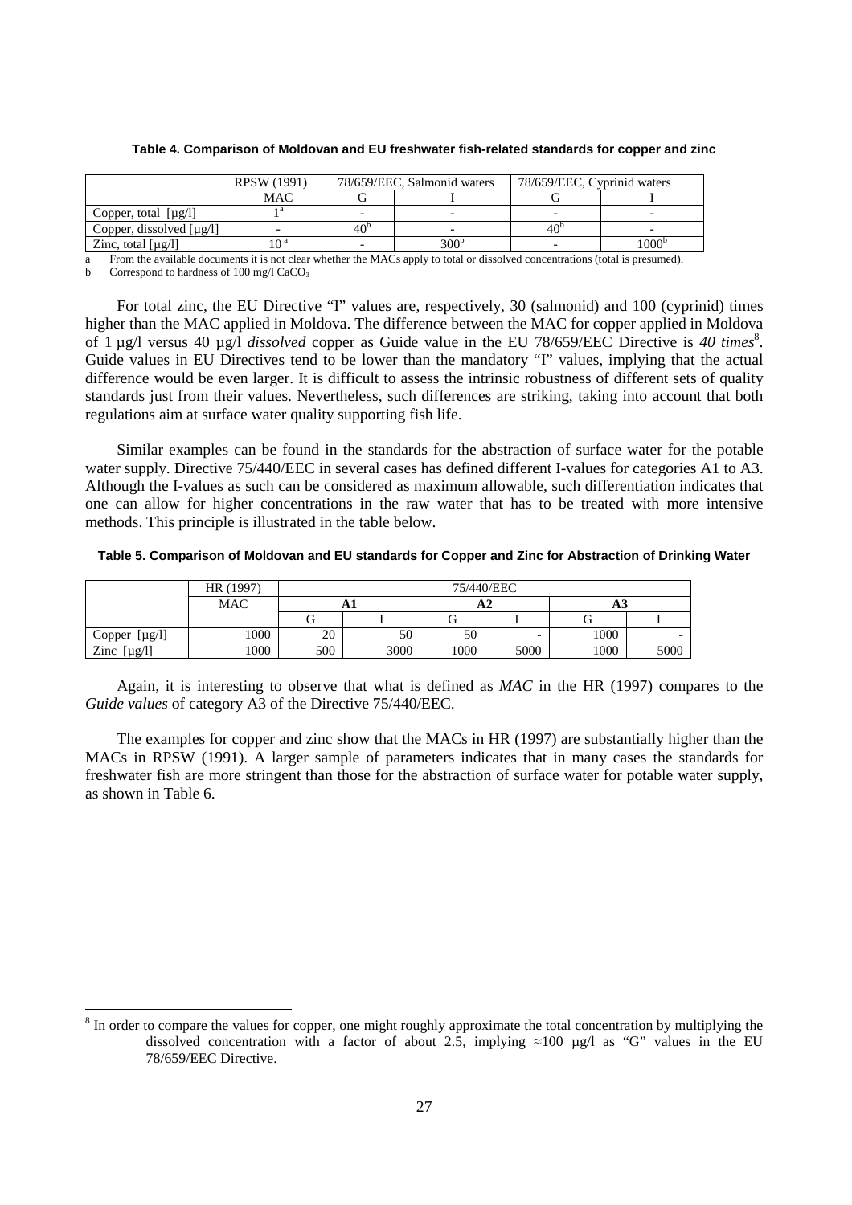**Table 4. Comparison of Moldovan and EU freshwater fish-related standards for copper and zinc**

| | RPSW (1991) | 78/659/EEC, Salmonid waters | | 78/659/EEC, Cyprinid waters | |
|---|---|---|---|---|---|
| | MAC | G | I | G | I |
| Copper, total [µg/l] | 1 [a] | - | - | - | - |
| Copper, dissolved [µg/l] | - | 40 [b] | - | 40 [b] | - |
| Zinc, total [µg/l] | 10 [a] | - | 300 [b] | - | 1000 [b] |

a From the available documents it is not clear whether the MACs apply to total or dissolved concentrations (total is presumed).

b Correspond to hardness of 100 mg/l $CaCO_3$

For total zinc, the EU Directive "I" values are, respectively, 30 (salmonid) and 100 (cyprinid) times higher than the MAC applied in Moldova. The difference between the MAC for copper applied in Moldova of 1 µg/l versus 40 µg/l *dissolved* copper as Guide value in the EU 78/659/EEC Directive is *40 times*[8]. Guide values in EU Directives tend to be lower than the mandatory "I" values, implying that the actual difference would be even larger. It is difficult to assess the intrinsic robustness of different sets of quality standards just from their values. Nevertheless, such differences are striking, taking into account that both regulations aim at surface water quality supporting fish life.

Similar examples can be found in the standards for the abstraction of surface water for the potable water supply. Directive 75/440/EEC in several cases has defined different I-values for categories A1 to A3. Although the I-values as such can be considered as maximum allowable, such differentiation indicates that one can allow for higher concentrations in the raw water that has to be treated with more intensive methods. This principle is illustrated in the table below.

**Table 5. Comparison of Moldovan and EU standards for Copper and Zinc for Abstraction of Drinking Water**

| | HR (1997) | 75/440/EEC | | | | | |
|---|---|---|---|---|---|---|---|
| | MAC | A1 | | A2 | | A3 | |
| | | G | I | G | I | G | I |
| Copper [µg/l] | 1000 | 20 | 50 | 50 | - | 1000 | - |
| Zinc [µg/l] | 1000 | 500 | 3000 | 1000 | 5000 | 1000 | 5000 |

Again, it is interesting to observe that what is defined as *MAC* in the HR (1997) compares to the *Guide values* of category A3 of the Directive 75/440/EEC.

The examples for copper and zinc show that the MACs in HR (1997) are substantially higher than the MACs in RPSW (1991). A larger sample of parameters indicates that in many cases the standards for freshwater fish are more stringent than those for the abstraction of surface water for potable water supply, as shown in Table 6.

[8] In order to compare the values for copper, one might roughly approximate the total concentration by multiplying the dissolved concentration with a factor of about 2.5, implying ≈100 µg/l as "G" values in the EU 78/659/EEC Directive.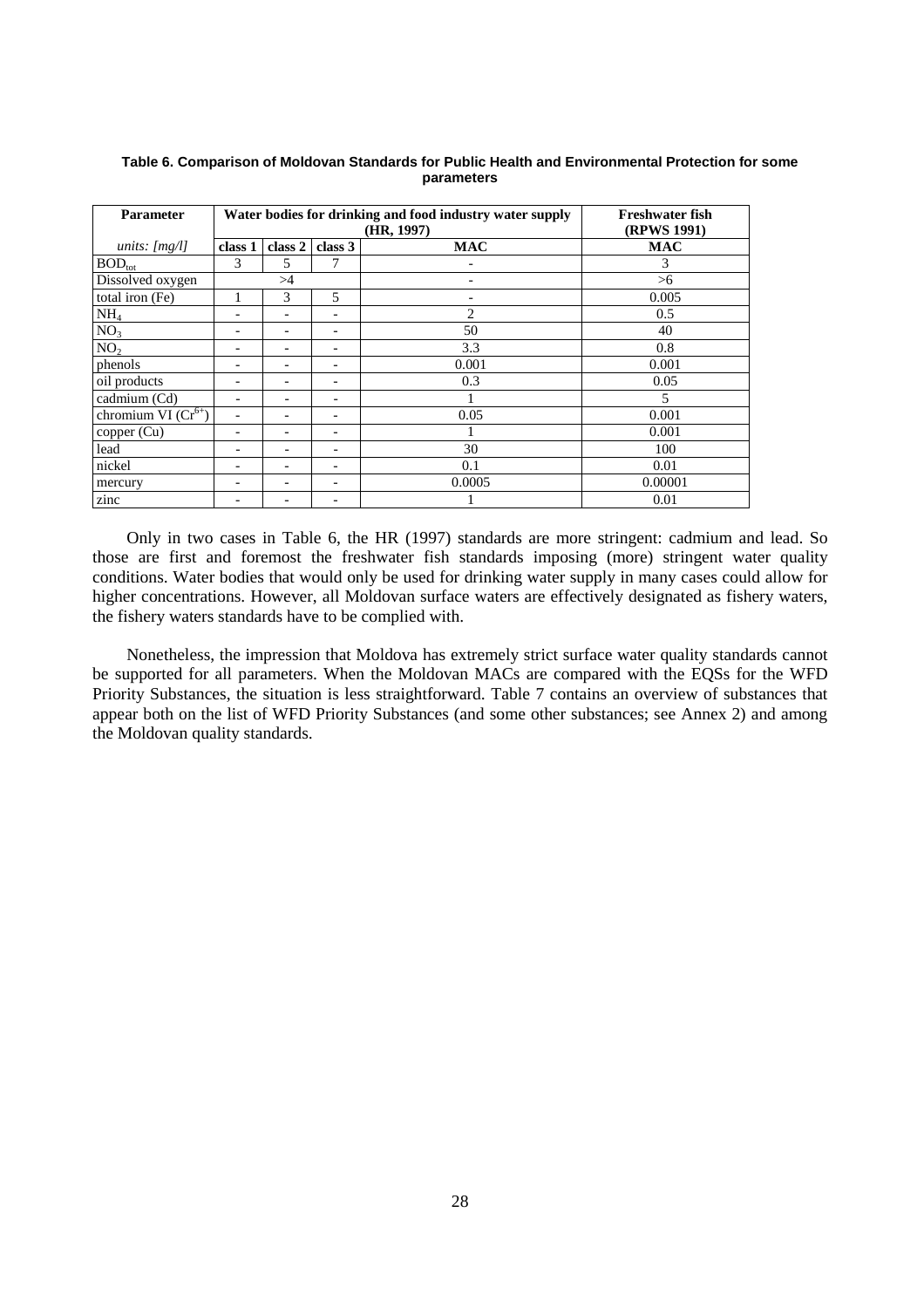**Table 6. Comparison of Moldovan Standards for Public Health and Environmental Protection for some parameters**

| Parameter | Water bodies for drinking and food industry water supply (HR, 1997) | | | | Freshwater fish (RPWS 1991) |
|---|---|---|---|---|---|
| *units: [mg/l]* | class 1 | class 2 | class 3 | MAC | MAC |
| $BOD_{tot}$ | 3 | 5 | 7 | - | 3 |
| Dissolved oxygen | >4 | | | - | >6 |
| total iron (Fe) | 1 | 3 | 5 | - | 0.005 |
| $NH_4$ | - | - | - | 2 | 0.5 |
| $NO_3$ | - | - | - | 50 | 40 |
| $NO_2$ | - | - | - | 3.3 | 0.8 |
| phenols | - | - | - | 0.001 | 0.001 |
| oil products | - | - | - | 0.3 | 0.05 |
| cadmium (Cd) | - | - | - | 1 | 5 |
| chromium VI ($Cr^{6+}$) | - | - | - | 0.05 | 0.001 |
| copper (Cu) | - | - | - | 1 | 0.001 |
| lead | - | - | - | 30 | 100 |
| nickel | - | - | - | 0.1 | 0.01 |
| mercury | - | - | - | 0.0005 | 0.00001 |
| zinc | - | - | - | 1 | 0.01 |

Only in two cases in Table 6, the HR (1997) standards are more stringent: cadmium and lead. So those are first and foremost the freshwater fish standards imposing (more) stringent water quality conditions. Water bodies that would only be used for drinking water supply in many cases could allow for higher concentrations. However, all Moldovan surface waters are effectively designated as fishery waters, the fishery waters standards have to be complied with.

Nonetheless, the impression that Moldova has extremely strict surface water quality standards cannot be supported for all parameters. When the Moldovan MACs are compared with the EQSs for the WFD Priority Substances, the situation is less straightforward. Table 7 contains an overview of substances that appear both on the list of WFD Priority Substances (and some other substances; see Annex 2) and among the Moldovan quality standards.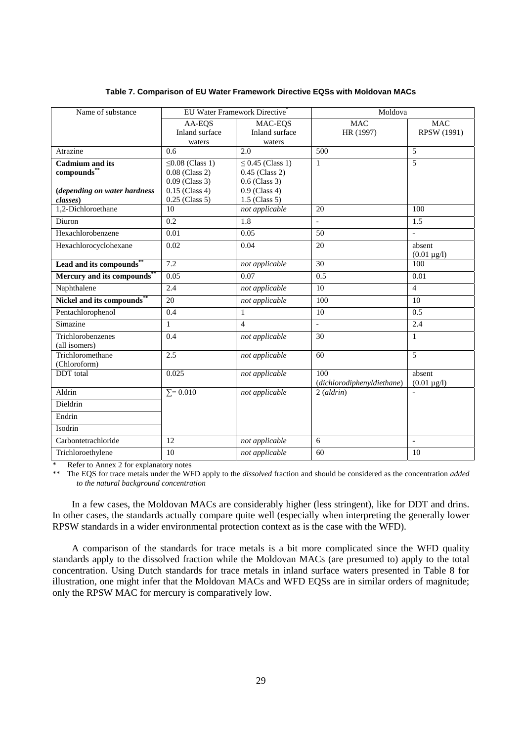**Table 7. Comparison of EU Water Framework Directive EQSs with Moldovan MACs**

| Name of substance | EU Water Framework Directive* | | Moldova | |
|---|---|---|---|---|
| | AA-EQS Inland surface waters | MAC-EQS Inland surface waters | MAC HR (1997) | MAC RPSW (1991) |
| Atrazine | 0.6 | 2.0 | 500 | 5 |
| **Cadmium and its compounds****<br><br>***(depending on water hardness classes***) | ≤0.08 (Class 1)<br>0.08 (Class 2)<br>0.09 (Class 3)<br>0.15 (Class 4)<br>0.25 (Class 5) | ≤ 0.45 (Class 1)<br>0.45 (Class 2)<br>0.6 (Class 3)<br>0.9 (Class 4)<br>1.5 (Class 5) | 1 | 5 |
| 1,2-Dichloroethane | 10 | *not applicable* | 20 | 100 |
| Diuron | 0.2 | 1.8 | - | 1.5 |
| Hexachlorobenzene | 0.01 | 0.05 | 50 | - |
| Hexachlorocyclohexane | 0.02 | 0.04 | 20 | absent (0.01 µg/l) |
| **Lead and its compounds**** | 7.2 | *not applicable* | 30 | 100 |
| **Mercury and its compounds**** | 0.05 | 0.07 | 0.5 | 0.01 |
| Naphthalene | 2.4 | *not applicable* | 10 | 4 |
| **Nickel and its compounds**** | 20 | *not applicable* | 100 | 10 |
| Pentachlorophenol | 0.4 | 1 | 10 | 0.5 |
| Simazine | 1 | 4 | - | 2.4 |
| Trichlorobenzenes (all isomers) | 0.4 | *not applicable* | 30 | 1 |
| Trichloromethane (Chloroform) | 2.5 | *not applicable* | 60 | 5 |
| DDT total | 0.025 | *not applicable* | 100 (*dichlorodiphenyldiethane*) | absent (0.01 µg/l) |
| Aldrin | ∑= 0.010 | *not applicable* | 2 (*aldrin*) | - |
| Dieldrin | | | | |
| Endrin | | | | |
| Isodrin | | | | |
| Carbontetrachloride | 12 | *not applicable* | 6 | - |
| Trichloroethylene | 10 | *not applicable* | 60 | 10 |

\* Refer to Annex 2 for explanatory notes

\*\* The EQS for trace metals under the WFD apply to the *dissolved* fraction and should be considered as the concentration *added to the natural background concentration*

In a few cases, the Moldovan MACs are considerably higher (less stringent), like for DDT and drins. In other cases, the standards actually compare quite well (especially when interpreting the generally lower RPSW standards in a wider environmental protection context as is the case with the WFD).

A comparison of the standards for trace metals is a bit more complicated since the WFD quality standards apply to the dissolved fraction while the Moldovan MACs (are presumed to) apply to the total concentration. Using Dutch standards for trace metals in inland surface waters presented in Table 8 for illustration, one might infer that the Moldovan MACs and WFD EQSs are in similar orders of magnitude; only the RPSW MAC for mercury is comparatively low.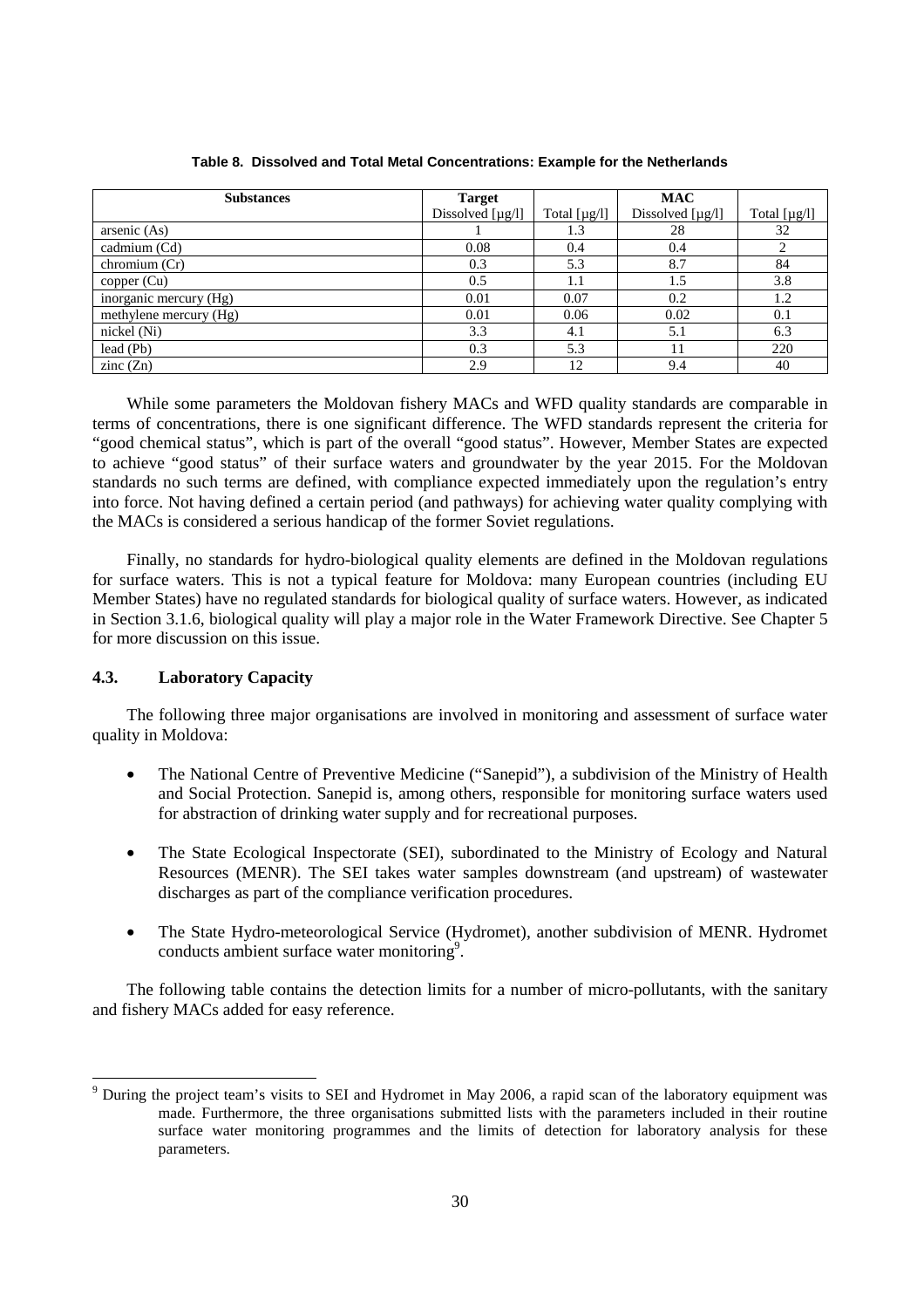**Table 8. Dissolved and Total Metal Concentrations: Example for the Netherlands**

| Substances | Target Dissolved [µg/l] | Total [µg/l] | MAC Dissolved [µg/l] | Total [µg/l] |
|---|---|---|---|---|
| arsenic (As) | 1 | 1.3 | 28 | 32 |
| cadmium (Cd) | 0.08 | 0.4 | 0.4 | 2 |
| chromium (Cr) | 0.3 | 5.3 | 8.7 | 84 |
| copper (Cu) | 0.5 | 1.1 | 1.5 | 3.8 |
| inorganic mercury (Hg) | 0.01 | 0.07 | 0.2 | 1.2 |
| methylene mercury (Hg) | 0.01 | 0.06 | 0.02 | 0.1 |
| nickel (Ni) | 3.3 | 4.1 | 5.1 | 6.3 |
| lead (Pb) | 0.3 | 5.3 | 11 | 220 |
| zinc (Zn) | 2.9 | 12 | 9.4 | 40 |

While some parameters the Moldovan fishery MACs and WFD quality standards are comparable in terms of concentrations, there is one significant difference. The WFD standards represent the criteria for "good chemical status", which is part of the overall "good status". However, Member States are expected to achieve "good status" of their surface waters and groundwater by the year 2015. For the Moldovan standards no such terms are defined, with compliance expected immediately upon the regulation's entry into force. Not having defined a certain period (and pathways) for achieving water quality complying with the MACs is considered a serious handicap of the former Soviet regulations.

Finally, no standards for hydro-biological quality elements are defined in the Moldovan regulations for surface waters. This is not a typical feature for Moldova: many European countries (including EU Member States) have no regulated standards for biological quality of surface waters. However, as indicated in Section 3.1.6, biological quality will play a major role in the Water Framework Directive. See Chapter 5 for more discussion on this issue.

### 4.3. Laboratory Capacity

The following three major organisations are involved in monitoring and assessment of surface water quality in Moldova:

- The National Centre of Preventive Medicine ("Sanepid"), a subdivision of the Ministry of Health and Social Protection. Sanepid is, among others, responsible for monitoring surface waters used for abstraction of drinking water supply and for recreational purposes.
- The State Ecological Inspectorate (SEI), subordinated to the Ministry of Ecology and Natural Resources (MENR). The SEI takes water samples downstream (and upstream) of wastewater discharges as part of the compliance verification procedures.
- The State Hydro-meteorological Service (Hydromet), another subdivision of MENR. Hydromet conducts ambient surface water monitoring[9].

The following table contains the detection limits for a number of micro-pollutants, with the sanitary and fishery MACs added for easy reference.

[9] During the project team's visits to SEI and Hydromet in May 2006, a rapid scan of the laboratory equipment was made. Furthermore, the three organisations submitted lists with the parameters included in their routine surface water monitoring programmes and the limits of detection for laboratory analysis for these parameters.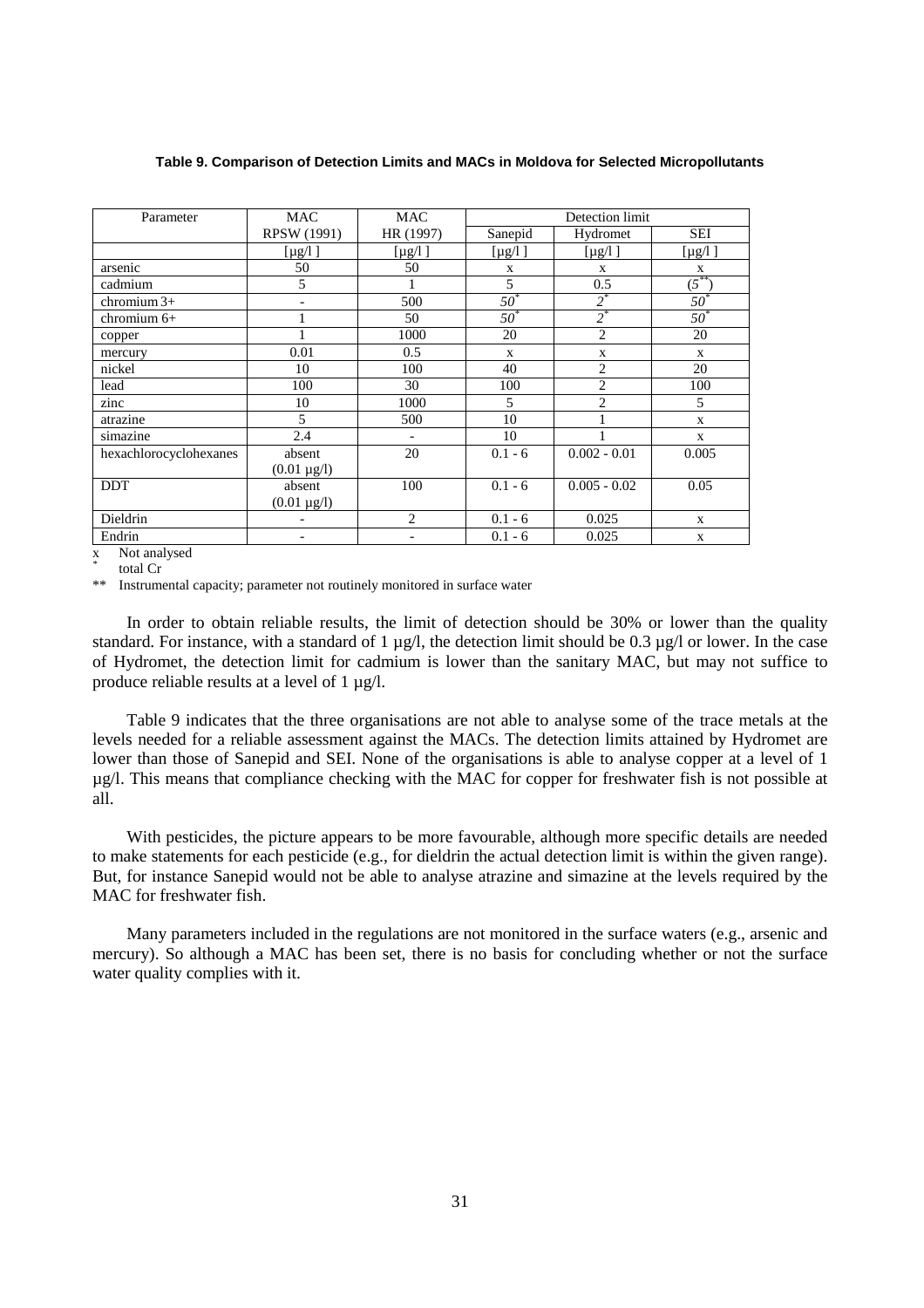**Table 9. Comparison of Detection Limits and MACs in Moldova for Selected Micropollutants**

| Parameter | MAC | MAC | Detection limit | | |
|---|---|---|---|---|---|
| | RPSW (1991) | HR (1997) | Sanepid | Hydromet | SEI |
| | [µg/l ] | [µg/l ] | [µg/l ] | [µg/l ] | [µg/l ] |
| arsenic | 50 | 50 | x | x | x |
| cadmium | 5 | 1 | 5 | 0.5 | (5**) |
| chromium 3+ | - | 500 | 50* | 2* | 50* |
| chromium 6+ | 1 | 50 | 50* | 2* | 50* |
| copper | 1 | 1000 | 20 | 2 | 20 |
| mercury | 0.01 | 0.5 | x | x | x |
| nickel | 10 | 100 | 40 | 2 | 20 |
| lead | 100 | 30 | 100 | 2 | 100 |
| zinc | 10 | 1000 | 5 | 2 | 5 |
| atrazine | 5 | 500 | 10 | 1 | x |
| simazine | 2.4 | - | 10 | 1 | x |
| hexachlorocyclohexanes | absent (0.01 µg/l) | 20 | 0.1 - 6 | 0.002 - 0.01 | 0.005 |
| DDT | absent (0.01 µg/l) | 100 | 0.1 - 6 | 0.005 - 0.02 | 0.05 |
| Dieldrin | - | 2 | 0.1 - 6 | 0.025 | x |
| Endrin | - | - | 0.1 - 6 | 0.025 | x |

x Not analysed
\* total Cr
\** Instrumental capacity; parameter not routinely monitored in surface water

In order to obtain reliable results, the limit of detection should be 30% or lower than the quality standard. For instance, with a standard of 1 µg/l, the detection limit should be 0.3 µg/l or lower. In the case of Hydromet, the detection limit for cadmium is lower than the sanitary MAC, but may not suffice to produce reliable results at a level of 1 µg/l.

Table 9 indicates that the three organisations are not able to analyse some of the trace metals at the levels needed for a reliable assessment against the MACs. The detection limits attained by Hydromet are lower than those of Sanepid and SEI. None of the organisations is able to analyse copper at a level of 1 µg/l. This means that compliance checking with the MAC for copper for freshwater fish is not possible at all.

With pesticides, the picture appears to be more favourable, although more specific details are needed to make statements for each pesticide (e.g., for dieldrin the actual detection limit is within the given range). But, for instance Sanepid would not be able to analyse atrazine and simazine at the levels required by the MAC for freshwater fish.

Many parameters included in the regulations are not monitored in the surface waters (e.g., arsenic and mercury). So although a MAC has been set, there is no basis for concluding whether or not the surface water quality complies with it.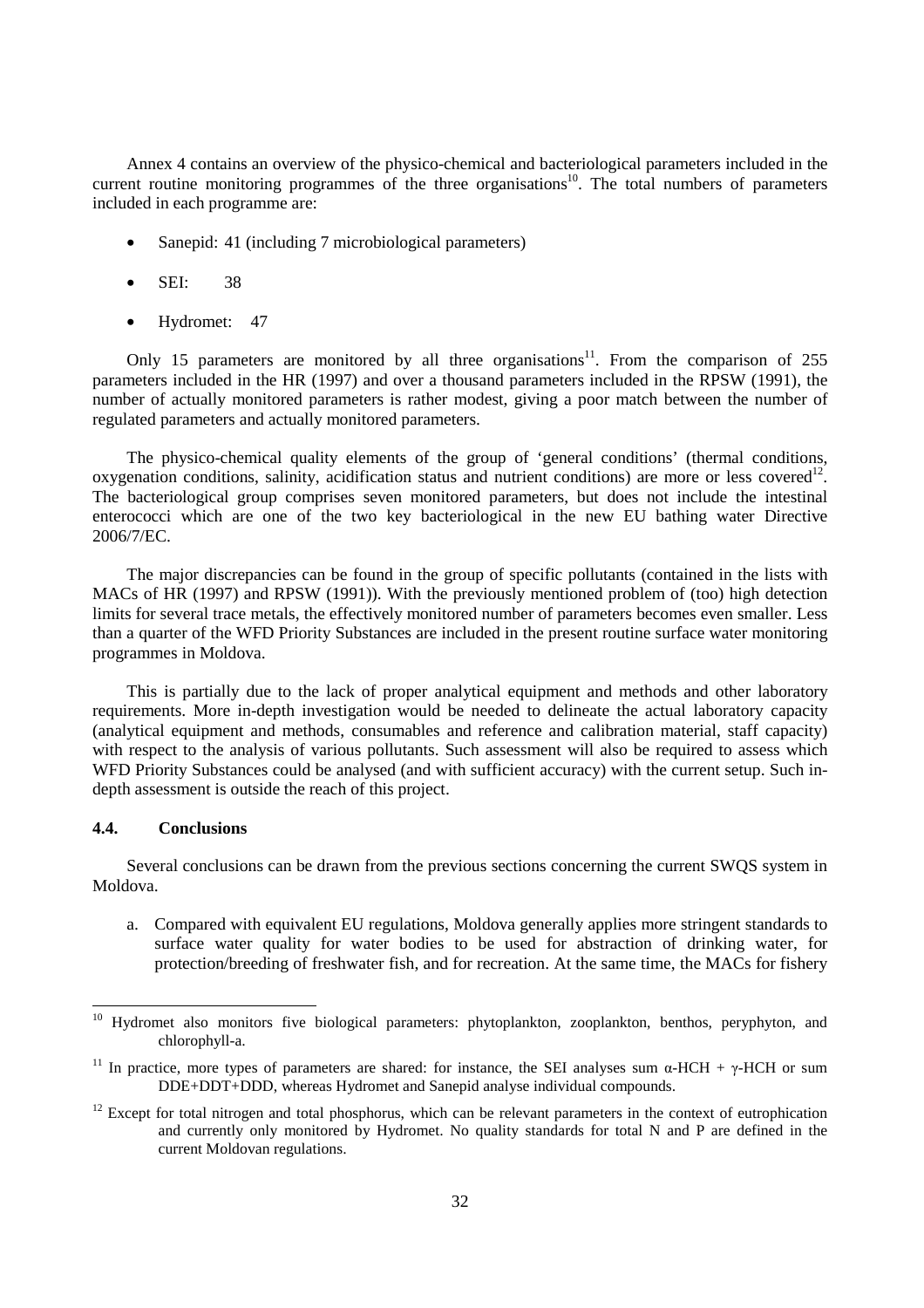Annex 4 contains an overview of the physico-chemical and bacteriological parameters included in the current routine monitoring programmes of the three organisations[10]. The total numbers of parameters included in each programme are:

- Sanepid: 41 (including 7 microbiological parameters)
- SEI: 38
- Hydromet: 47

Only 15 parameters are monitored by all three organisations[11]. From the comparison of 255 parameters included in the HR (1997) and over a thousand parameters included in the RPSW (1991), the number of actually monitored parameters is rather modest, giving a poor match between the number of regulated parameters and actually monitored parameters.

The physico-chemical quality elements of the group of 'general conditions' (thermal conditions, oxygenation conditions, salinity, acidification status and nutrient conditions) are more or less covered[12]. The bacteriological group comprises seven monitored parameters, but does not include the intestinal enterococci which are one of the two key bacteriological in the new EU bathing water Directive 2006/7/EC.

The major discrepancies can be found in the group of specific pollutants (contained in the lists with MACs of HR (1997) and RPSW (1991)). With the previously mentioned problem of (too) high detection limits for several trace metals, the effectively monitored number of parameters becomes even smaller. Less than a quarter of the WFD Priority Substances are included in the present routine surface water monitoring programmes in Moldova.

This is partially due to the lack of proper analytical equipment and methods and other laboratory requirements. More in-depth investigation would be needed to delineate the actual laboratory capacity (analytical equipment and methods, consumables and reference and calibration material, staff capacity) with respect to the analysis of various pollutants. Such assessment will also be required to assess which WFD Priority Substances could be analysed (and with sufficient accuracy) with the current setup. Such in-depth assessment is outside the reach of this project.

### 4.4. Conclusions

Several conclusions can be drawn from the previous sections concerning the current SWQS system in Moldova.

a. Compared with equivalent EU regulations, Moldova generally applies more stringent standards to surface water quality for water bodies to be used for abstraction of drinking water, for protection/breeding of freshwater fish, and for recreation. At the same time, the MACs for fishery

---

[10] Hydromet also monitors five biological parameters: phytoplankton, zooplankton, benthos, peryphyton, and chlorophyll-a.

[11] In practice, more types of parameters are shared: for instance, the SEI analyses sum α-HCH + γ-HCH or sum DDE+DDT+DDD, whereas Hydromet and Sanepid analyse individual compounds.

[12] Except for total nitrogen and total phosphorus, which can be relevant parameters in the context of eutrophication and currently only monitored by Hydromet. No quality standards for total N and P are defined in the current Moldovan regulations.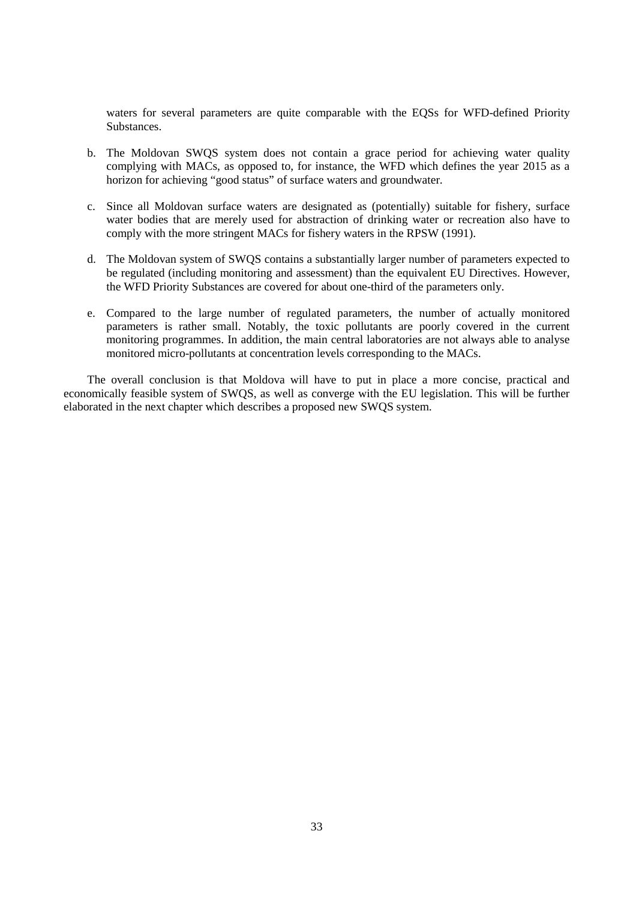waters for several parameters are quite comparable with the EQSs for WFD-defined Priority Substances.

b. The Moldovan SWQS system does not contain a grace period for achieving water quality complying with MACs, as opposed to, for instance, the WFD which defines the year 2015 as a horizon for achieving "good status" of surface waters and groundwater.

c. Since all Moldovan surface waters are designated as (potentially) suitable for fishery, surface water bodies that are merely used for abstraction of drinking water or recreation also have to comply with the more stringent MACs for fishery waters in the RPSW (1991).

d. The Moldovan system of SWQS contains a substantially larger number of parameters expected to be regulated (including monitoring and assessment) than the equivalent EU Directives. However, the WFD Priority Substances are covered for about one-third of the parameters only.

e. Compared to the large number of regulated parameters, the number of actually monitored parameters is rather small. Notably, the toxic pollutants are poorly covered in the current monitoring programmes. In addition, the main central laboratories are not always able to analyse monitored micro-pollutants at concentration levels corresponding to the MACs.

The overall conclusion is that Moldova will have to put in place a more concise, practical and economically feasible system of SWQS, as well as converge with the EU legislation. This will be further elaborated in the next chapter which describes a proposed new SWQS system.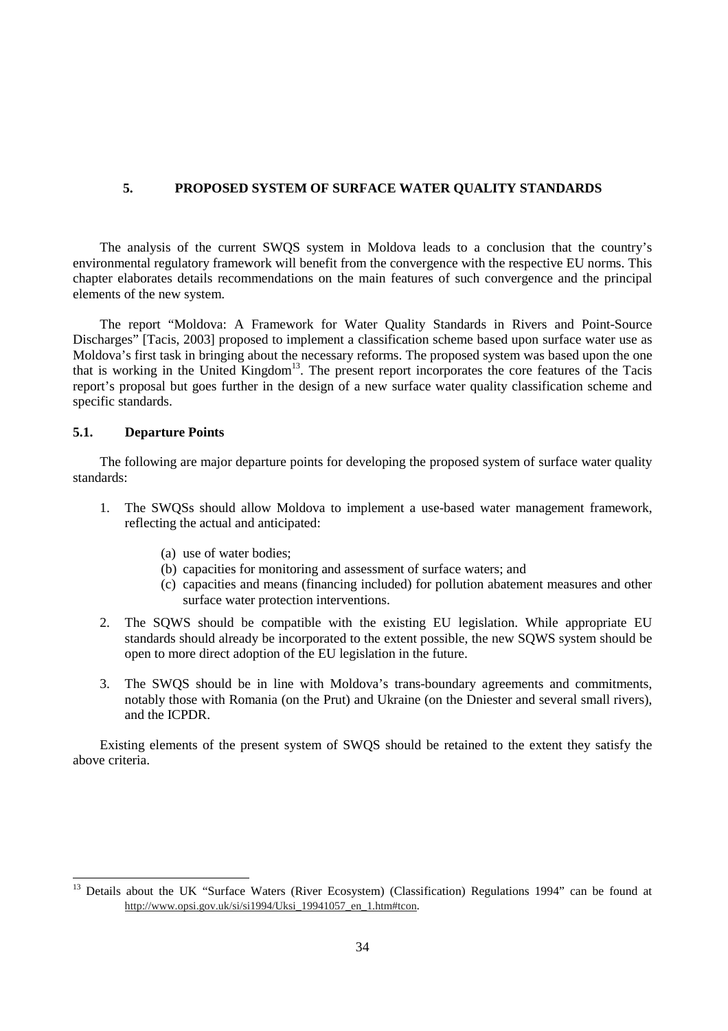## 5. PROPOSED SYSTEM OF SURFACE WATER QUALITY STANDARDS

The analysis of the current SWQS system in Moldova leads to a conclusion that the country's environmental regulatory framework will benefit from the convergence with the respective EU norms. This chapter elaborates details recommendations on the main features of such convergence and the principal elements of the new system.

The report "Moldova: A Framework for Water Quality Standards in Rivers and Point-Source Discharges" [Tacis, 2003] proposed to implement a classification scheme based upon surface water use as Moldova's first task in bringing about the necessary reforms. The proposed system was based upon the one that is working in the United Kingdom[13]. The present report incorporates the core features of the Tacis report's proposal but goes further in the design of a new surface water quality classification scheme and specific standards.

### 5.1. Departure Points

The following are major departure points for developing the proposed system of surface water quality standards:

1. The SWQSs should allow Moldova to implement a use-based water management framework, reflecting the actual and anticipated:
   - (a) use of water bodies;
   - (b) capacities for monitoring and assessment of surface waters; and
   - (c) capacities and means (financing included) for pollution abatement measures and other surface water protection interventions.
2. The SQWS should be compatible with the existing EU legislation. While appropriate EU standards should already be incorporated to the extent possible, the new SQWS system should be open to more direct adoption of the EU legislation in the future.
3. The SWQS should be in line with Moldova's trans-boundary agreements and commitments, notably those with Romania (on the Prut) and Ukraine (on the Dniester and several small rivers), and the ICPDR.

Existing elements of the present system of SWQS should be retained to the extent they satisfy the above criteria.

---

[13] Details about the UK "Surface Waters (River Ecosystem) (Classification) Regulations 1994" can be found at http://www.opsi.gov.uk/si/si1994/Uksi_19941057_en_1.htm#tcon.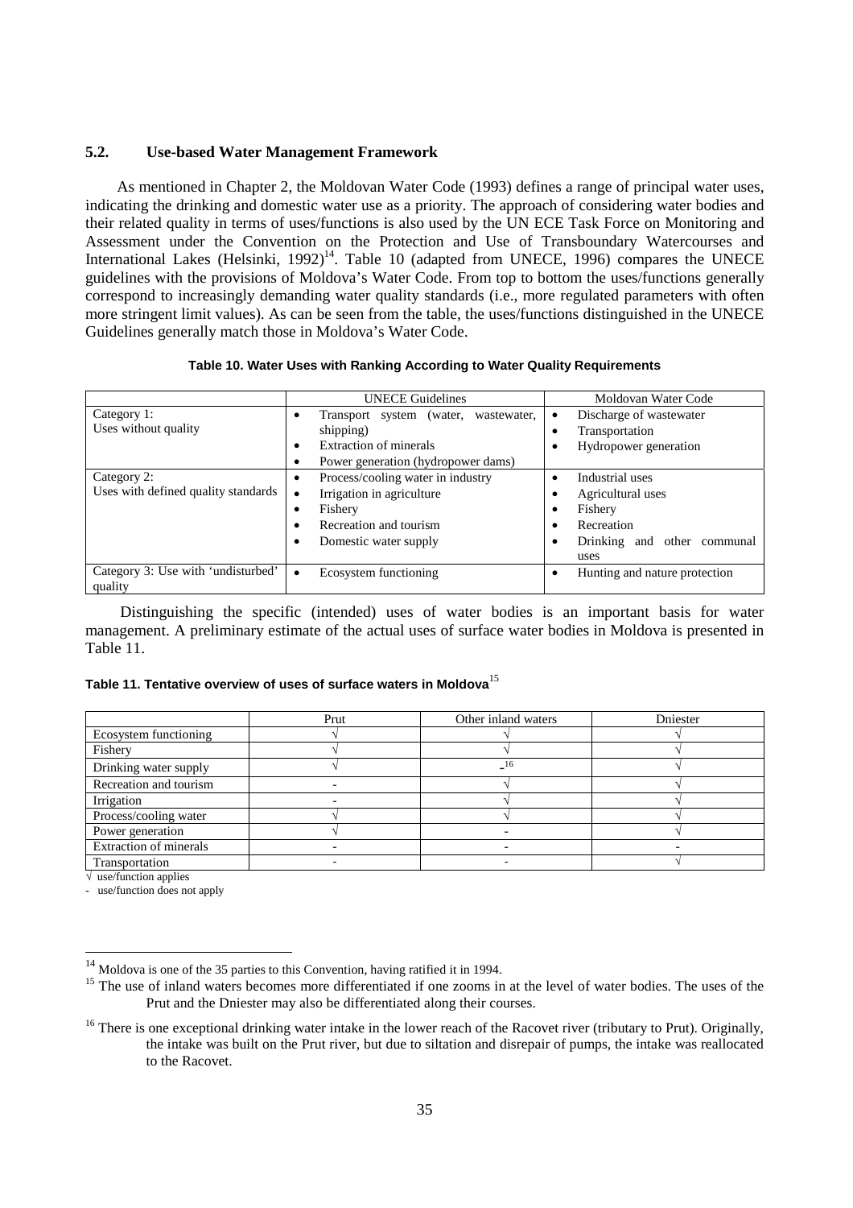## 5.2. Use-based Water Management Framework

As mentioned in Chapter 2, the Moldovan Water Code (1993) defines a range of principal water uses, indicating the drinking and domestic water use as a priority. The approach of considering water bodies and their related quality in terms of uses/functions is also used by the UN ECE Task Force on Monitoring and Assessment under the Convention on the Protection and Use of Transboundary Watercourses and International Lakes (Helsinki, 1992)[14]. Table 10 (adapted from UNECE, 1996) compares the UNECE guidelines with the provisions of Moldova's Water Code. From top to bottom the uses/functions generally correspond to increasingly demanding water quality standards (i.e., more regulated parameters with often more stringent limit values). As can be seen from the table, the uses/functions distinguished in the UNECE Guidelines generally match those in Moldova's Water Code.

**Table 10. Water Uses with Ranking According to Water Quality Requirements**

| | UNECE Guidelines | Moldovan Water Code |
|---|---|---|
| Category 1: Uses without quality | • Transport system (water, wastewater, shipping)<br>• Extraction of minerals<br>• Power generation (hydropower dams) | • Discharge of wastewater<br>• Transportation<br>• Hydropower generation |
| Category 2: Uses with defined quality standards | • Process/cooling water in industry<br>• Irrigation in agriculture<br>• Fishery<br>• Recreation and tourism<br>• Domestic water supply | • Industrial uses<br>• Agricultural uses<br>• Fishery<br>• Recreation<br>• Drinking and other communal uses |
| Category 3: Use with 'undisturbed' quality | • Ecosystem functioning | • Hunting and nature protection |

Distinguishing the specific (intended) uses of water bodies is an important basis for water management. A preliminary estimate of the actual uses of surface water bodies in Moldova is presented in Table 11.

**Table 11. Tentative overview of uses of surface waters in Moldova**[15]

| | Prut | Other inland waters | Dniester |
|---|---|---|---|
| Ecosystem functioning | √ | √ | √ |
| Fishery | √ | √ | √ |
| Drinking water supply | √ | -[16] | √ |
| Recreation and tourism | - | √ | √ |
| Irrigation | - | √ | √ |
| Process/cooling water | √ | √ | √ |
| Power generation | √ | - | √ |
| Extraction of minerals | - | - | - |
| Transportation | - | - | √ |

√ use/function applies

\- use/function does not apply

[14] Moldova is one of the 35 parties to this Convention, having ratified it in 1994.

[15] The use of inland waters becomes more differentiated if one zooms in at the level of water bodies. The uses of the Prut and the Dniester may also be differentiated along their courses.

[16] There is one exceptional drinking water intake in the lower reach of the Racovet river (tributary to Prut). Originally, the intake was built on the Prut river, but due to siltation and disrepair of pumps, the intake was reallocated to the Racovet.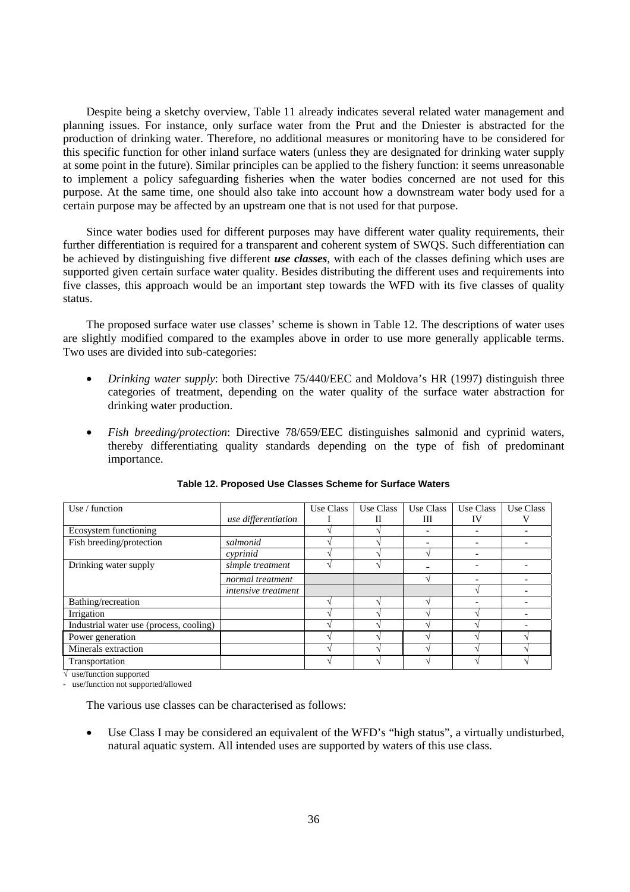Despite being a sketchy overview, Table 11 already indicates several related water management and planning issues. For instance, only surface water from the Prut and the Dniester is abstracted for the production of drinking water. Therefore, no additional measures or monitoring have to be considered for this specific function for other inland surface waters (unless they are designated for drinking water supply at some point in the future). Similar principles can be applied to the fishery function: it seems unreasonable to implement a policy safeguarding fisheries when the water bodies concerned are not used for this purpose. At the same time, one should also take into account how a downstream water body used for a certain purpose may be affected by an upstream one that is not used for that purpose.

Since water bodies used for different purposes may have different water quality requirements, their further differentiation is required for a transparent and coherent system of SWQS. Such differentiation can be achieved by distinguishing five different ***use classes***, with each of the classes defining which uses are supported given certain surface water quality. Besides distributing the different uses and requirements into five classes, this approach would be an important step towards the WFD with its five classes of quality status.

The proposed surface water use classes' scheme is shown in Table 12. The descriptions of water uses are slightly modified compared to the examples above in order to use more generally applicable terms. Two uses are divided into sub-categories:

- *Drinking water supply*: both Directive 75/440/EEC and Moldova's HR (1997) distinguish three categories of treatment, depending on the water quality of the surface water abstraction for drinking water production.
- *Fish breeding/protection*: Directive 78/659/EEC distinguishes salmonid and cyprinid waters, thereby differentiating quality standards depending on the type of fish of predominant importance.

**Table 12. Proposed Use Classes Scheme for Surface Waters**

| Use / function | *use differentiation* | Use Class I | Use Class II | Use Class III | Use Class IV | Use Class V |
|---|---|---|---|---|---|---|
| Ecosystem functioning | | √ | √ | - | - | - |
| Fish breeding/protection | *salmonid* | √ | √ | - | - | - |
| | *cyprinid* | √ | √ | √ | - | |
| Drinking water supply | *simple treatment* | √ | √ | - | - | - |
| | *normal treatment* | | | √ | - | - |
| | *intensive treatment* | | | | √ | - |
| Bathing/recreation | | √ | √ | √ | - | - |
| Irrigation | | √ | √ | √ | √ | - |
| Industrial water use (process, cooling) | | √ | √ | √ | √ | - |
| Power generation | | √ | √ | √ | √ | √ |
| Minerals extraction | | √ | √ | √ | √ | √ |
| Transportation | | √ | √ | √ | √ | √ |

√ use/function supported
- use/function not supported/allowed

The various use classes can be characterised as follows:

- Use Class I may be considered an equivalent of the WFD's "high status", a virtually undisturbed, natural aquatic system. All intended uses are supported by waters of this use class.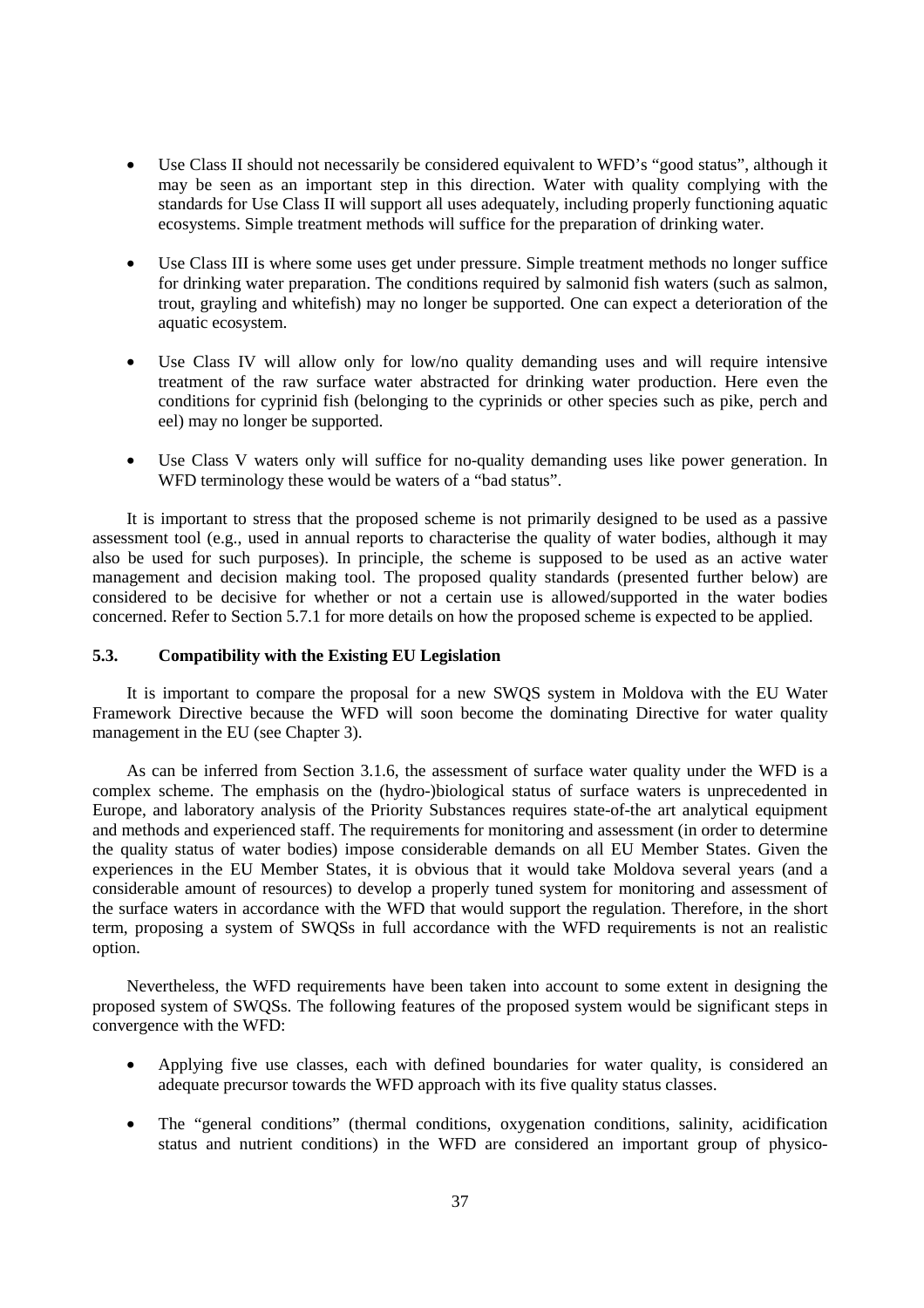- Use Class II should not necessarily be considered equivalent to WFD's "good status", although it may be seen as an important step in this direction. Water with quality complying with the standards for Use Class II will support all uses adequately, including properly functioning aquatic ecosystems. Simple treatment methods will suffice for the preparation of drinking water.

- Use Class III is where some uses get under pressure. Simple treatment methods no longer suffice for drinking water preparation. The conditions required by salmonid fish waters (such as salmon, trout, grayling and whitefish) may no longer be supported. One can expect a deterioration of the aquatic ecosystem.

- Use Class IV will allow only for low/no quality demanding uses and will require intensive treatment of the raw surface water abstracted for drinking water production. Here even the conditions for cyprinid fish (belonging to the cyprinids or other species such as pike, perch and eel) may no longer be supported.

- Use Class V waters only will suffice for no-quality demanding uses like power generation. In WFD terminology these would be waters of a "bad status".

It is important to stress that the proposed scheme is not primarily designed to be used as a passive assessment tool (e.g., used in annual reports to characterise the quality of water bodies, although it may also be used for such purposes). In principle, the scheme is supposed to be used as an active water management and decision making tool. The proposed quality standards (presented further below) are considered to be decisive for whether or not a certain use is allowed/supported in the water bodies concerned. Refer to Section 5.7.1 for more details on how the proposed scheme is expected to be applied.

### 5.3. Compatibility with the Existing EU Legislation

It is important to compare the proposal for a new SWQS system in Moldova with the EU Water Framework Directive because the WFD will soon become the dominating Directive for water quality management in the EU (see Chapter 3).

As can be inferred from Section 3.1.6, the assessment of surface water quality under the WFD is a complex scheme. The emphasis on the (hydro-)biological status of surface waters is unprecedented in Europe, and laboratory analysis of the Priority Substances requires state-of-the art analytical equipment and methods and experienced staff. The requirements for monitoring and assessment (in order to determine the quality status of water bodies) impose considerable demands on all EU Member States. Given the experiences in the EU Member States, it is obvious that it would take Moldova several years (and a considerable amount of resources) to develop a properly tuned system for monitoring and assessment of the surface waters in accordance with the WFD that would support the regulation. Therefore, in the short term, proposing a system of SWQSs in full accordance with the WFD requirements is not an realistic option.

Nevertheless, the WFD requirements have been taken into account to some extent in designing the proposed system of SWQSs. The following features of the proposed system would be significant steps in convergence with the WFD:

- Applying five use classes, each with defined boundaries for water quality, is considered an adequate precursor towards the WFD approach with its five quality status classes.

- The "general conditions" (thermal conditions, oxygenation conditions, salinity, acidification status and nutrient conditions) in the WFD are considered an important group of physico-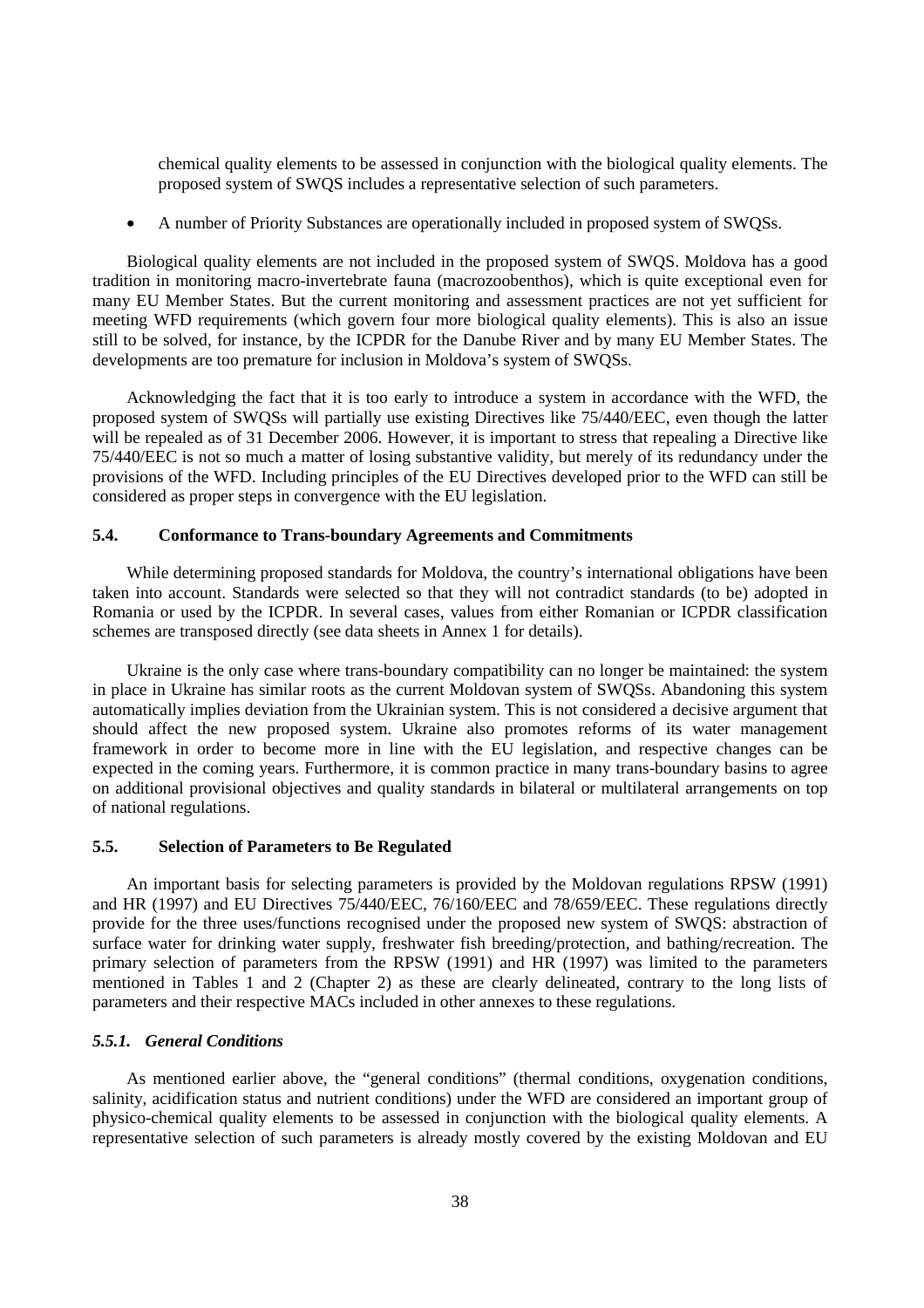chemical quality elements to be assessed in conjunction with the biological quality elements. The proposed system of SWQS includes a representative selection of such parameters.

- A number of Priority Substances are operationally included in proposed system of SWQSs.

Biological quality elements are not included in the proposed system of SWQS. Moldova has a good tradition in monitoring macro-invertebrate fauna (macrozoobenthos), which is quite exceptional even for many EU Member States. But the current monitoring and assessment practices are not yet sufficient for meeting WFD requirements (which govern four more biological quality elements). This is also an issue still to be solved, for instance, by the ICPDR for the Danube River and by many EU Member States. The developments are too premature for inclusion in Moldova's system of SWQSs.

Acknowledging the fact that it is too early to introduce a system in accordance with the WFD, the proposed system of SWQSs will partially use existing Directives like 75/440/EEC, even though the latter will be repealed as of 31 December 2006. However, it is important to stress that repealing a Directive like 75/440/EEC is not so much a matter of losing substantive validity, but merely of its redundancy under the provisions of the WFD. Including principles of the EU Directives developed prior to the WFD can still be considered as proper steps in convergence with the EU legislation.

### 5.4. Conformance to Trans-boundary Agreements and Commitments

While determining proposed standards for Moldova, the country's international obligations have been taken into account. Standards were selected so that they will not contradict standards (to be) adopted in Romania or used by the ICPDR. In several cases, values from either Romanian or ICPDR classification schemes are transposed directly (see data sheets in Annex 1 for details).

Ukraine is the only case where trans-boundary compatibility can no longer be maintained: the system in place in Ukraine has similar roots as the current Moldovan system of SWQSs. Abandoning this system automatically implies deviation from the Ukrainian system. This is not considered a decisive argument that should affect the new proposed system. Ukraine also promotes reforms of its water management framework in order to become more in line with the EU legislation, and respective changes can be expected in the coming years. Furthermore, it is common practice in many trans-boundary basins to agree on additional provisional objectives and quality standards in bilateral or multilateral arrangements on top of national regulations.

### 5.5. Selection of Parameters to Be Regulated

An important basis for selecting parameters is provided by the Moldovan regulations RPSW (1991) and HR (1997) and EU Directives 75/440/EEC, 76/160/EEC and 78/659/EEC. These regulations directly provide for the three uses/functions recognised under the proposed new system of SWQS: abstraction of surface water for drinking water supply, freshwater fish breeding/protection, and bathing/recreation. The primary selection of parameters from the RPSW (1991) and HR (1997) was limited to the parameters mentioned in Tables 1 and 2 (Chapter 2) as these are clearly delineated, contrary to the long lists of parameters and their respective MACs included in other annexes to these regulations.

#### *5.5.1. General Conditions*

As mentioned earlier above, the "general conditions" (thermal conditions, oxygenation conditions, salinity, acidification status and nutrient conditions) under the WFD are considered an important group of physico-chemical quality elements to be assessed in conjunction with the biological quality elements. A representative selection of such parameters is already mostly covered by the existing Moldovan and EU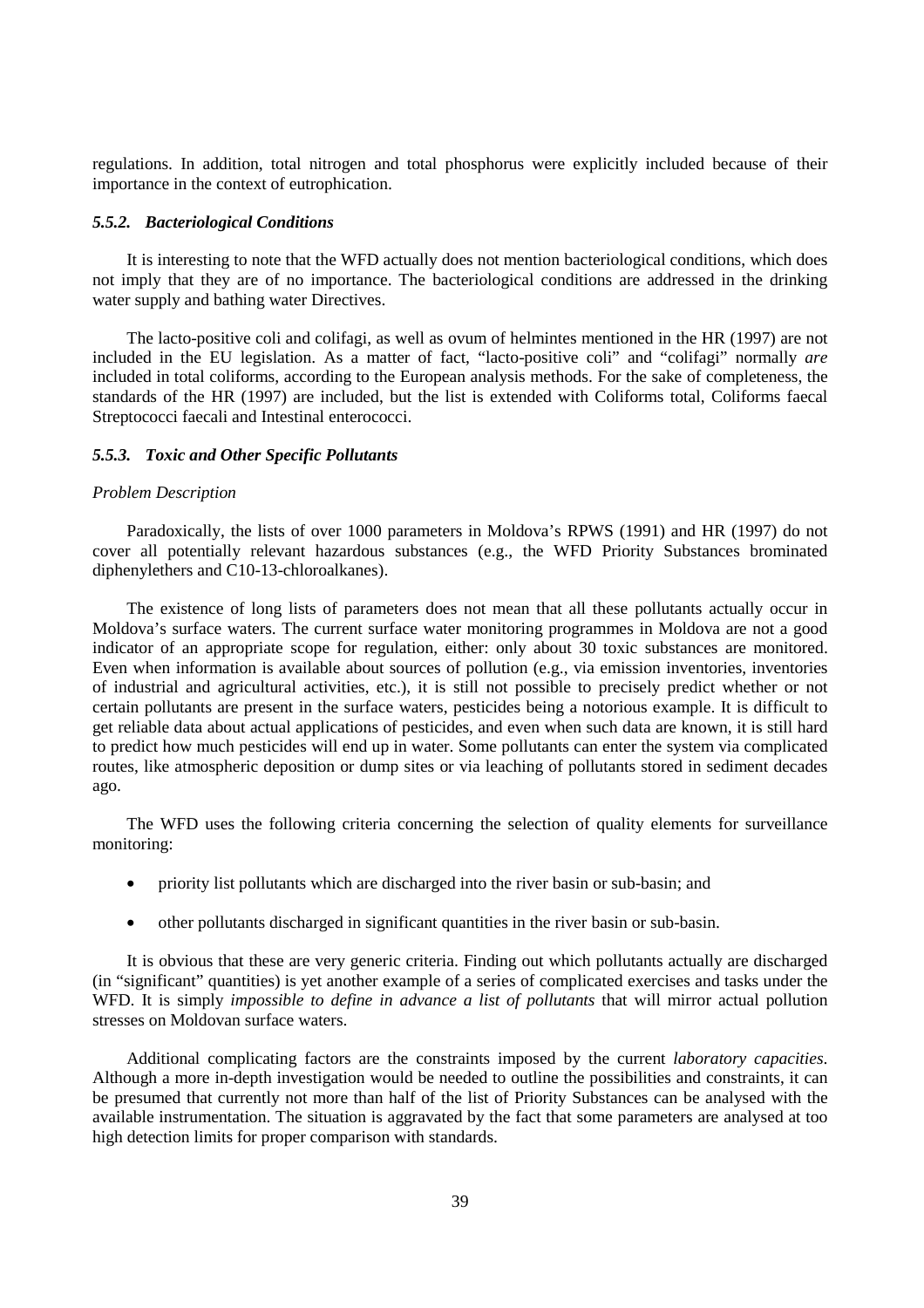regulations. In addition, total nitrogen and total phosphorus were explicitly included because of their importance in the context of eutrophication.

### *5.5.2. Bacteriological Conditions*

It is interesting to note that the WFD actually does not mention bacteriological conditions, which does not imply that they are of no importance. The bacteriological conditions are addressed in the drinking water supply and bathing water Directives.

The lacto-positive coli and colifagi, as well as ovum of helmintes mentioned in the HR (1997) are not included in the EU legislation. As a matter of fact, "lacto-positive coli" and "colifagi" normally *are* included in total coliforms, according to the European analysis methods. For the sake of completeness, the standards of the HR (1997) are included, but the list is extended with Coliforms total, Coliforms faecal Streptococci faecali and Intestinal enterococci.

### *5.5.3. Toxic and Other Specific Pollutants*

*Problem Description*

Paradoxically, the lists of over 1000 parameters in Moldova's RPWS (1991) and HR (1997) do not cover all potentially relevant hazardous substances (e.g., the WFD Priority Substances brominated diphenylethers and C10-13-chloroalkanes).

The existence of long lists of parameters does not mean that all these pollutants actually occur in Moldova's surface waters. The current surface water monitoring programmes in Moldova are not a good indicator of an appropriate scope for regulation, either: only about 30 toxic substances are monitored. Even when information is available about sources of pollution (e.g., via emission inventories, inventories of industrial and agricultural activities, etc.), it is still not possible to precisely predict whether or not certain pollutants are present in the surface waters, pesticides being a notorious example. It is difficult to get reliable data about actual applications of pesticides, and even when such data are known, it is still hard to predict how much pesticides will end up in water. Some pollutants can enter the system via complicated routes, like atmospheric deposition or dump sites or via leaching of pollutants stored in sediment decades ago.

The WFD uses the following criteria concerning the selection of quality elements for surveillance monitoring:

- priority list pollutants which are discharged into the river basin or sub-basin; and
- other pollutants discharged in significant quantities in the river basin or sub-basin.

It is obvious that these are very generic criteria. Finding out which pollutants actually are discharged (in "significant" quantities) is yet another example of a series of complicated exercises and tasks under the WFD. It is simply *impossible to define in advance a list of pollutants* that will mirror actual pollution stresses on Moldovan surface waters.

Additional complicating factors are the constraints imposed by the current *laboratory capacities*. Although a more in-depth investigation would be needed to outline the possibilities and constraints, it can be presumed that currently not more than half of the list of Priority Substances can be analysed with the available instrumentation. The situation is aggravated by the fact that some parameters are analysed at too high detection limits for proper comparison with standards.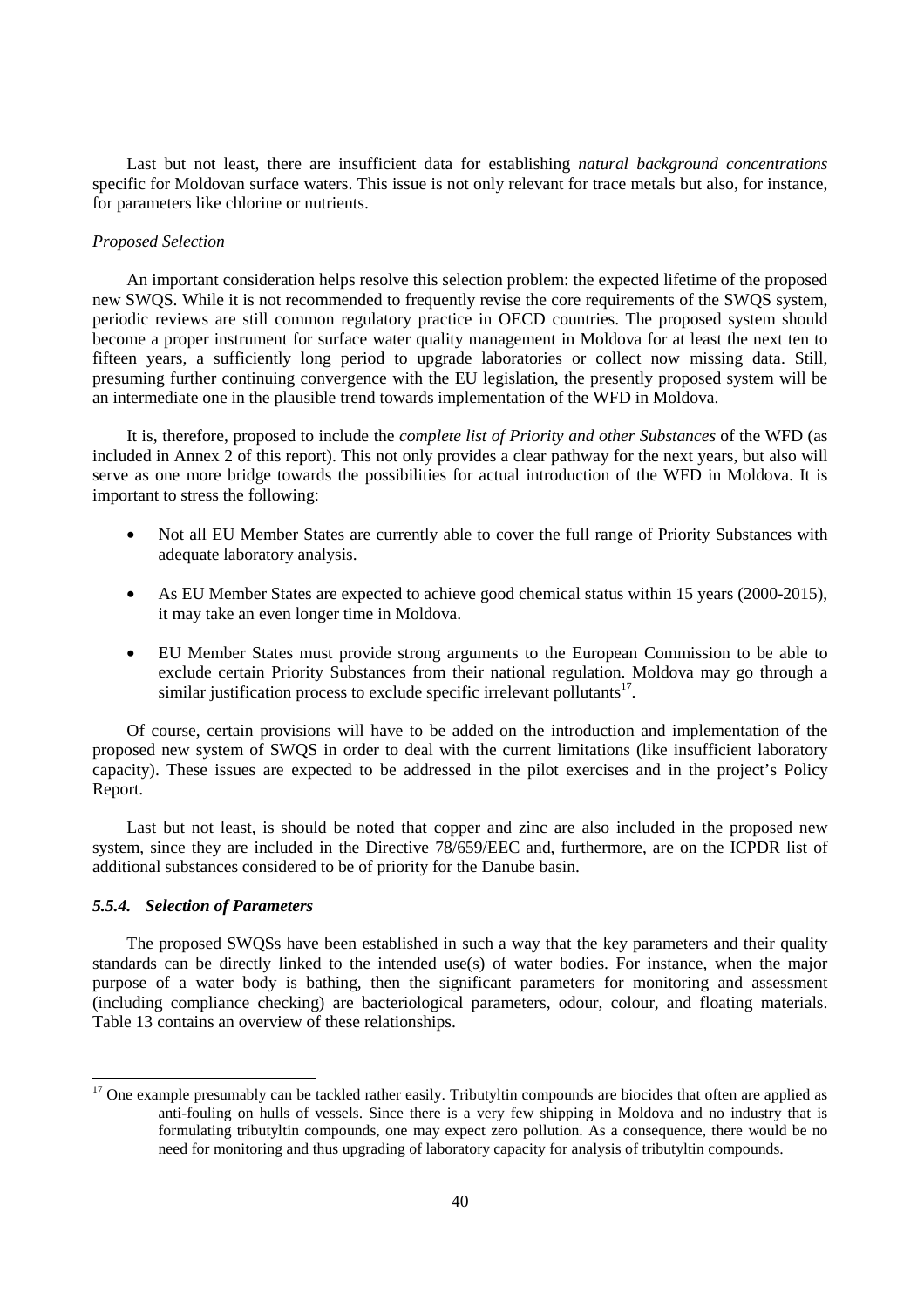Last but not least, there are insufficient data for establishing *natural background concentrations* specific for Moldovan surface waters. This issue is not only relevant for trace metals but also, for instance, for parameters like chlorine or nutrients.

*Proposed Selection*

An important consideration helps resolve this selection problem: the expected lifetime of the proposed new SWQS. While it is not recommended to frequently revise the core requirements of the SWQS system, periodic reviews are still common regulatory practice in OECD countries. The proposed system should become a proper instrument for surface water quality management in Moldova for at least the next ten to fifteen years, a sufficiently long period to upgrade laboratories or collect now missing data. Still, presuming further continuing convergence with the EU legislation, the presently proposed system will be an intermediate one in the plausible trend towards implementation of the WFD in Moldova.

It is, therefore, proposed to include the *complete list of Priority and other Substances* of the WFD (as included in Annex 2 of this report). This not only provides a clear pathway for the next years, but also will serve as one more bridge towards the possibilities for actual introduction of the WFD in Moldova. It is important to stress the following:

- Not all EU Member States are currently able to cover the full range of Priority Substances with adequate laboratory analysis.
- As EU Member States are expected to achieve good chemical status within 15 years (2000-2015), it may take an even longer time in Moldova.
- EU Member States must provide strong arguments to the European Commission to be able to exclude certain Priority Substances from their national regulation. Moldova may go through a similar justification process to exclude specific irrelevant pollutants[17].

Of course, certain provisions will have to be added on the introduction and implementation of the proposed new system of SWQS in order to deal with the current limitations (like insufficient laboratory capacity). These issues are expected to be addressed in the pilot exercises and in the project's Policy Report.

Last but not least, is should be noted that copper and zinc are also included in the proposed new system, since they are included in the Directive 78/659/EEC and, furthermore, are on the ICPDR list of additional substances considered to be of priority for the Danube basin.

### *5.5.4. Selection of Parameters*

The proposed SWQSs have been established in such a way that the key parameters and their quality standards can be directly linked to the intended use(s) of water bodies. For instance, when the major purpose of a water body is bathing, then the significant parameters for monitoring and assessment (including compliance checking) are bacteriological parameters, odour, colour, and floating materials. Table 13 contains an overview of these relationships.

---

[17] One example presumably can be tackled rather easily. Tributyltin compounds are biocides that often are applied as anti-fouling on hulls of vessels. Since there is a very few shipping in Moldova and no industry that is formulating tributyltin compounds, one may expect zero pollution. As a consequence, there would be no need for monitoring and thus upgrading of laboratory capacity for analysis of tributyltin compounds.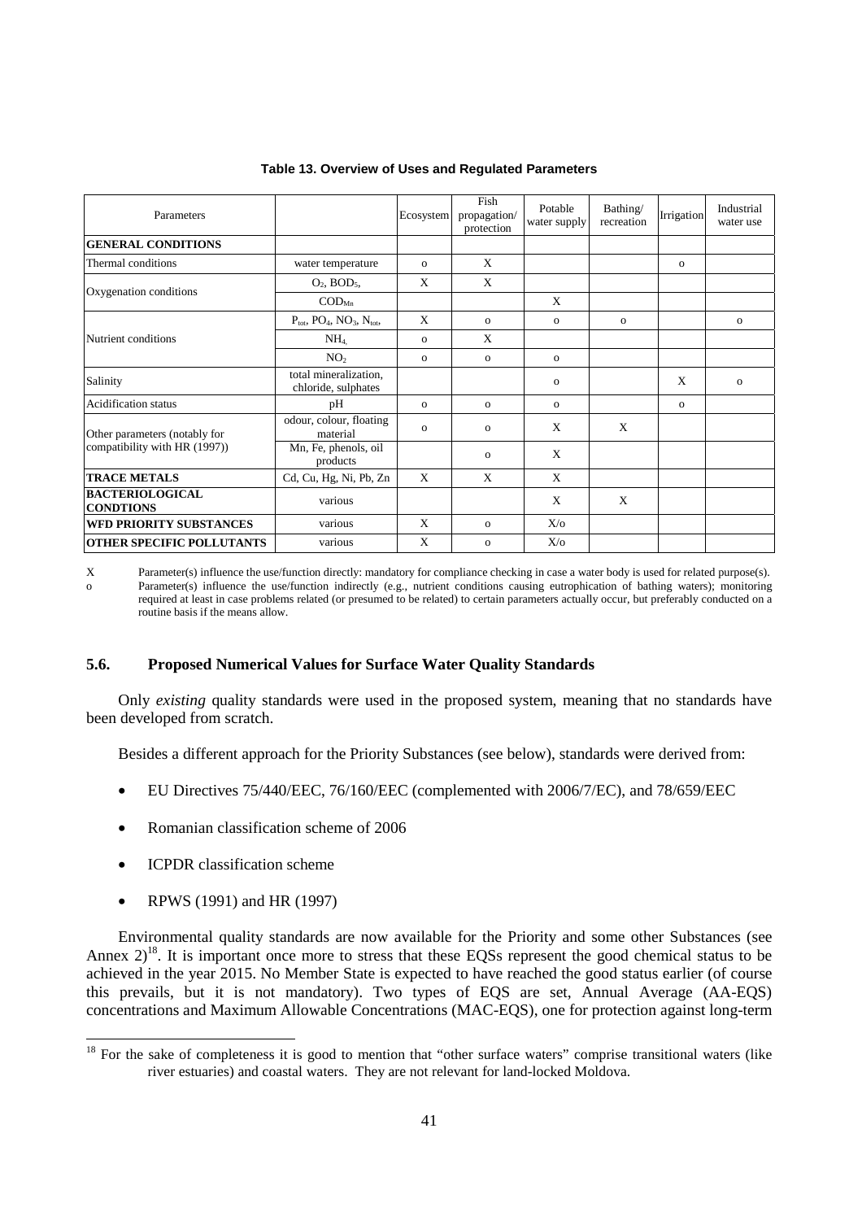**Table 13. Overview of Uses and Regulated Parameters**

| Parameters | | Ecosystem | Fish propagation/ protection | Potable water supply | Bathing/ recreation | Irrigation | Industrial water use |
|---|---|---|---|---|---|---|---|
| **GENERAL CONDITIONS** | | | | | | | |
| Thermal conditions | water temperature | o | X | | | o | |
| Oxygenation conditions | $O_2$, $BOD_5$, | X | X | | | | |
| | $COD_{Mn}$ | | | X | | | |
| Nutrient conditions | $P_{tot}$, $PO_4$, $NO_3$, $N_{tot}$, | X | o | o | o | | o |
| | $NH_4$ | o | X | | | | |
| | $NO_2$ | o | o | o | | | |
| Salinity | total mineralization, chloride, sulphates | | | o | | X | o |
| Acidification status | pH | o | o | o | | o | |
| Other parameters (notably for compatibility with HR (1997)) | odour, colour, floating material | o | o | X | X | | |
| | Mn, Fe, phenols, oil products | | o | X | | | |
| **TRACE METALS** | Cd, Cu, Hg, Ni, Pb, Zn | X | X | X | | | |
| **BACTERIOLOGICAL CONDTIONS** | various | | | X | X | | |
| **WFD PRIORITY SUBSTANCES** | various | X | o | X/o | | | |
| **OTHER SPECIFIC POLLUTANTS** | various | X | o | X/o | | | |

X Parameter(s) influence the use/function directly: mandatory for compliance checking in case a water body is used for related purpose(s).

o Parameter(s) influence the use/function indirectly (e.g., nutrient conditions causing eutrophication of bathing waters); monitoring required at least in case problems related (or presumed to be related) to certain parameters actually occur, but preferably conducted on a routine basis if the means allow.

### 5.6. Proposed Numerical Values for Surface Water Quality Standards

Only *existing* quality standards were used in the proposed system, meaning that no standards have been developed from scratch.

Besides a different approach for the Priority Substances (see below), standards were derived from:

- EU Directives 75/440/EEC, 76/160/EEC (complemented with 2006/7/EC), and 78/659/EEC
- Romanian classification scheme of 2006
- ICPDR classification scheme
- RPWS (1991) and HR (1997)

Environmental quality standards are now available for the Priority and some other Substances (see Annex 2)[18]. It is important once more to stress that these EQSs represent the good chemical status to be achieved in the year 2015. No Member State is expected to have reached the good status earlier (of course this prevails, but it is not mandatory). Two types of EQS are set, Annual Average (AA-EQS) concentrations and Maximum Allowable Concentrations (MAC-EQS), one for protection against long-term

[18] For the sake of completeness it is good to mention that "other surface waters" comprise transitional waters (like river estuaries) and coastal waters. They are not relevant for land-locked Moldova.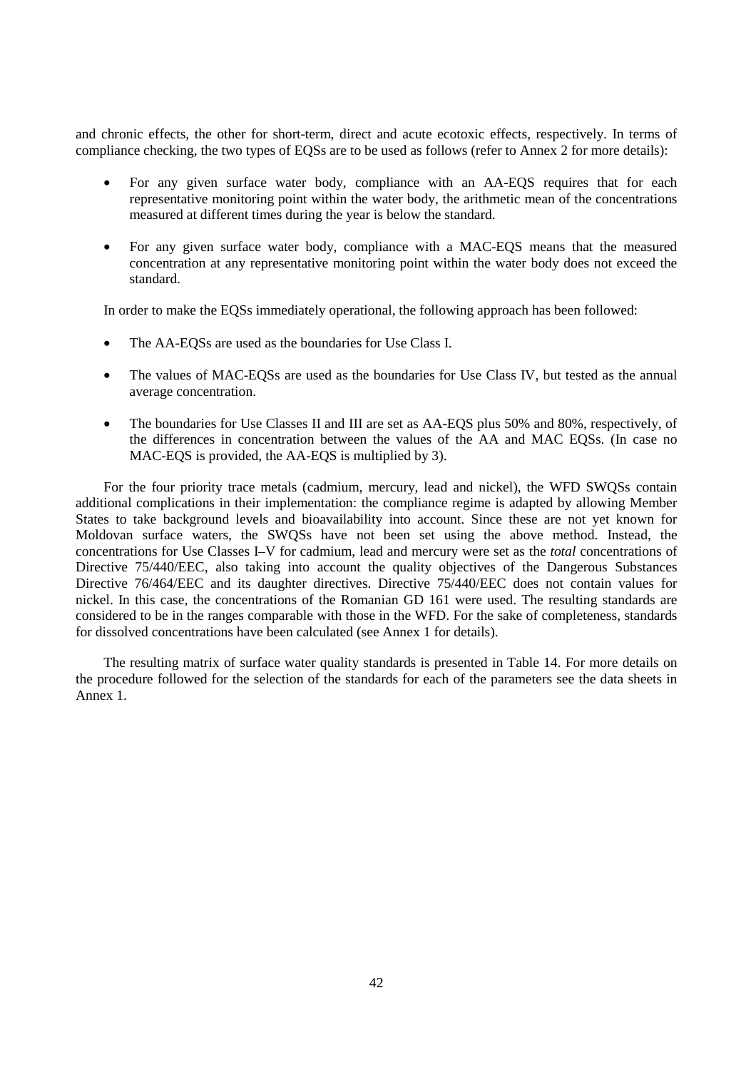and chronic effects, the other for short-term, direct and acute ecotoxic effects, respectively. In terms of compliance checking, the two types of EQSs are to be used as follows (refer to Annex 2 for more details):

- For any given surface water body, compliance with an AA-EQS requires that for each representative monitoring point within the water body, the arithmetic mean of the concentrations measured at different times during the year is below the standard.
- For any given surface water body, compliance with a MAC-EQS means that the measured concentration at any representative monitoring point within the water body does not exceed the standard.

In order to make the EQSs immediately operational, the following approach has been followed:

- The AA-EQSs are used as the boundaries for Use Class I.
- The values of MAC-EQSs are used as the boundaries for Use Class IV, but tested as the annual average concentration.
- The boundaries for Use Classes II and III are set as AA-EQS plus 50% and 80%, respectively, of the differences in concentration between the values of the AA and MAC EQSs. (In case no MAC-EQS is provided, the AA-EQS is multiplied by 3).

For the four priority trace metals (cadmium, mercury, lead and nickel), the WFD SWQSs contain additional complications in their implementation: the compliance regime is adapted by allowing Member States to take background levels and bioavailability into account. Since these are not yet known for Moldovan surface waters, the SWQSs have not been set using the above method. Instead, the concentrations for Use Classes I–V for cadmium, lead and mercury were set as the *total* concentrations of Directive 75/440/EEC, also taking into account the quality objectives of the Dangerous Substances Directive 76/464/EEC and its daughter directives. Directive 75/440/EEC does not contain values for nickel. In this case, the concentrations of the Romanian GD 161 were used. The resulting standards are considered to be in the ranges comparable with those in the WFD. For the sake of completeness, standards for dissolved concentrations have been calculated (see Annex 1 for details).

The resulting matrix of surface water quality standards is presented in Table 14. For more details on the procedure followed for the selection of the standards for each of the parameters see the data sheets in Annex 1.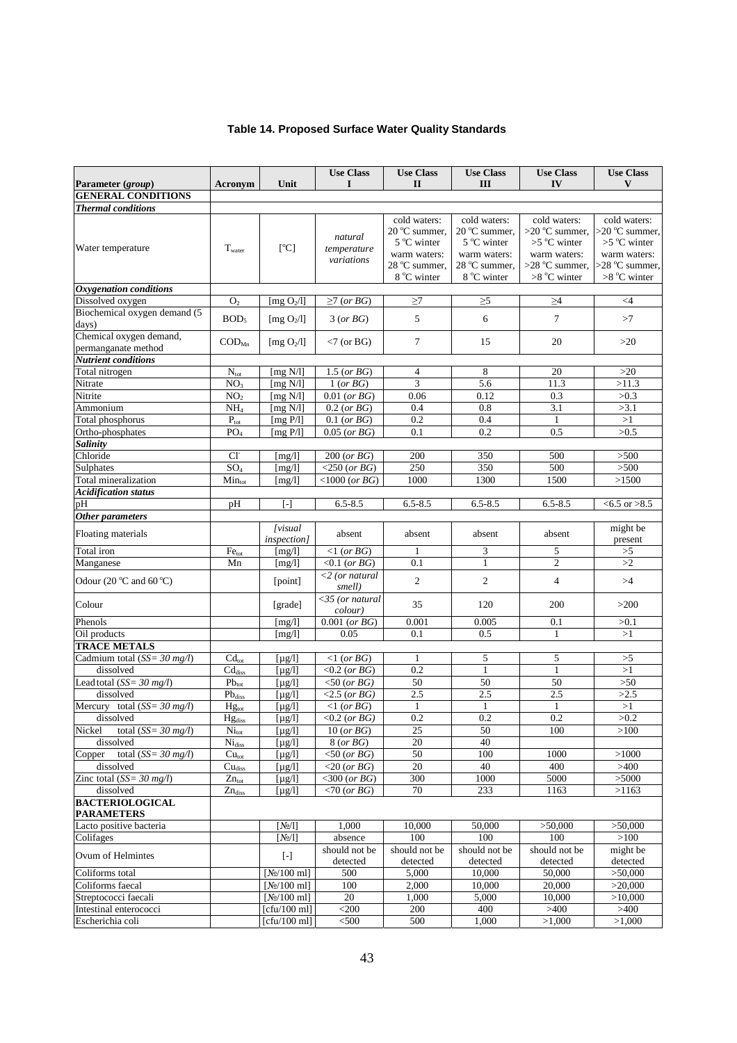## Table 14. Proposed Surface Water Quality Standards

| Parameter (*group*) | Acronym | Unit | Use Class I | Use Class II | Use Class III | Use Class IV | Use Class V |
|---|---|---|---|---|---|---|---|
| **GENERAL CONDITIONS** | | | | | | | |
| ***Thermal conditions*** | | | | | | | |
| Water temperature | $T_{water}$ | [°C] | *natural temperature variations* | cold waters: 20 °C summer, 5 °C winter warm waters: 28 °C summer, 8 °C winter | cold waters: 20 °C summer, 5 °C winter warm waters: 28 °C summer, 8 °C winter | cold waters: >20 °C summer, >5 °C winter warm waters: >28 °C summer, >8 °C winter | cold waters: >20 °C summer, >5 °C winter warm waters: >28 °C summer, >8 °C winter |
| ***Oxygenation conditions*** | | | | | | | |
| Dissolved oxygen | $O_2$ | [mg $O_2$/l] | ≥7 (*or BG*) | ≥7 | ≥5 | ≥4 | <4 |
| Biochemical oxygen demand (5 days) | $BOD_5$ | [mg $O_2$/l] | 3 (*or BG*) | 5 | 6 | 7 | >7 |
| Chemical oxygen demand, permanganate method | $COD_{Mn}$ | [mg $O_2$/l] | <7 (or BG) | 7 | 15 | 20 | >20 |
| ***Nutrient conditions*** | | | | | | | |
| Total nitrogen | $N_{tot}$ | [mg N/l] | 1.5 (*or BG*) | 4 | 8 | 20 | >20 |
| Nitrate | $NO_3$ | [mg N/l] | 1 (*or BG*) | 3 | 5.6 | 11.3 | >11.3 |
| Nitrite | $NO_2$ | [mg N/l] | 0.01 (*or BG*) | 0.06 | 0.12 | 0.3 | >0.3 |
| Ammonium | $NH_4$ | [mg N/l] | 0.2 (*or BG*) | 0.4 | 0.8 | 3.1 | >3.1 |
| Total phosphorus | $P_{tot}$ | [mg P/l] | 0.1 (*or BG*) | 0.2 | 0.4 | 1 | >1 |
| Ortho-phosphates | $PO_4$ | [mg P/l] | 0.05 (*or BG*) | 0.1 | 0.2 | 0.5 | >0.5 |
| ***Salinity*** | | | | | | | |
| Chloride | $Cl^-$ | [mg/l] | 200 (*or BG*) | 200 | 350 | 500 | >500 |
| Sulphates | $SO_4$ | [mg/l] | <250 (*or BG*) | 250 | 350 | 500 | >500 |
| Total mineralization | $Min_{tot}$ | [mg/l] | <1000 (*or BG*) | 1000 | 1300 | 1500 | >1500 |
| ***Acidification status*** | | | | | | | |
| pH | pH | [-] | 6.5-8.5 | 6.5-8.5 | 6.5-8.5 | 6.5-8.5 | <6.5 or >8.5 |
| ***Other parameters*** | | | | | | | |
| Floating materials | | *[visual inspection]* | absent | absent | absent | absent | might be present |
| Total iron | $Fe_{tot}$ | [mg/l] | <1 (*or BG*) | 1 | 3 | 5 | >5 |
| Manganese | Mn | [mg/l] | <0.1 (*or BG*) | 0.1 | 1 | 2 | >2 |
| Odour (20 °C and 60 °C) | | [point] | *<2 (or natural smell)* | 2 | 2 | 4 | >4 |
| Colour | | [grade] | *<35 (or natural colour)* | 35 | 120 | 200 | >200 |
| Phenols | | [mg/l] | 0.001 (*or BG*) | 0.001 | 0.005 | 0.1 | >0.1 |
| Oil products | | [mg/l] | 0.05 | 0.1 | 0.5 | 1 | >1 |
| **TRACE METALS** | | | | | | | |
| Cadmium total (*SS= 30 mg/l*) | $Cd_{tot}$ | [µg/l] | <1 (*or BG*) | 1 | 5 | 5 | >5 |
| dissolved | $Cd_{diss}$ | [µg/l] | <0.2 (*or BG*) | 0.2 | 1 | 1 | >1 |
| Lead total (*SS= 30 mg/l*) | $Pb_{tot}$ | [µg/l] | <50 (*or BG*) | 50 | 50 | 50 | >50 |
| dissolved | $Pb_{diss}$ | [µg/l] | <2.5 (*or BG*) | 2.5 | 2.5 | 2.5 | >2.5 |
| Mercury total (*SS= 30 mg/l*) | $Hg_{tot}$ | [µg/l] | <1 (*or BG*) | 1 | 1 | 1 | >1 |
| dissolved | $Hg_{diss}$ | [µg/l] | <0.2 (*or BG*) | 0.2 | 0.2 | 0.2 | >0.2 |
| Nickel total (*SS= 30 mg/l*) | $Ni_{tot}$ | [µg/l] | 10 (*or BG*) | 25 | 50 | 100 | >100 |
| dissolved | $Ni_{diss}$ | [µg/l] | 8 (*or BG*) | 20 | 40 | | |
| Copper total (*SS= 30 mg/l*) | $Cu_{tot}$ | [µg/l] | <50 (*or BG*) | 50 | 100 | 1000 | >1000 |
| dissolved | $Cu_{diss}$ | [µg/l] | <20 (*or BG*) | 20 | 40 | 400 | >400 |
| Zinc total (*SS= 30 mg/l*) | $Zn_{tot}$ | [µg/l] | <300 (*or BG*) | 300 | 1000 | 5000 | >5000 |
| dissolved | $Zn_{diss}$ | [µg/l] | <70 (*or BG*) | 70 | 233 | 1163 | >1163 |
| **BACTERIOLOGICAL PARAMETERS** | | | | | | | |
| Lacto positive bacteria | | [№/l] | 1,000 | 10,000 | 50,000 | >50,000 | >50,000 |
| Colifages | | [№/l] | absence | 100 | 100 | 100 | >100 |
| Ovum of Helmintes | | [-] | should not be detected | should not be detected | should not be detected | should not be detected | might be detected |
| Coliforms total | | [№/100 ml] | 500 | 5,000 | 10,000 | 50,000 | >50,000 |
| Coliforms faecal | | [№/100 ml] | 100 | 2,000 | 10,000 | 20,000 | >20,000 |
| Streptococci faecali | | [№/100 ml] | 20 | 1,000 | 5,000 | 10,000 | >10,000 |
| Intestinal enterococci | | [cfu/100 ml] | <200 | 200 | 400 | >400 | >400 |
| Escherichia coli | | [cfu/100 ml] | <500 | 500 | 1,000 | >1,000 | >1,000 |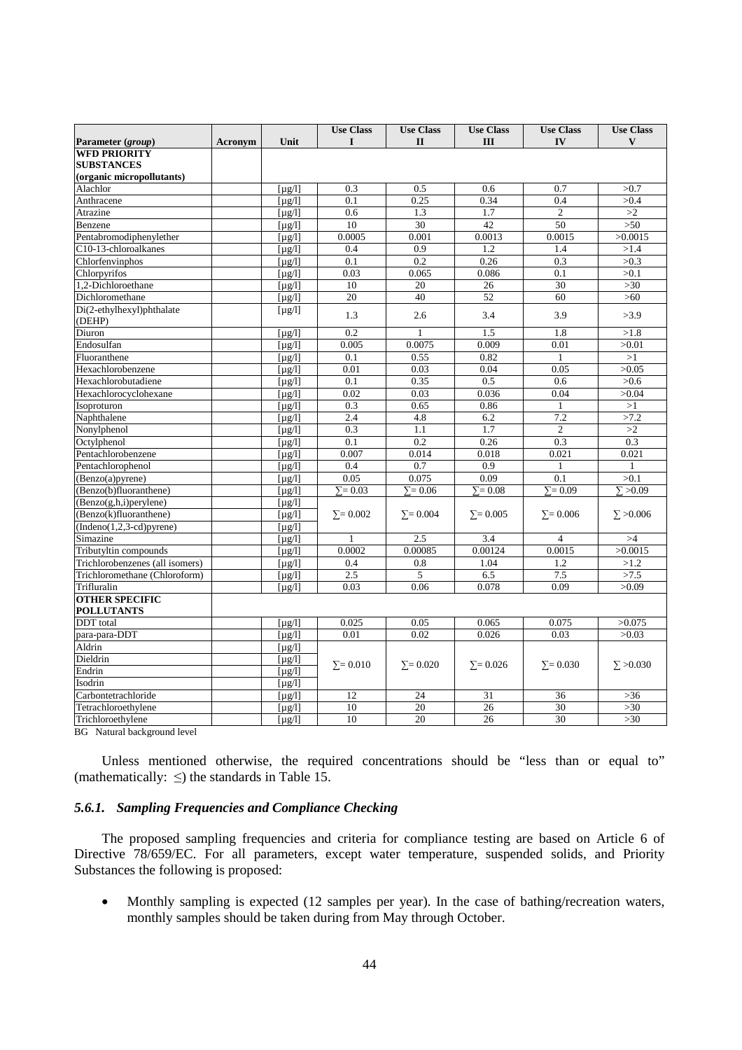| Parameter (*group*) | Acronym | Unit | Use Class I | Use Class II | Use Class III | Use Class IV | Use Class V |
|---|---|---|---|---|---|---|---|
| **WFD PRIORITY SUBSTANCES (organic micropollutants)** | | | | | | | |
| Alachlor | | [µg/l] | 0.3 | 0.5 | 0.6 | 0.7 | >0.7 |
| Anthracene | | [µg/l] | 0.1 | 0.25 | 0.34 | 0.4 | >0.4 |
| Atrazine | | [µg/l] | 0.6 | 1.3 | 1.7 | 2 | >2 |
| Benzene | | [µg/l] | 10 | 30 | 42 | 50 | >50 |
| Pentabromodiphenylether | | [µg/l] | 0.0005 | 0.001 | 0.0013 | 0.0015 | >0.0015 |
| C10-13-chloroalkanes | | [µg/l] | 0.4 | 0.9 | 1.2 | 1.4 | >1.4 |
| Chlorfenvinphos | | [µg/l] | 0.1 | 0.2 | 0.26 | 0.3 | >0.3 |
| Chlorpyrifos | | [µg/l] | 0.03 | 0.065 | 0.086 | 0.1 | >0.1 |
| 1,2-Dichloroethane | | [µg/l] | 10 | 20 | 26 | 30 | >30 |
| Dichloromethane | | [µg/l] | 20 | 40 | 52 | 60 | >60 |
| Di(2-ethylhexyl)phthalate (DEHP) | | [µg/l] | 1.3 | 2.6 | 3.4 | 3.9 | >3.9 |
| Diuron | | [µg/l] | 0.2 | 1 | 1.5 | 1.8 | >1.8 |
| Endosulfan | | [µg/l] | 0.005 | 0.0075 | 0.009 | 0.01 | >0.01 |
| Fluoranthene | | [µg/l] | 0.1 | 0.55 | 0.82 | 1 | >1 |
| Hexachlorobenzene | | [µg/l] | 0.01 | 0.03 | 0.04 | 0.05 | >0.05 |
| Hexachlorobutadiene | | [µg/l] | 0.1 | 0.35 | 0.5 | 0.6 | >0.6 |
| Hexachlorocyclohexane | | [µg/l] | 0.02 | 0.03 | 0.036 | 0.04 | >0.04 |
| Isoproturon | | [µg/l] | 0.3 | 0.65 | 0.86 | 1 | >1 |
| Naphthalene | | [µg/l] | 2.4 | 4.8 | 6.2 | 7.2 | >7.2 |
| Nonylphenol | | [µg/l] | 0.3 | 1.1 | 1.7 | 2 | >2 |
| Octylphenol | | [µg/l] | 0.1 | 0.2 | 0.26 | 0.3 | 0.3 |
| Pentachlorobenzene | | [µg/l] | 0.007 | 0.014 | 0.018 | 0.021 | 0.021 |
| Pentachlorophenol | | [µg/l] | 0.4 | 0.7 | 0.9 | 1 | 1 |
| (Benzo(a)pyrene) | | [µg/l] | 0.05 | 0.075 | 0.09 | 0.1 | >0.1 |
| (Benzo(b)fluoranthene) | | [µg/l] | ∑= 0.03 | ∑= 0.06 | ∑= 0.08 | ∑= 0.09 | ∑ >0.09 |
| (Benzo(g,h,i)perylene) | | [µg/l] | ∑= 0.002 | ∑= 0.004 | ∑= 0.005 | ∑= 0.006 | ∑ >0.006 |
| (Benzo(k)fluoranthene) | | [µg/l] | | | | | |
| (Indeno(1,2,3-cd)pyrene) | | [µg/l] | | | | | |
| Simazine | | [µg/l] | 1 | 2.5 | 3.4 | 4 | >4 |
| Tributyltin compounds | | [µg/l] | 0.0002 | 0.00085 | 0.00124 | 0.0015 | >0.0015 |
| Trichlorobenzenes (all isomers) | | [µg/l] | 0.4 | 0.8 | 1.04 | 1.2 | >1.2 |
| Trichloromethane (Chloroform) | | [µg/l] | 2.5 | 5 | 6.5 | 7.5 | >7.5 |
| Trifluralin | | [µg/l] | 0.03 | 0.06 | 0.078 | 0.09 | >0.09 |
| **OTHER SPECIFIC POLLUTANTS** | | | | | | | |
| DDT total | | [µg/l] | 0.025 | 0.05 | 0.065 | 0.075 | >0.075 |
| para-para-DDT | | [µg/l] | 0.01 | 0.02 | 0.026 | 0.03 | >0.03 |
| Aldrin | | [µg/l] | ∑= 0.010 | ∑= 0.020 | ∑= 0.026 | ∑= 0.030 | ∑ >0.030 |
| Dieldrin | | [µg/l] | | | | | |
| Endrin | | [µg/l] | | | | | |
| Isodrin | | [µg/l] | | | | | |
| Carbontetrachloride | | [µg/l] | 12 | 24 | 31 | 36 | >36 |
| Tetrachloroethylene | | [µg/l] | 10 | 20 | 26 | 30 | >30 |
| Trichloroethylene | | [µg/l] | 10 | 20 | 26 | 30 | >30 |

BG Natural background level

Unless mentioned otherwise, the required concentrations should be "less than or equal to" (mathematically: $\leq$) the standards in Table 15.

### *5.6.1. Sampling Frequencies and Compliance Checking*

The proposed sampling frequencies and criteria for compliance testing are based on Article 6 of Directive 78/659/EC. For all parameters, except water temperature, suspended solids, and Priority Substances the following is proposed:

- Monthly sampling is expected (12 samples per year). In the case of bathing/recreation waters, monthly samples should be taken during from May through October.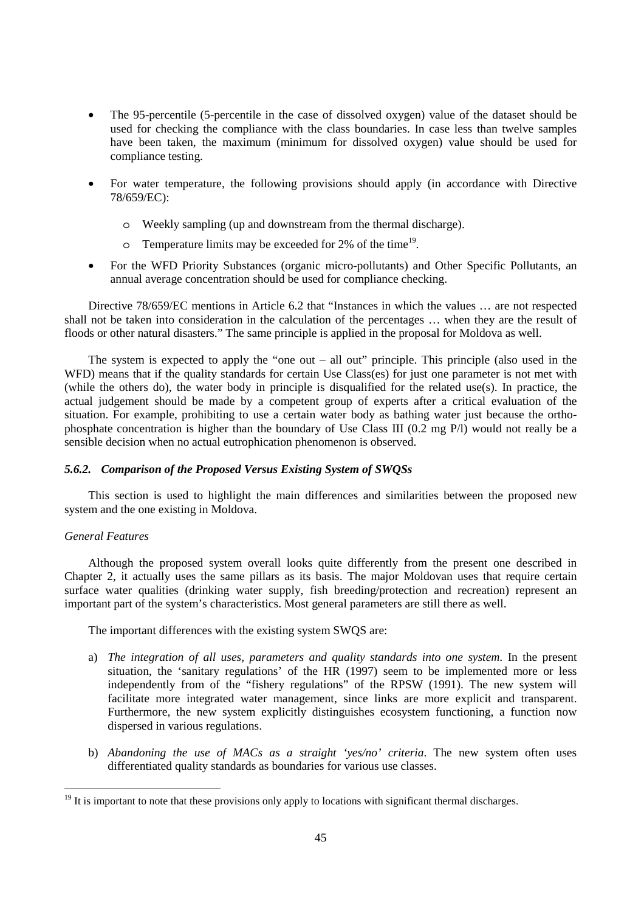- The 95-percentile (5-percentile in the case of dissolved oxygen) value of the dataset should be used for checking the compliance with the class boundaries. In case less than twelve samples have been taken, the maximum (minimum for dissolved oxygen) value should be used for compliance testing.

- For water temperature, the following provisions should apply (in accordance with Directive 78/659/EC):

  - Weekly sampling (up and downstream from the thermal discharge).
  - Temperature limits may be exceeded for 2% of the time[19].

- For the WFD Priority Substances (organic micro-pollutants) and Other Specific Pollutants, an annual average concentration should be used for compliance checking.

Directive 78/659/EC mentions in Article 6.2 that "Instances in which the values … are not respected shall not be taken into consideration in the calculation of the percentages … when they are the result of floods or other natural disasters." The same principle is applied in the proposal for Moldova as well.

The system is expected to apply the "one out – all out" principle. This principle (also used in the WFD) means that if the quality standards for certain Use Class(es) for just one parameter is not met with (while the others do), the water body in principle is disqualified for the related use(s). In practice, the actual judgement should be made by a competent group of experts after a critical evaluation of the situation. For example, prohibiting to use a certain water body as bathing water just because the ortho-phosphate concentration is higher than the boundary of Use Class III (0.2 mg P/l) would not really be a sensible decision when no actual eutrophication phenomenon is observed.

### *5.6.2. Comparison of the Proposed Versus Existing System of SWQSs*

This section is used to highlight the main differences and similarities between the proposed new system and the one existing in Moldova.

*General Features*

Although the proposed system overall looks quite differently from the present one described in Chapter 2, it actually uses the same pillars as its basis. The major Moldovan uses that require certain surface water qualities (drinking water supply, fish breeding/protection and recreation) represent an important part of the system's characteristics. Most general parameters are still there as well.

The important differences with the existing system SWQS are:

a) *The integration of all uses, parameters and quality standards into one system*. In the present situation, the 'sanitary regulations' of the HR (1997) seem to be implemented more or less independently from of the "fishery regulations" of the RPSW (1991). The new system will facilitate more integrated water management, since links are more explicit and transparent. Furthermore, the new system explicitly distinguishes ecosystem functioning, a function now dispersed in various regulations.

b) *Abandoning the use of MACs as a straight 'yes/no' criteria*. The new system often uses differentiated quality standards as boundaries for various use classes.

[19] It is important to note that these provisions only apply to locations with significant thermal discharges.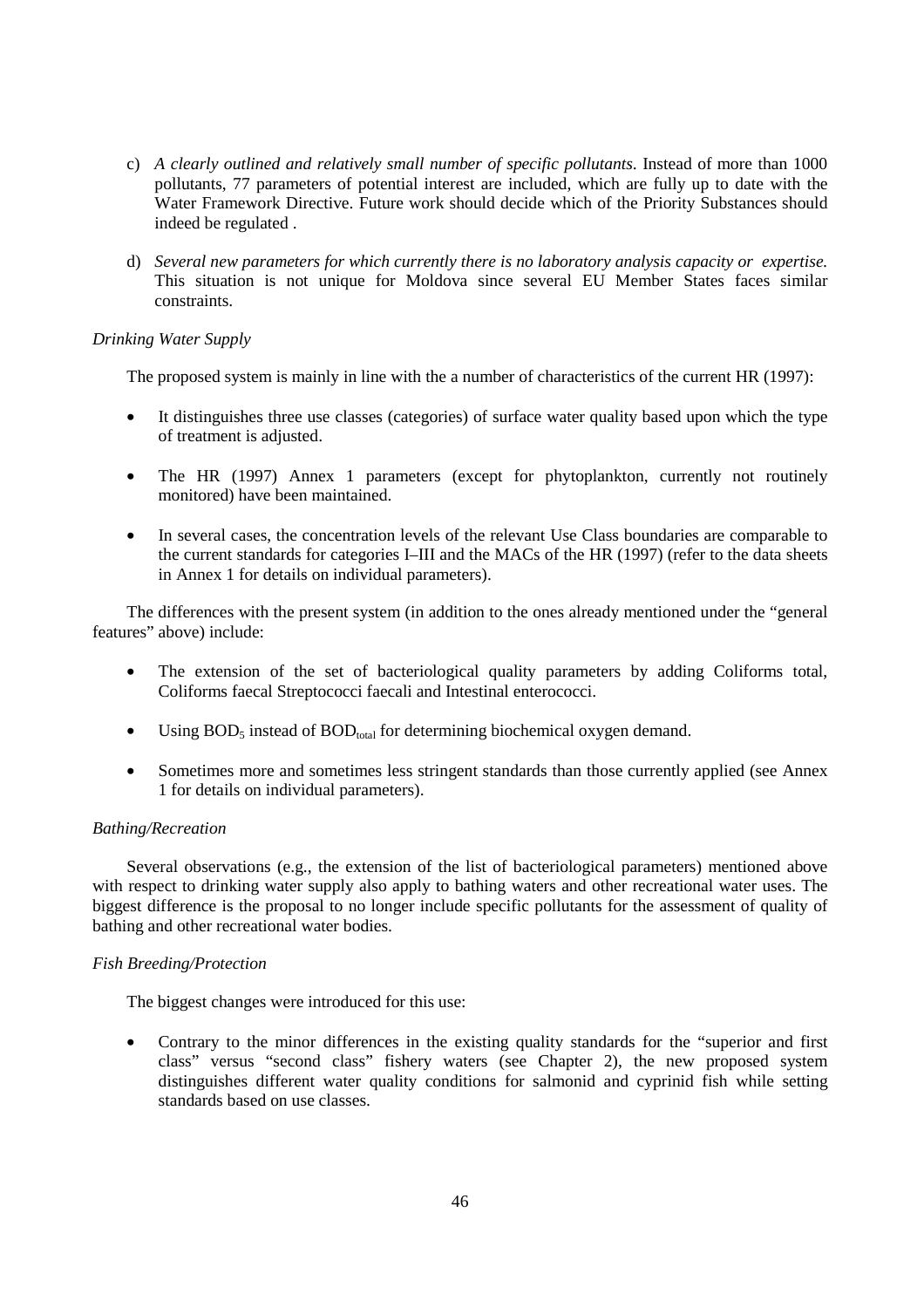c) *A clearly outlined and relatively small number of specific pollutants*. Instead of more than 1000 pollutants, 77 parameters of potential interest are included, which are fully up to date with the Water Framework Directive. Future work should decide which of the Priority Substances should indeed be regulated .

d) *Several new parameters for which currently there is no laboratory analysis capacity or expertise.* This situation is not unique for Moldova since several EU Member States faces similar constraints.

*Drinking Water Supply*

The proposed system is mainly in line with the a number of characteristics of the current HR (1997):

- It distinguishes three use classes (categories) of surface water quality based upon which the type of treatment is adjusted.
- The HR (1997) Annex 1 parameters (except for phytoplankton, currently not routinely monitored) have been maintained.
- In several cases, the concentration levels of the relevant Use Class boundaries are comparable to the current standards for categories I–III and the MACs of the HR (1997) (refer to the data sheets in Annex 1 for details on individual parameters).

The differences with the present system (in addition to the ones already mentioned under the "general features" above) include:

- The extension of the set of bacteriological quality parameters by adding Coliforms total, Coliforms faecal Streptococci faecali and Intestinal enterococci.
- Using $BOD_5$ instead of $BOD_{total}$ for determining biochemical oxygen demand.
- Sometimes more and sometimes less stringent standards than those currently applied (see Annex 1 for details on individual parameters).

*Bathing/Recreation*

Several observations (e.g., the extension of the list of bacteriological parameters) mentioned above with respect to drinking water supply also apply to bathing waters and other recreational water uses. The biggest difference is the proposal to no longer include specific pollutants for the assessment of quality of bathing and other recreational water bodies.

*Fish Breeding/Protection*

The biggest changes were introduced for this use:

- Contrary to the minor differences in the existing quality standards for the "superior and first class" versus "second class" fishery waters (see Chapter 2), the new proposed system distinguishes different water quality conditions for salmonid and cyprinid fish while setting standards based on use classes.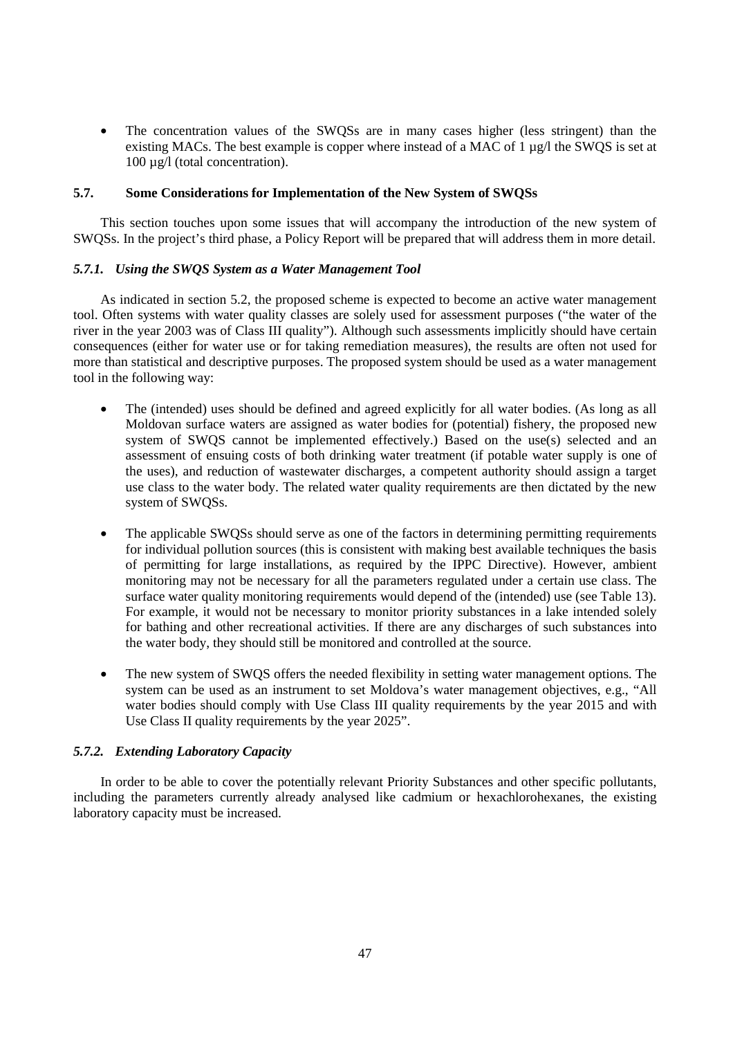- The concentration values of the SWQSs are in many cases higher (less stringent) than the existing MACs. The best example is copper where instead of a MAC of 1 µg/l the SWQS is set at 100 µg/l (total concentration).

## 5.7. Some Considerations for Implementation of the New System of SWQSs

This section touches upon some issues that will accompany the introduction of the new system of SWQSs. In the project's third phase, a Policy Report will be prepared that will address them in more detail.

### *5.7.1. Using the SWQS System as a Water Management Tool*

As indicated in section 5.2, the proposed scheme is expected to become an active water management tool. Often systems with water quality classes are solely used for assessment purposes ("the water of the river in the year 2003 was of Class III quality"). Although such assessments implicitly should have certain consequences (either for water use or for taking remediation measures), the results are often not used for more than statistical and descriptive purposes. The proposed system should be used as a water management tool in the following way:

- The (intended) uses should be defined and agreed explicitly for all water bodies. (As long as all Moldovan surface waters are assigned as water bodies for (potential) fishery, the proposed new system of SWQS cannot be implemented effectively.) Based on the use(s) selected and an assessment of ensuing costs of both drinking water treatment (if potable water supply is one of the uses), and reduction of wastewater discharges, a competent authority should assign a target use class to the water body. The related water quality requirements are then dictated by the new system of SWQSs.

- The applicable SWQSs should serve as one of the factors in determining permitting requirements for individual pollution sources (this is consistent with making best available techniques the basis of permitting for large installations, as required by the IPPC Directive). However, ambient monitoring may not be necessary for all the parameters regulated under a certain use class. The surface water quality monitoring requirements would depend of the (intended) use (see Table 13). For example, it would not be necessary to monitor priority substances in a lake intended solely for bathing and other recreational activities. If there are any discharges of such substances into the water body, they should still be monitored and controlled at the source.

- The new system of SWQS offers the needed flexibility in setting water management options. The system can be used as an instrument to set Moldova's water management objectives, e.g., "All water bodies should comply with Use Class III quality requirements by the year 2015 and with Use Class II quality requirements by the year 2025".

### *5.7.2. Extending Laboratory Capacity*

In order to be able to cover the potentially relevant Priority Substances and other specific pollutants, including the parameters currently already analysed like cadmium or hexachlorohexanes, the existing laboratory capacity must be increased.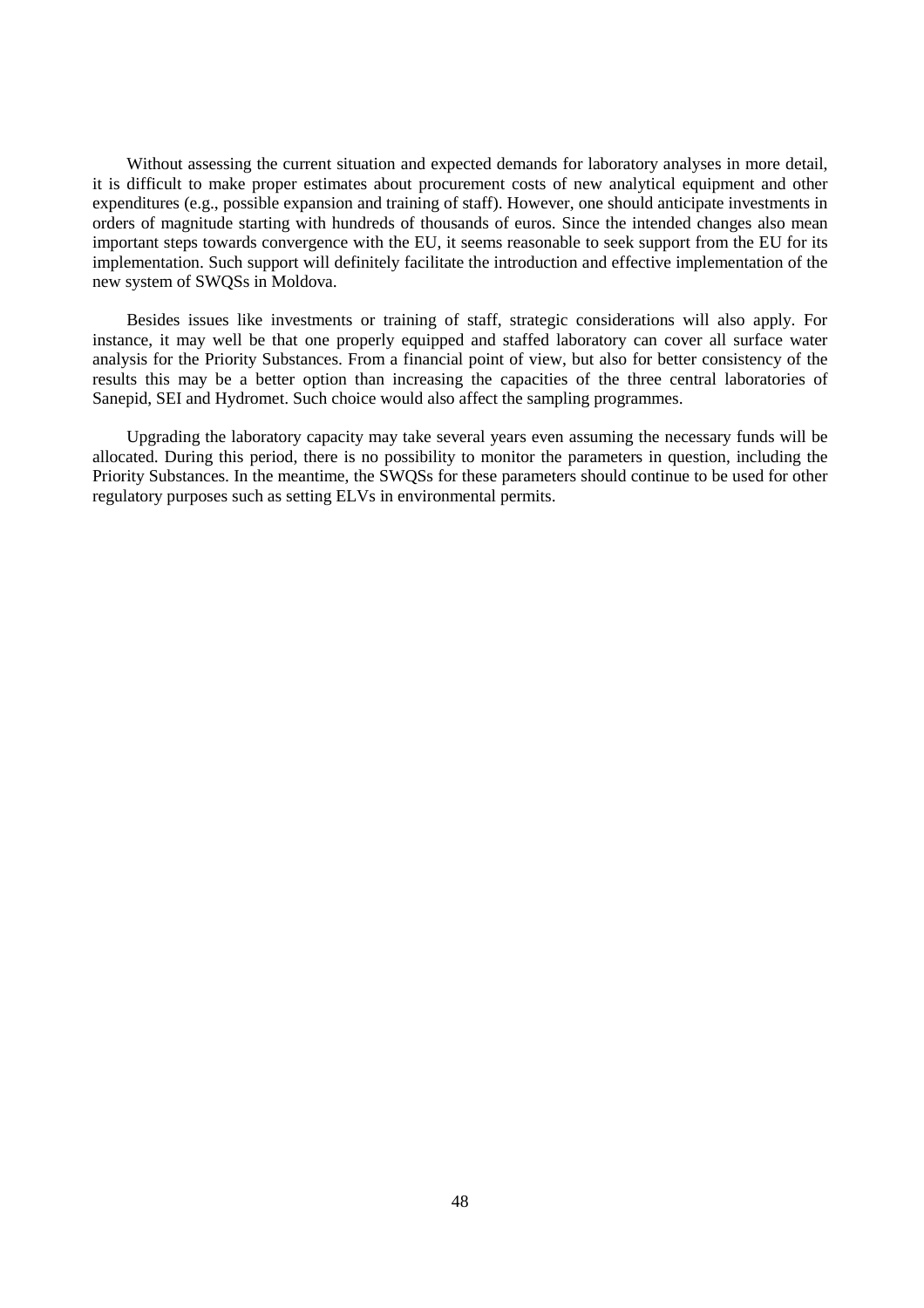Without assessing the current situation and expected demands for laboratory analyses in more detail, it is difficult to make proper estimates about procurement costs of new analytical equipment and other expenditures (e.g., possible expansion and training of staff). However, one should anticipate investments in orders of magnitude starting with hundreds of thousands of euros. Since the intended changes also mean important steps towards convergence with the EU, it seems reasonable to seek support from the EU for its implementation. Such support will definitely facilitate the introduction and effective implementation of the new system of SWQSs in Moldova.

Besides issues like investments or training of staff, strategic considerations will also apply. For instance, it may well be that one properly equipped and staffed laboratory can cover all surface water analysis for the Priority Substances. From a financial point of view, but also for better consistency of the results this may be a better option than increasing the capacities of the three central laboratories of Sanepid, SEI and Hydromet. Such choice would also affect the sampling programmes.

Upgrading the laboratory capacity may take several years even assuming the necessary funds will be allocated. During this period, there is no possibility to monitor the parameters in question, including the Priority Substances. In the meantime, the SWQSs for these parameters should continue to be used for other regulatory purposes such as setting ELVs in environmental permits.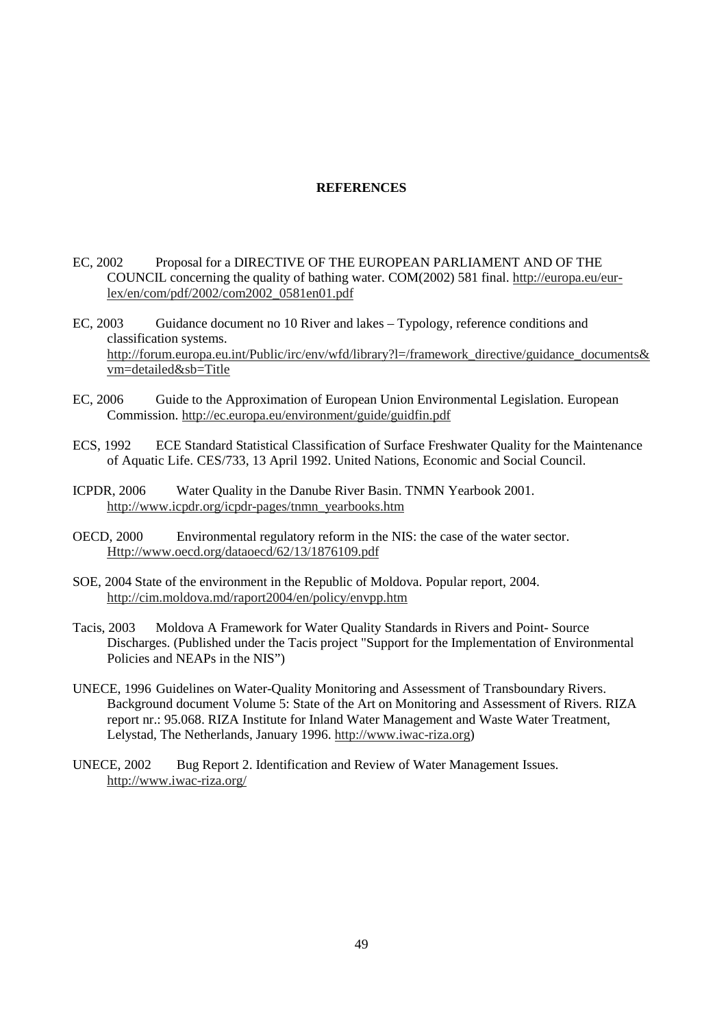## REFERENCES

EC, 2002 Proposal for a DIRECTIVE OF THE EUROPEAN PARLIAMENT AND OF THE COUNCIL concerning the quality of bathing water. COM(2002) 581 final. http://europa.eu/eur-lex/en/com/pdf/2002/com2002_0581en01.pdf

EC, 2003 Guidance document no 10 River and lakes – Typology, reference conditions and classification systems. http://forum.europa.eu.int/Public/irc/env/wfd/library?l=/framework_directive/guidance_documents&vm=detailed&sb=Title

EC, 2006 Guide to the Approximation of European Union Environmental Legislation. European Commission. http://ec.europa.eu/environment/guide/guidfin.pdf

ECS, 1992 ECE Standard Statistical Classification of Surface Freshwater Quality for the Maintenance of Aquatic Life. CES/733, 13 April 1992. United Nations, Economic and Social Council.

ICPDR, 2006 Water Quality in the Danube River Basin. TNMN Yearbook 2001. http://www.icpdr.org/icpdr-pages/tnmn_yearbooks.htm

OECD, 2000 Environmental regulatory reform in the NIS: the case of the water sector. Http://www.oecd.org/dataoecd/62/13/1876109.pdf

SOE, 2004 State of the environment in the Republic of Moldova. Popular report, 2004. http://cim.moldova.md/raport2004/en/policy/envpp.htm

Tacis, 2003 Moldova A Framework for Water Quality Standards in Rivers and Point- Source Discharges. (Published under the Tacis project "Support for the Implementation of Environmental Policies and NEAPs in the NIS")

UNECE, 1996 Guidelines on Water-Quality Monitoring and Assessment of Transboundary Rivers. Background document Volume 5: State of the Art on Monitoring and Assessment of Rivers. RIZA report nr.: 95.068. RIZA Institute for Inland Water Management and Waste Water Treatment, Lelystad, The Netherlands, January 1996. http://www.iwac-riza.org)

UNECE, 2002 Bug Report 2. Identification and Review of Water Management Issues. http://www.iwac-riza.org/